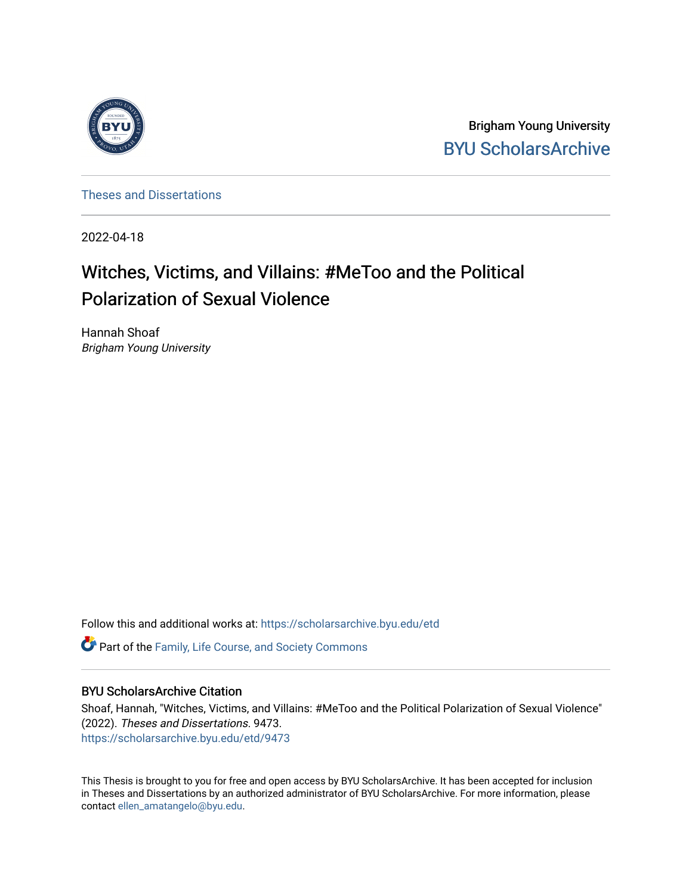Brigham Young University

BYU ScholarsArchive

Theses and Dissertations

2022-04-18

# Witches, Victims, and Villains: #MeToo and the Political Polarization of Sexual Violence

Hannah Shoaf
*Brigham Young University*

Follow this and additional works at: https://scholarsarchive.byu.edu/etd

Part of the Family, Life Course, and Society Commons

## BYU ScholarsArchive Citation

Shoaf, Hannah, "Witches, Victims, and Villains: #MeToo and the Political Polarization of Sexual Violence" (2022). *Theses and Dissertations*. 9473.
https://scholarsarchive.byu.edu/etd/9473

This Thesis is brought to you for free and open access by BYU ScholarsArchive. It has been accepted for inclusion in Theses and Dissertations by an authorized administrator of BYU ScholarsArchive. For more information, please contact ellen_amatangelo@byu.edu.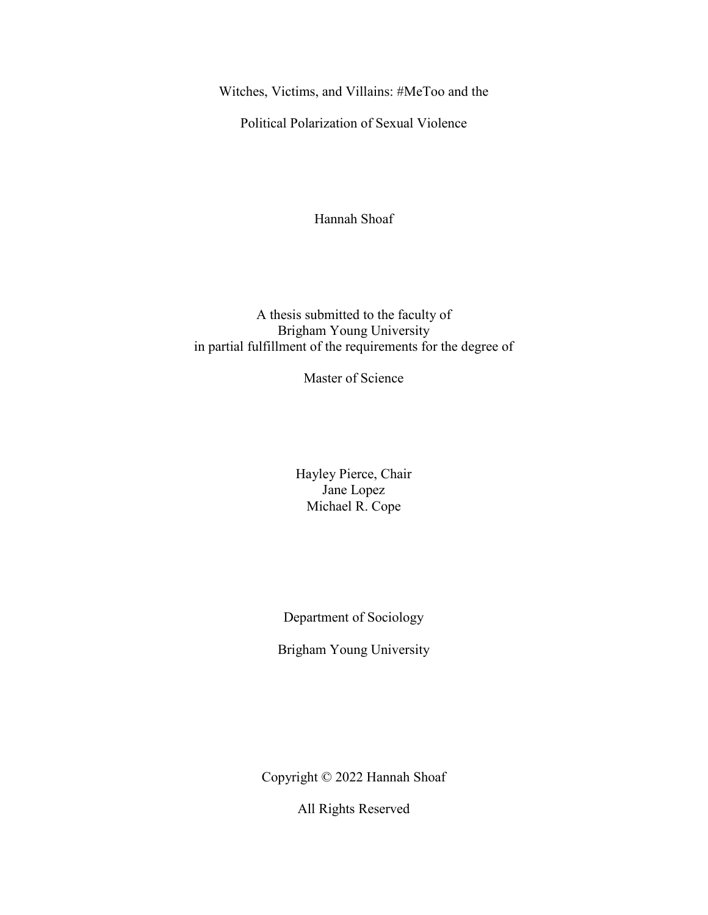Witches, Victims, and Villains: #MeToo and the

Political Polarization of Sexual Violence

Hannah Shoaf

A thesis submitted to the faculty of
Brigham Young University
in partial fulfillment of the requirements for the degree of

Master of Science

Hayley Pierce, Chair
Jane Lopez
Michael R. Cope

Department of Sociology

Brigham Young University

Copyright © 2022 Hannah Shoaf

All Rights Reserved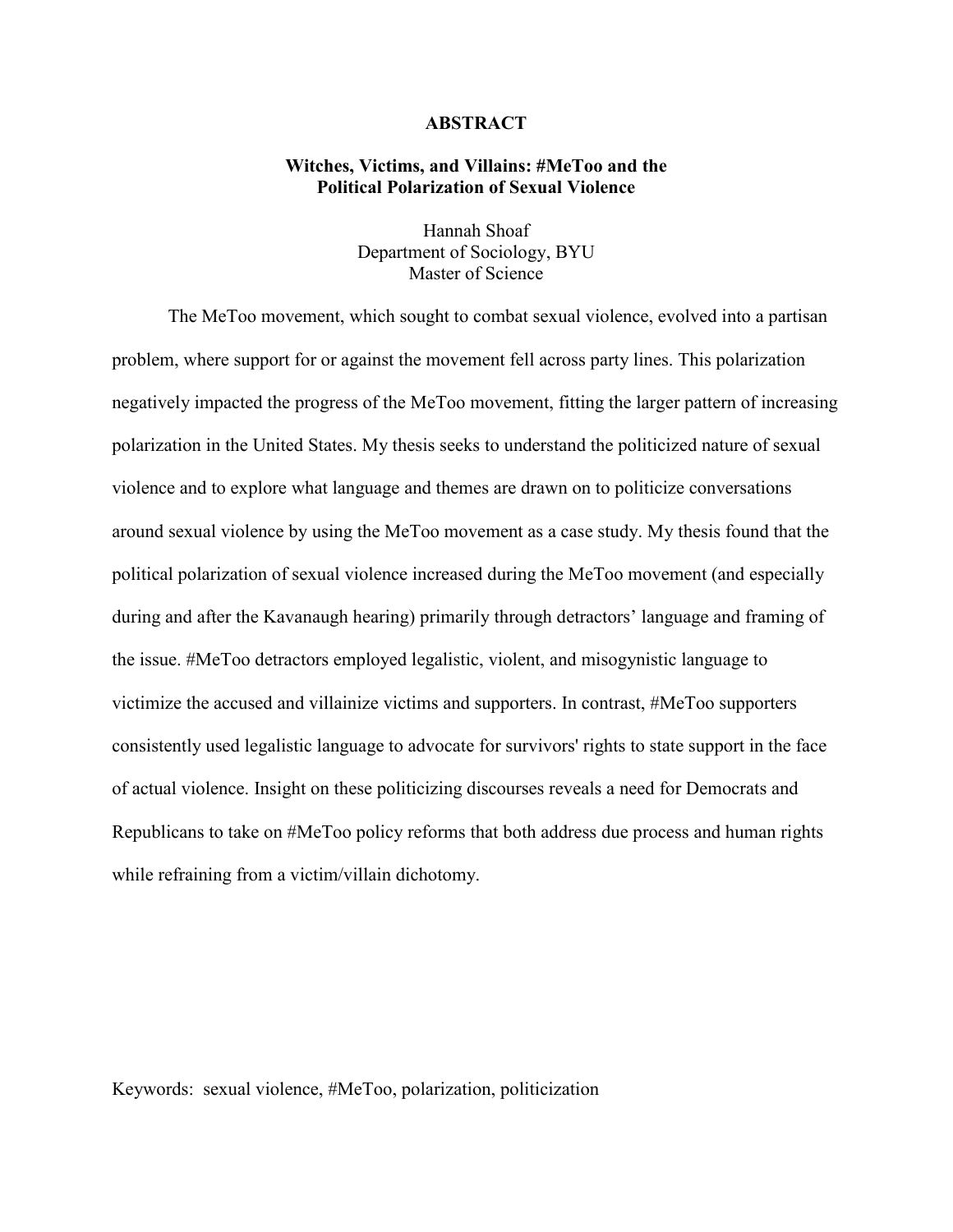# ABSTRACT

## Witches, Victims, and Villains: #MeToo and the Political Polarization of Sexual Violence

Hannah Shoaf
Department of Sociology, BYU
Master of Science

The MeToo movement, which sought to combat sexual violence, evolved into a partisan problem, where support for or against the movement fell across party lines. This polarization negatively impacted the progress of the MeToo movement, fitting the larger pattern of increasing polarization in the United States. My thesis seeks to understand the politicized nature of sexual violence and to explore what language and themes are drawn on to politicize conversations around sexual violence by using the MeToo movement as a case study. My thesis found that the political polarization of sexual violence increased during the MeToo movement (and especially during and after the Kavanaugh hearing) primarily through detractors' language and framing of the issue. #MeToo detractors employed legalistic, violent, and misogynistic language to victimize the accused and villainize victims and supporters. In contrast, #MeToo supporters consistently used legalistic language to advocate for survivors' rights to state support in the face of actual violence. Insight on these politicizing discourses reveals a need for Democrats and Republicans to take on #MeToo policy reforms that both address due process and human rights while refraining from a victim/villain dichotomy.

Keywords: sexual violence, #MeToo, polarization, politicization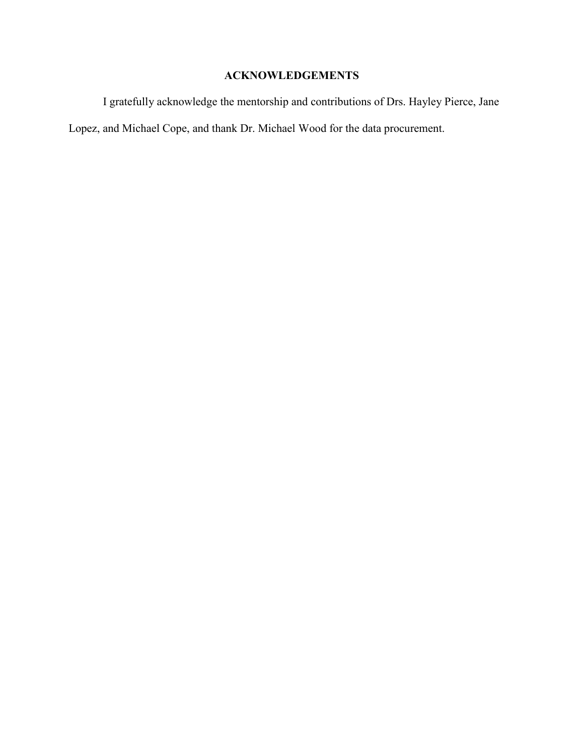## ACKNOWLEDGEMENTS

I gratefully acknowledge the mentorship and contributions of Drs. Hayley Pierce, Jane Lopez, and Michael Cope, and thank Dr. Michael Wood for the data procurement.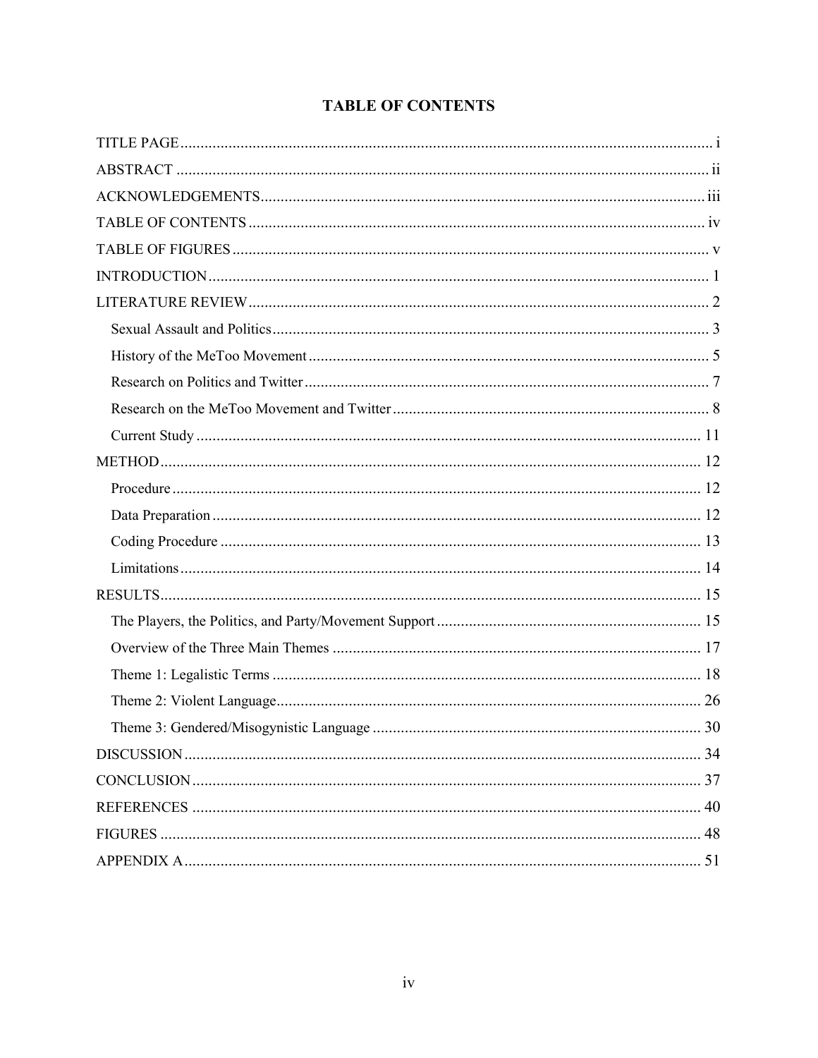# TABLE OF CONTENTS

TITLE PAGE ..... i

ABSTRACT ..... ii

ACKNOWLEDGEMENTS ..... iii

TABLE OF CONTENTS ..... iv

TABLE OF FIGURES ..... v

INTRODUCTION ..... 1

LITERATURE REVIEW ..... 2

- Sexual Assault and Politics ..... 3
- History of the MeToo Movement ..... 5
- Research on Politics and Twitter ..... 7
- Research on the MeToo Movement and Twitter ..... 8
- Current Study ..... 11

METHOD ..... 12

- Procedure ..... 12
- Data Preparation ..... 12
- Coding Procedure ..... 13
- Limitations ..... 14

RESULTS ..... 15

- The Players, the Politics, and Party/Movement Support ..... 15
- Overview of the Three Main Themes ..... 17
- Theme 1: Legalistic Terms ..... 18
- Theme 2: Violent Language ..... 26
- Theme 3: Gendered/Misogynistic Language ..... 30

DISCUSSION ..... 34

CONCLUSION ..... 37

REFERENCES ..... 40

FIGURES ..... 48

APPENDIX A ..... 51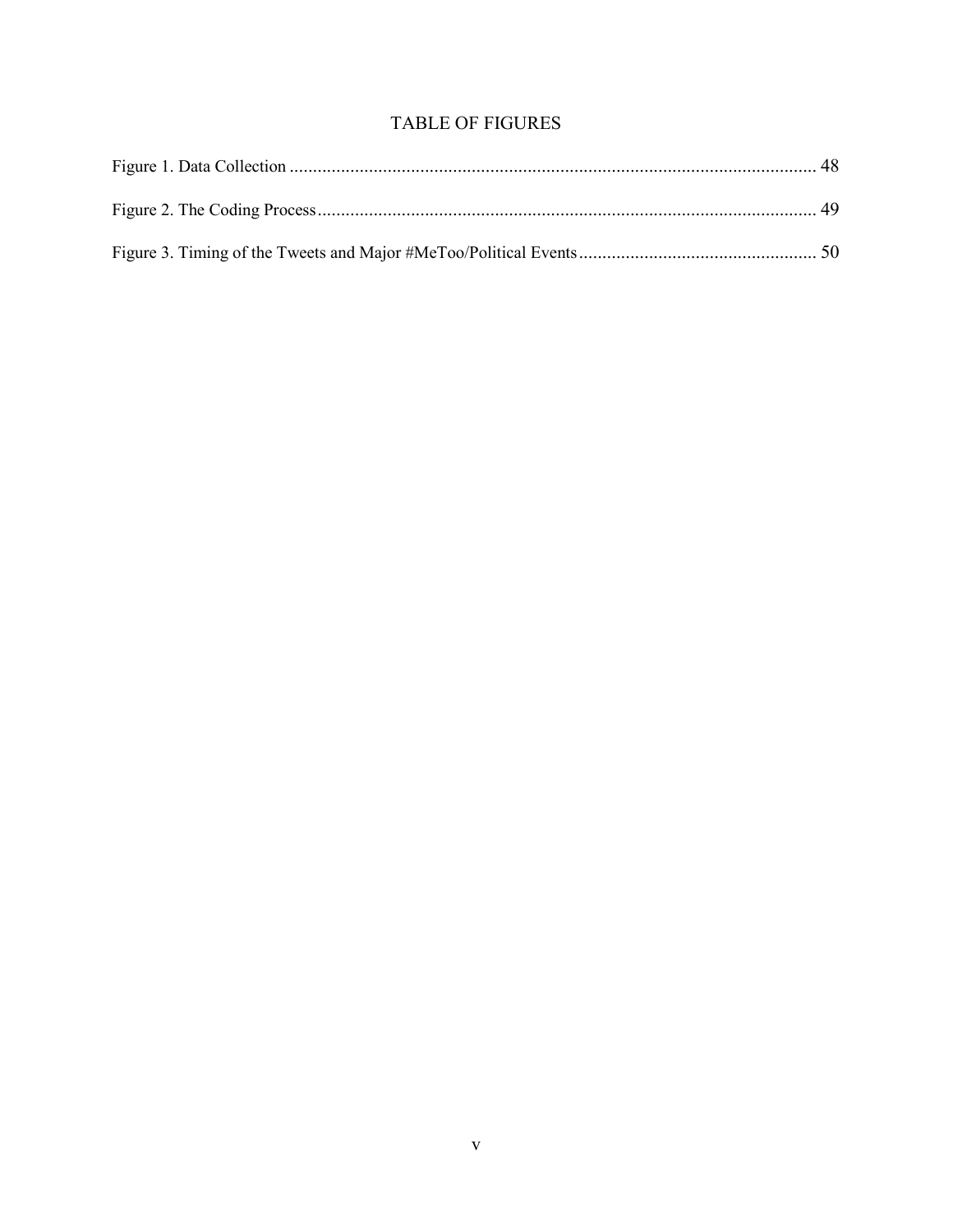# TABLE OF FIGURES

Figure 1. Data Collection ........................................................................................................ 48

Figure 2. The Coding Process.................................................................................................. 49

Figure 3. Timing of the Tweets and Major #MeToo/Political Events ..................................................... 50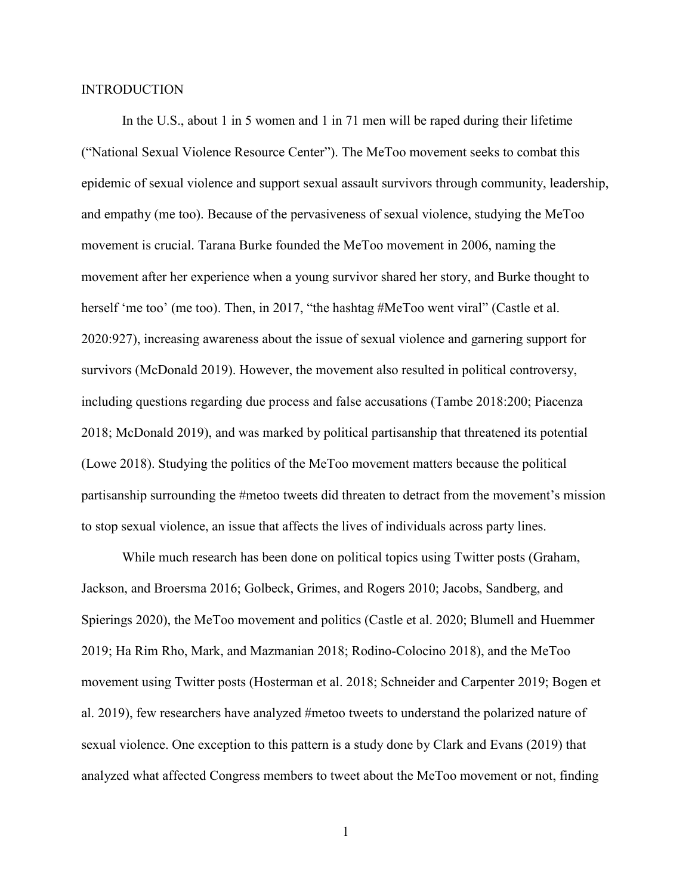# INTRODUCTION

In the U.S., about 1 in 5 women and 1 in 71 men will be raped during their lifetime ("National Sexual Violence Resource Center"). The MeToo movement seeks to combat this epidemic of sexual violence and support sexual assault survivors through community, leadership, and empathy (me too). Because of the pervasiveness of sexual violence, studying the MeToo movement is crucial. Tarana Burke founded the MeToo movement in 2006, naming the movement after her experience when a young survivor shared her story, and Burke thought to herself 'me too' (me too). Then, in 2017, "the hashtag #MeToo went viral" (Castle et al. 2020:927), increasing awareness about the issue of sexual violence and garnering support for survivors (McDonald 2019). However, the movement also resulted in political controversy, including questions regarding due process and false accusations (Tambe 2018:200; Piacenza 2018; McDonald 2019), and was marked by political partisanship that threatened its potential (Lowe 2018). Studying the politics of the MeToo movement matters because the political partisanship surrounding the #metoo tweets did threaten to detract from the movement's mission to stop sexual violence, an issue that affects the lives of individuals across party lines.

While much research has been done on political topics using Twitter posts (Graham, Jackson, and Broersma 2016; Golbeck, Grimes, and Rogers 2010; Jacobs, Sandberg, and Spierings 2020), the MeToo movement and politics (Castle et al. 2020; Blumell and Huemmer 2019; Ha Rim Rho, Mark, and Mazmanian 2018; Rodino-Colocino 2018), and the MeToo movement using Twitter posts (Hosterman et al. 2018; Schneider and Carpenter 2019; Bogen et al. 2019), few researchers have analyzed #metoo tweets to understand the polarized nature of sexual violence. One exception to this pattern is a study done by Clark and Evans (2019) that analyzed what affected Congress members to tweet about the MeToo movement or not, finding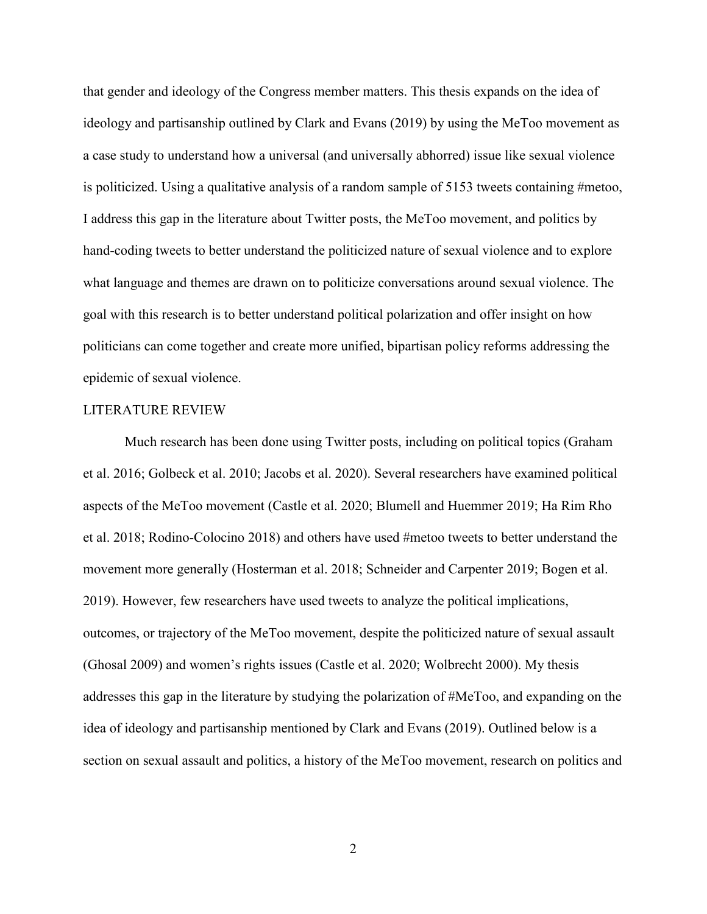that gender and ideology of the Congress member matters. This thesis expands on the idea of ideology and partisanship outlined by Clark and Evans (2019) by using the MeToo movement as a case study to understand how a universal (and universally abhorred) issue like sexual violence is politicized. Using a qualitative analysis of a random sample of 5153 tweets containing #metoo, I address this gap in the literature about Twitter posts, the MeToo movement, and politics by hand-coding tweets to better understand the politicized nature of sexual violence and to explore what language and themes are drawn on to politicize conversations around sexual violence. The goal with this research is to better understand political polarization and offer insight on how politicians can come together and create more unified, bipartisan policy reforms addressing the epidemic of sexual violence.

## LITERATURE REVIEW

Much research has been done using Twitter posts, including on political topics (Graham et al. 2016; Golbeck et al. 2010; Jacobs et al. 2020). Several researchers have examined political aspects of the MeToo movement (Castle et al. 2020; Blumell and Huemmer 2019; Ha Rim Rho et al. 2018; Rodino-Colocino 2018) and others have used #metoo tweets to better understand the movement more generally (Hosterman et al. 2018; Schneider and Carpenter 2019; Bogen et al. 2019). However, few researchers have used tweets to analyze the political implications, outcomes, or trajectory of the MeToo movement, despite the politicized nature of sexual assault (Ghosal 2009) and women's rights issues (Castle et al. 2020; Wolbrecht 2000). My thesis addresses this gap in the literature by studying the polarization of #MeToo, and expanding on the idea of ideology and partisanship mentioned by Clark and Evans (2019). Outlined below is a section on sexual assault and politics, a history of the MeToo movement, research on politics and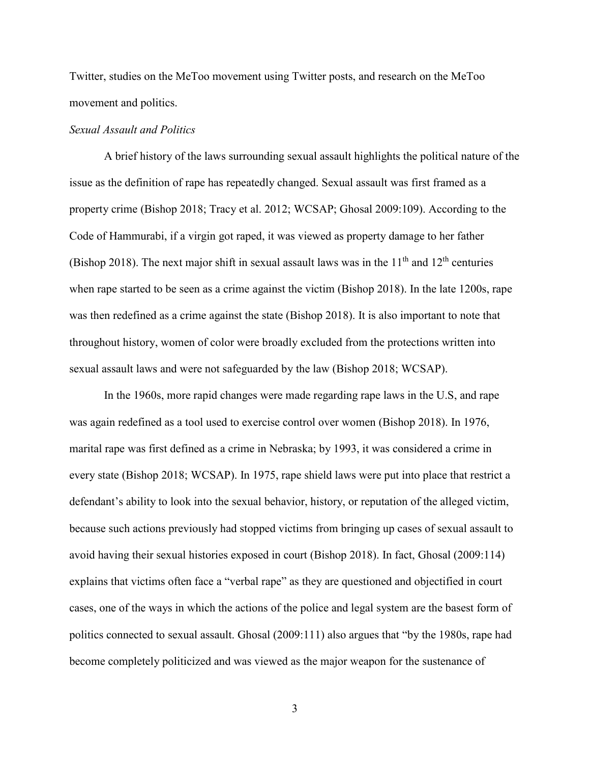Twitter, studies on the MeToo movement using Twitter posts, and research on the MeToo movement and politics.

### *Sexual Assault and Politics*

A brief history of the laws surrounding sexual assault highlights the political nature of the issue as the definition of rape has repeatedly changed. Sexual assault was first framed as a property crime (Bishop 2018; Tracy et al. 2012; WCSAP; Ghosal 2009:109). According to the Code of Hammurabi, if a virgin got raped, it was viewed as property damage to her father (Bishop 2018). The next major shift in sexual assault laws was in the 11th and 12th centuries when rape started to be seen as a crime against the victim (Bishop 2018). In the late 1200s, rape was then redefined as a crime against the state (Bishop 2018). It is also important to note that throughout history, women of color were broadly excluded from the protections written into sexual assault laws and were not safeguarded by the law (Bishop 2018; WCSAP).

In the 1960s, more rapid changes were made regarding rape laws in the U.S, and rape was again redefined as a tool used to exercise control over women (Bishop 2018). In 1976, marital rape was first defined as a crime in Nebraska; by 1993, it was considered a crime in every state (Bishop 2018; WCSAP). In 1975, rape shield laws were put into place that restrict a defendant's ability to look into the sexual behavior, history, or reputation of the alleged victim, because such actions previously had stopped victims from bringing up cases of sexual assault to avoid having their sexual histories exposed in court (Bishop 2018). In fact, Ghosal (2009:114) explains that victims often face a "verbal rape" as they are questioned and objectified in court cases, one of the ways in which the actions of the police and legal system are the basest form of politics connected to sexual assault. Ghosal (2009:111) also argues that "by the 1980s, rape had become completely politicized and was viewed as the major weapon for the sustenance of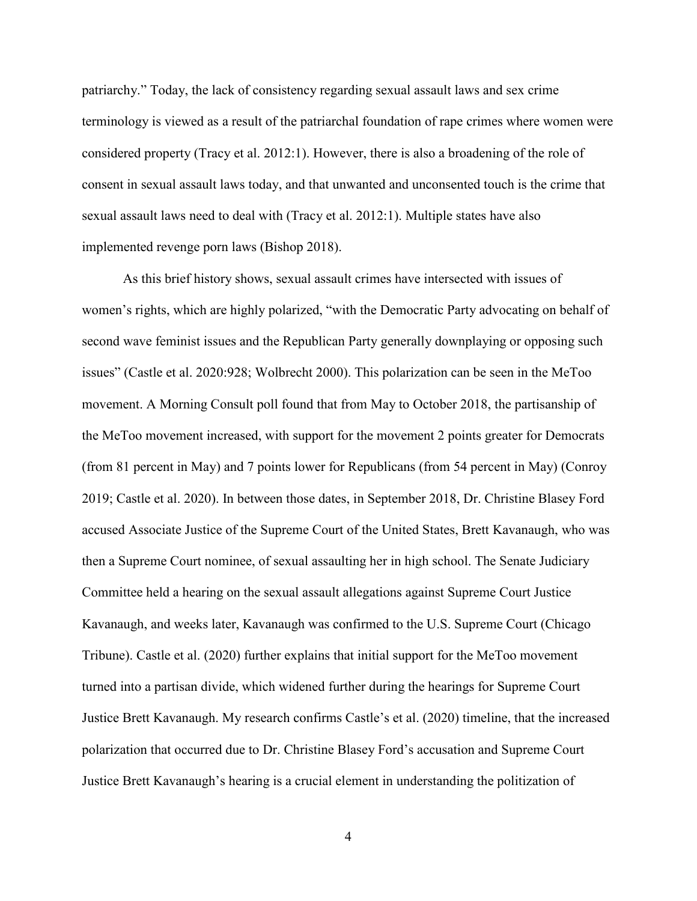patriarchy." Today, the lack of consistency regarding sexual assault laws and sex crime terminology is viewed as a result of the patriarchal foundation of rape crimes where women were considered property (Tracy et al. 2012:1). However, there is also a broadening of the role of consent in sexual assault laws today, and that unwanted and unconsented touch is the crime that sexual assault laws need to deal with (Tracy et al. 2012:1). Multiple states have also implemented revenge porn laws (Bishop 2018).

As this brief history shows, sexual assault crimes have intersected with issues of women's rights, which are highly polarized, "with the Democratic Party advocating on behalf of second wave feminist issues and the Republican Party generally downplaying or opposing such issues" (Castle et al. 2020:928; Wolbrecht 2000). This polarization can be seen in the MeToo movement. A Morning Consult poll found that from May to October 2018, the partisanship of the MeToo movement increased, with support for the movement 2 points greater for Democrats (from 81 percent in May) and 7 points lower for Republicans (from 54 percent in May) (Conroy 2019; Castle et al. 2020). In between those dates, in September 2018, Dr. Christine Blasey Ford accused Associate Justice of the Supreme Court of the United States, Brett Kavanaugh, who was then a Supreme Court nominee, of sexual assaulting her in high school. The Senate Judiciary Committee held a hearing on the sexual assault allegations against Supreme Court Justice Kavanaugh, and weeks later, Kavanaugh was confirmed to the U.S. Supreme Court (Chicago Tribune). Castle et al. (2020) further explains that initial support for the MeToo movement turned into a partisan divide, which widened further during the hearings for Supreme Court Justice Brett Kavanaugh. My research confirms Castle's et al. (2020) timeline, that the increased polarization that occurred due to Dr. Christine Blasey Ford's accusation and Supreme Court Justice Brett Kavanaugh's hearing is a crucial element in understanding the politization of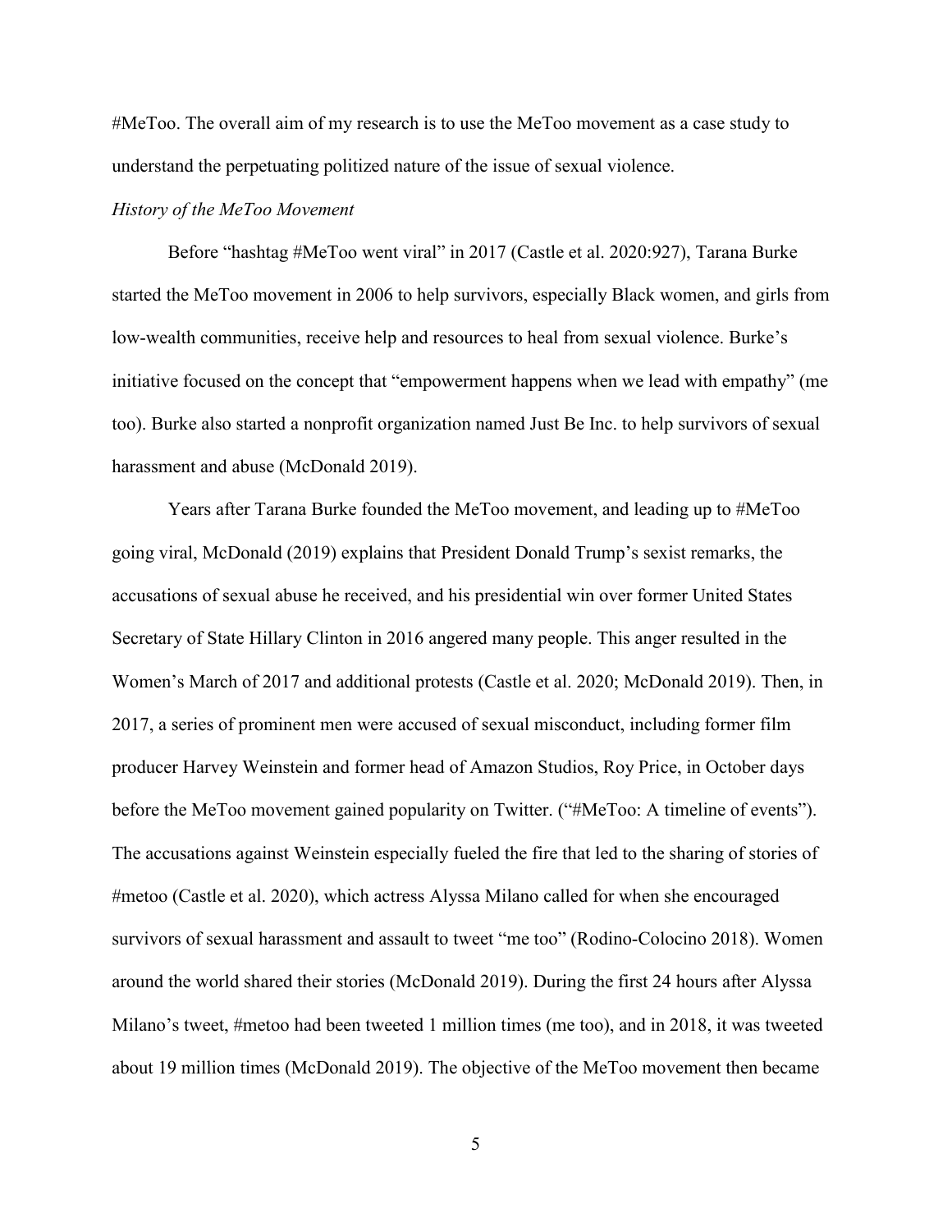#MeToo. The overall aim of my research is to use the MeToo movement as a case study to understand the perpetuating politized nature of the issue of sexual violence.

*History of the MeToo Movement*

Before "hashtag #MeToo went viral" in 2017 (Castle et al. 2020:927), Tarana Burke started the MeToo movement in 2006 to help survivors, especially Black women, and girls from low-wealth communities, receive help and resources to heal from sexual violence. Burke's initiative focused on the concept that "empowerment happens when we lead with empathy" (me too). Burke also started a nonprofit organization named Just Be Inc. to help survivors of sexual harassment and abuse (McDonald 2019).

Years after Tarana Burke founded the MeToo movement, and leading up to #MeToo going viral, McDonald (2019) explains that President Donald Trump's sexist remarks, the accusations of sexual abuse he received, and his presidential win over former United States Secretary of State Hillary Clinton in 2016 angered many people. This anger resulted in the Women's March of 2017 and additional protests (Castle et al. 2020; McDonald 2019). Then, in 2017, a series of prominent men were accused of sexual misconduct, including former film producer Harvey Weinstein and former head of Amazon Studios, Roy Price, in October days before the MeToo movement gained popularity on Twitter. ("#MeToo: A timeline of events"). The accusations against Weinstein especially fueled the fire that led to the sharing of stories of #metoo (Castle et al. 2020), which actress Alyssa Milano called for when she encouraged survivors of sexual harassment and assault to tweet "me too" (Rodino-Colocino 2018). Women around the world shared their stories (McDonald 2019). During the first 24 hours after Alyssa Milano's tweet, #metoo had been tweeted 1 million times (me too), and in 2018, it was tweeted about 19 million times (McDonald 2019). The objective of the MeToo movement then became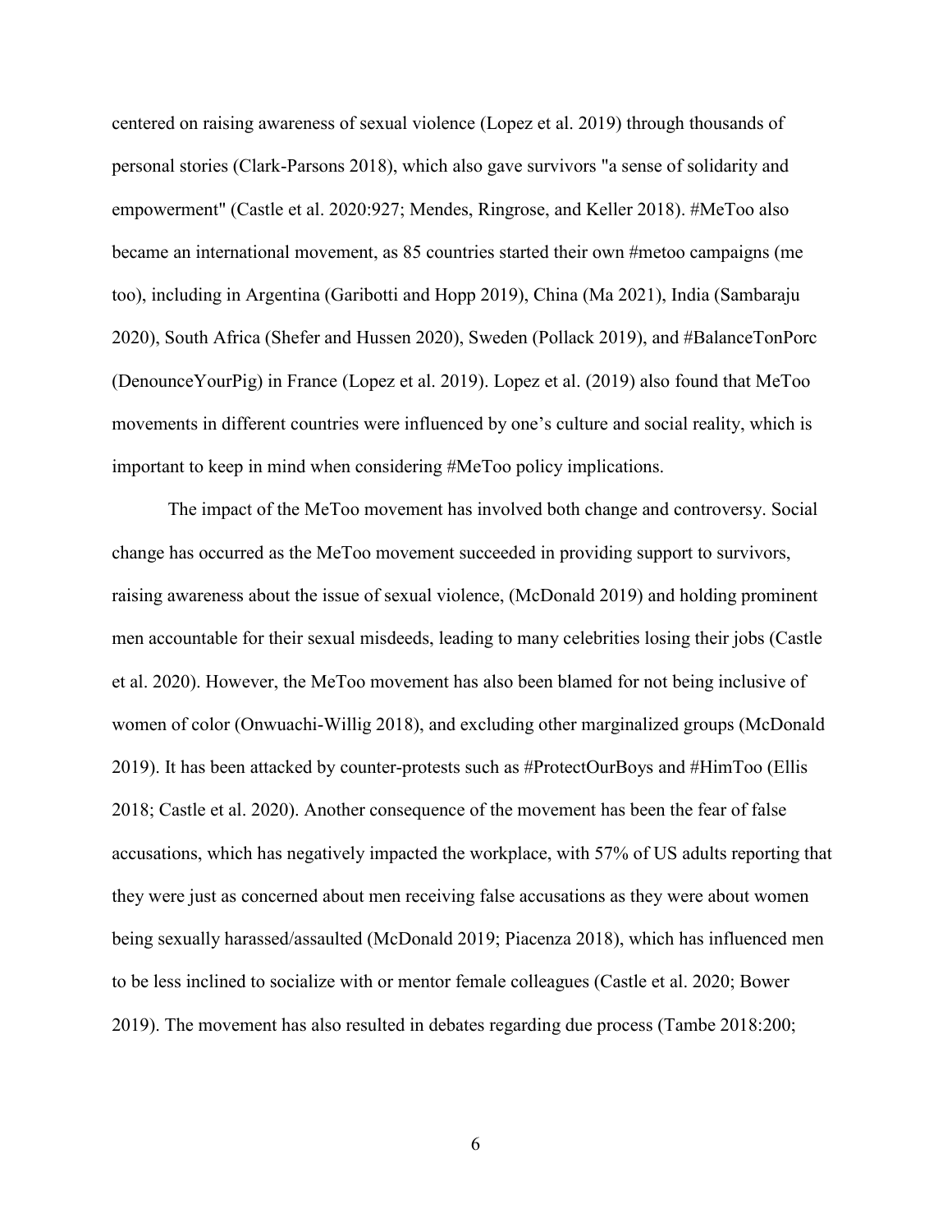centered on raising awareness of sexual violence (Lopez et al. 2019) through thousands of personal stories (Clark-Parsons 2018), which also gave survivors "a sense of solidarity and empowerment" (Castle et al. 2020:927; Mendes, Ringrose, and Keller 2018). #MeToo also became an international movement, as 85 countries started their own #metoo campaigns (me too), including in Argentina (Garibotti and Hopp 2019), China (Ma 2021), India (Sambaraju 2020), South Africa (Shefer and Hussen 2020), Sweden (Pollack 2019), and #BalanceTonPorc (DenounceYourPig) in France (Lopez et al. 2019). Lopez et al. (2019) also found that MeToo movements in different countries were influenced by one's culture and social reality, which is important to keep in mind when considering #MeToo policy implications.

The impact of the MeToo movement has involved both change and controversy. Social change has occurred as the MeToo movement succeeded in providing support to survivors, raising awareness about the issue of sexual violence, (McDonald 2019) and holding prominent men accountable for their sexual misdeeds, leading to many celebrities losing their jobs (Castle et al. 2020). However, the MeToo movement has also been blamed for not being inclusive of women of color (Onwuachi-Willig 2018), and excluding other marginalized groups (McDonald 2019). It has been attacked by counter-protests such as #ProtectOurBoys and #HimToo (Ellis 2018; Castle et al. 2020). Another consequence of the movement has been the fear of false accusations, which has negatively impacted the workplace, with 57% of US adults reporting that they were just as concerned about men receiving false accusations as they were about women being sexually harassed/assaulted (McDonald 2019; Piacenza 2018), which has influenced men to be less inclined to socialize with or mentor female colleagues (Castle et al. 2020; Bower 2019). The movement has also resulted in debates regarding due process (Tambe 2018:200;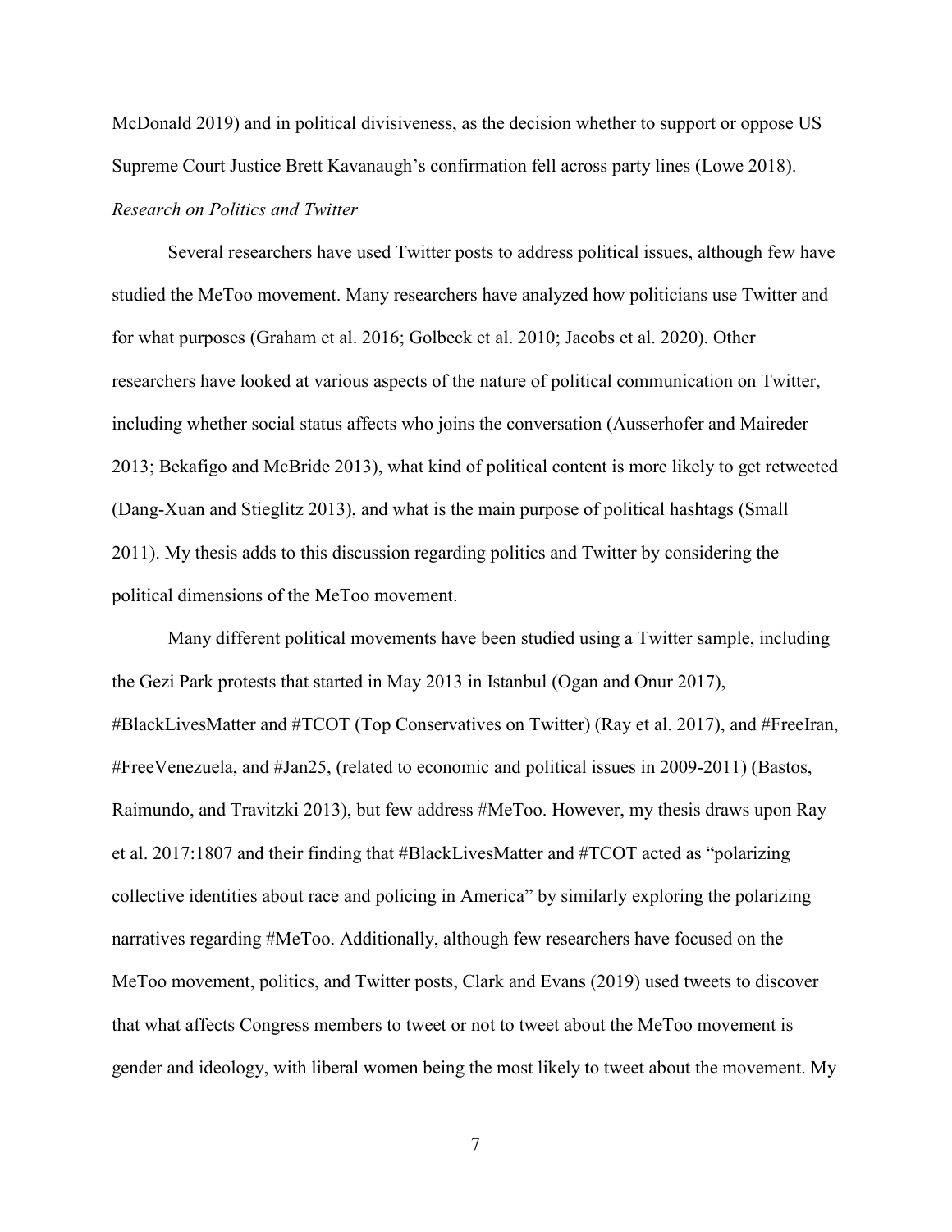McDonald 2019) and in political divisiveness, as the decision whether to support or oppose US Supreme Court Justice Brett Kavanaugh's confirmation fell across party lines (Lowe 2018).

*Research on Politics and Twitter*

Several researchers have used Twitter posts to address political issues, although few have studied the MeToo movement. Many researchers have analyzed how politicians use Twitter and for what purposes (Graham et al. 2016; Golbeck et al. 2010; Jacobs et al. 2020). Other researchers have looked at various aspects of the nature of political communication on Twitter, including whether social status affects who joins the conversation (Ausserhofer and Maireder 2013; Bekafigo and McBride 2013), what kind of political content is more likely to get retweeted (Dang-Xuan and Stieglitz 2013), and what is the main purpose of political hashtags (Small 2011). My thesis adds to this discussion regarding politics and Twitter by considering the political dimensions of the MeToo movement.

Many different political movements have been studied using a Twitter sample, including the Gezi Park protests that started in May 2013 in Istanbul (Ogan and Onur 2017), #BlackLivesMatter and #TCOT (Top Conservatives on Twitter) (Ray et al. 2017), and #FreeIran, #FreeVenezuela, and #Jan25, (related to economic and political issues in 2009-2011) (Bastos, Raimundo, and Travitzki 2013), but few address #MeToo. However, my thesis draws upon Ray et al. 2017:1807 and their finding that #BlackLivesMatter and #TCOT acted as "polarizing collective identities about race and policing in America" by similarly exploring the polarizing narratives regarding #MeToo. Additionally, although few researchers have focused on the MeToo movement, politics, and Twitter posts, Clark and Evans (2019) used tweets to discover that what affects Congress members to tweet or not to tweet about the MeToo movement is gender and ideology, with liberal women being the most likely to tweet about the movement. My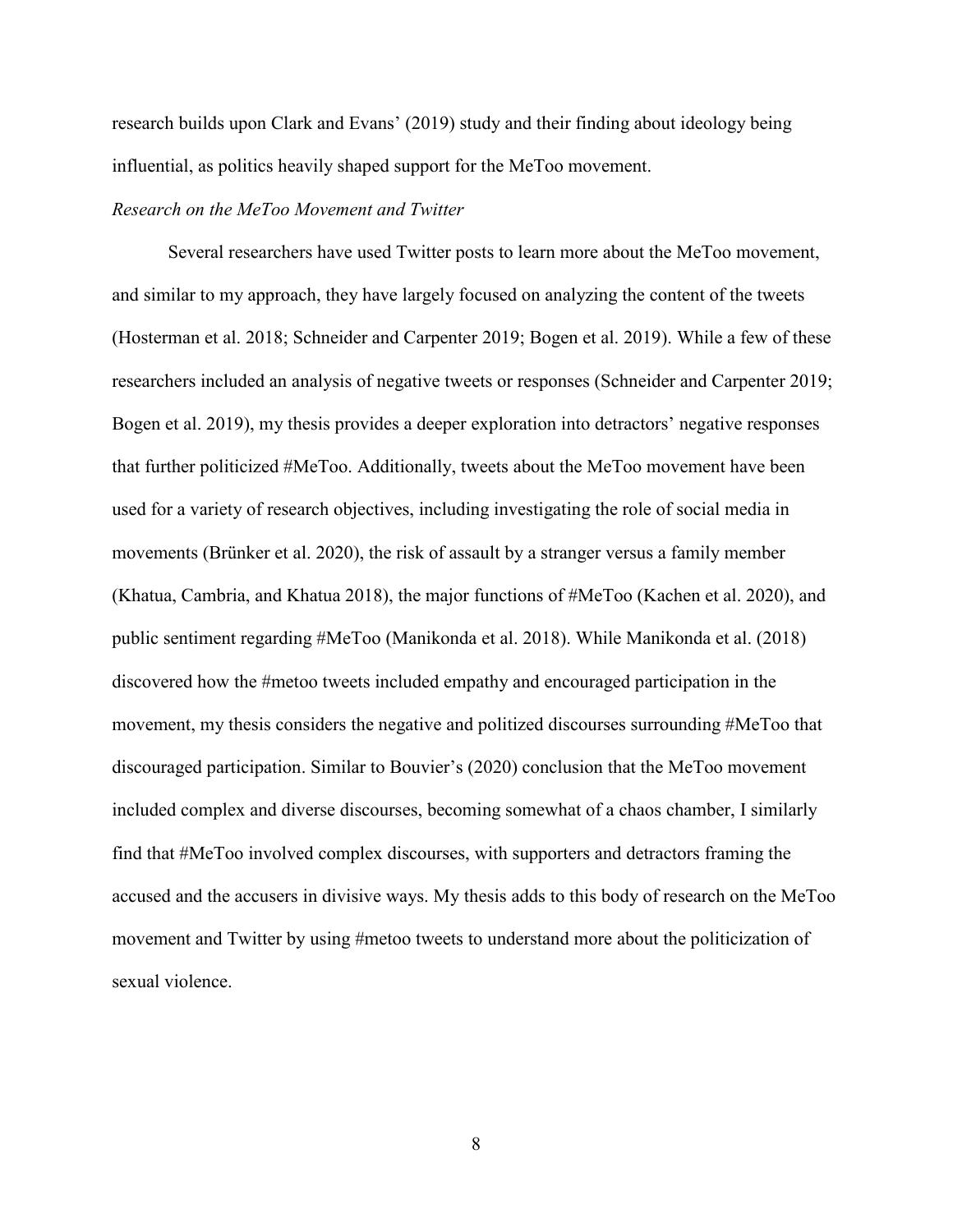research builds upon Clark and Evans' (2019) study and their finding about ideology being influential, as politics heavily shaped support for the MeToo movement.

### *Research on the MeToo Movement and Twitter*

Several researchers have used Twitter posts to learn more about the MeToo movement, and similar to my approach, they have largely focused on analyzing the content of the tweets (Hosterman et al. 2018; Schneider and Carpenter 2019; Bogen et al. 2019). While a few of these researchers included an analysis of negative tweets or responses (Schneider and Carpenter 2019; Bogen et al. 2019), my thesis provides a deeper exploration into detractors' negative responses that further politicized #MeToo. Additionally, tweets about the MeToo movement have been used for a variety of research objectives, including investigating the role of social media in movements (Brünker et al. 2020), the risk of assault by a stranger versus a family member (Khatua, Cambria, and Khatua 2018), the major functions of #MeToo (Kachen et al. 2020), and public sentiment regarding #MeToo (Manikonda et al. 2018). While Manikonda et al. (2018) discovered how the #metoo tweets included empathy and encouraged participation in the movement, my thesis considers the negative and politized discourses surrounding #MeToo that discouraged participation. Similar to Bouvier's (2020) conclusion that the MeToo movement included complex and diverse discourses, becoming somewhat of a chaos chamber, I similarly find that #MeToo involved complex discourses, with supporters and detractors framing the accused and the accusers in divisive ways. My thesis adds to this body of research on the MeToo movement and Twitter by using #metoo tweets to understand more about the politicization of sexual violence.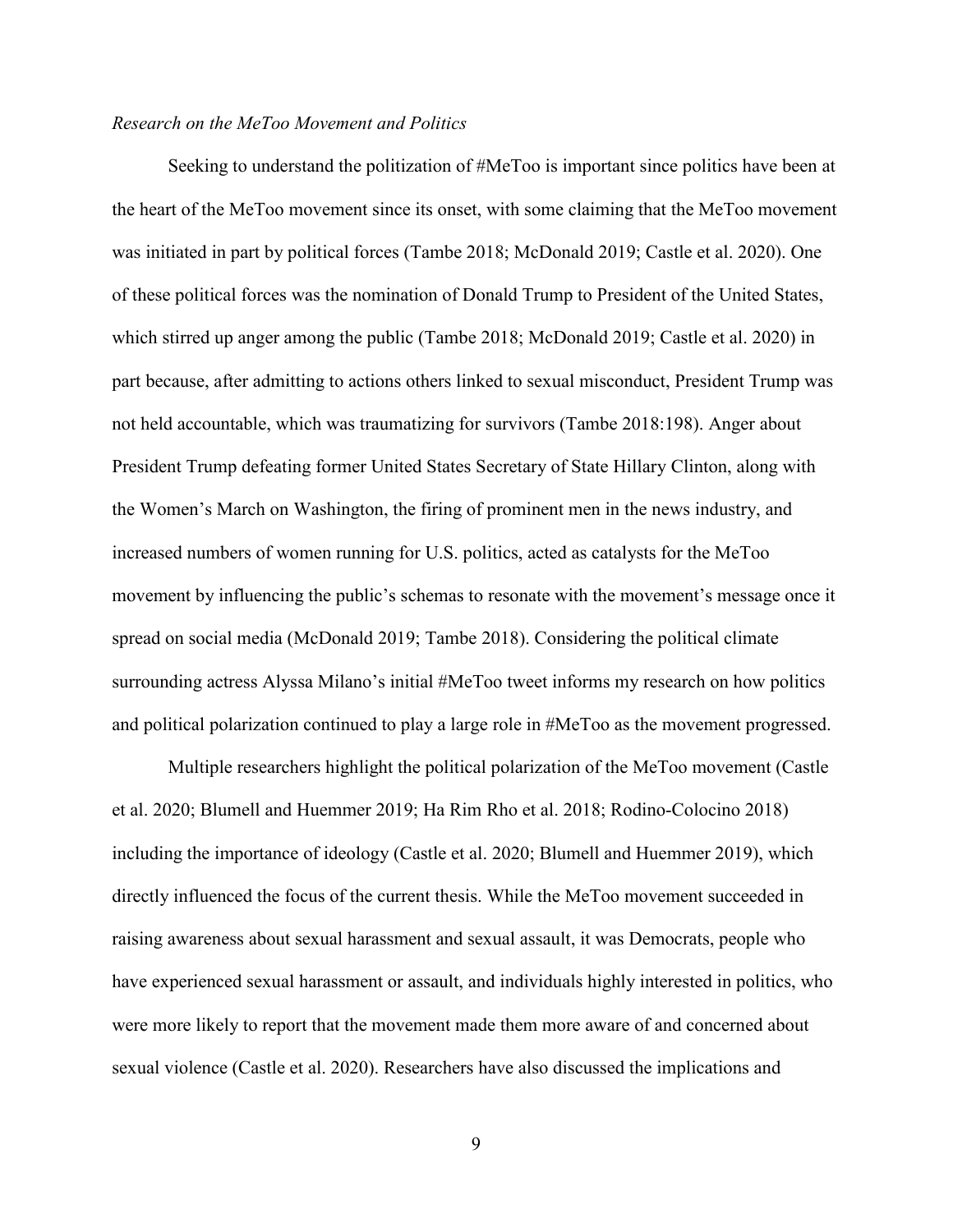*Research on the MeToo Movement and Politics*

Seeking to understand the politization of #MeToo is important since politics have been at the heart of the MeToo movement since its onset, with some claiming that the MeToo movement was initiated in part by political forces (Tambe 2018; McDonald 2019; Castle et al. 2020). One of these political forces was the nomination of Donald Trump to President of the United States, which stirred up anger among the public (Tambe 2018; McDonald 2019; Castle et al. 2020) in part because, after admitting to actions others linked to sexual misconduct, President Trump was not held accountable, which was traumatizing for survivors (Tambe 2018:198). Anger about President Trump defeating former United States Secretary of State Hillary Clinton, along with the Women's March on Washington, the firing of prominent men in the news industry, and increased numbers of women running for U.S. politics, acted as catalysts for the MeToo movement by influencing the public's schemas to resonate with the movement's message once it spread on social media (McDonald 2019; Tambe 2018). Considering the political climate surrounding actress Alyssa Milano's initial #MeToo tweet informs my research on how politics and political polarization continued to play a large role in #MeToo as the movement progressed.

Multiple researchers highlight the political polarization of the MeToo movement (Castle et al. 2020; Blumell and Huemmer 2019; Ha Rim Rho et al. 2018; Rodino-Colocino 2018) including the importance of ideology (Castle et al. 2020; Blumell and Huemmer 2019), which directly influenced the focus of the current thesis. While the MeToo movement succeeded in raising awareness about sexual harassment and sexual assault, it was Democrats, people who have experienced sexual harassment or assault, and individuals highly interested in politics, who were more likely to report that the movement made them more aware of and concerned about sexual violence (Castle et al. 2020). Researchers have also discussed the implications and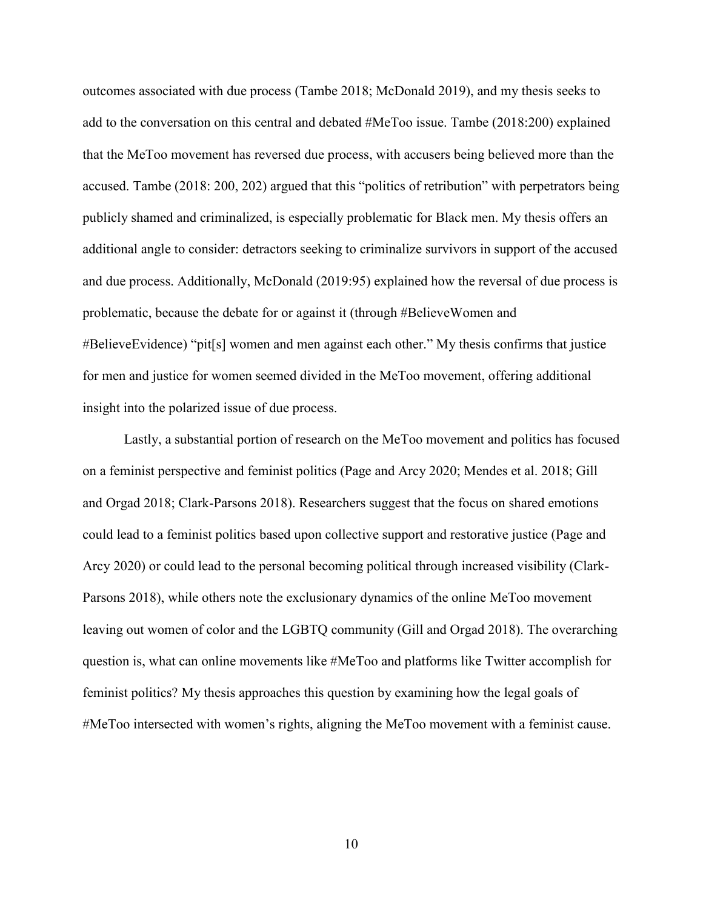outcomes associated with due process (Tambe 2018; McDonald 2019), and my thesis seeks to add to the conversation on this central and debated #MeToo issue. Tambe (2018:200) explained that the MeToo movement has reversed due process, with accusers being believed more than the accused. Tambe (2018: 200, 202) argued that this "politics of retribution" with perpetrators being publicly shamed and criminalized, is especially problematic for Black men. My thesis offers an additional angle to consider: detractors seeking to criminalize survivors in support of the accused and due process. Additionally, McDonald (2019:95) explained how the reversal of due process is problematic, because the debate for or against it (through #BelieveWomen and #BelieveEvidence) "pit[s] women and men against each other." My thesis confirms that justice for men and justice for women seemed divided in the MeToo movement, offering additional insight into the polarized issue of due process.

Lastly, a substantial portion of research on the MeToo movement and politics has focused on a feminist perspective and feminist politics (Page and Arcy 2020; Mendes et al. 2018; Gill and Orgad 2018; Clark-Parsons 2018). Researchers suggest that the focus on shared emotions could lead to a feminist politics based upon collective support and restorative justice (Page and Arcy 2020) or could lead to the personal becoming political through increased visibility (Clark-Parsons 2018), while others note the exclusionary dynamics of the online MeToo movement leaving out women of color and the LGBTQ community (Gill and Orgad 2018). The overarching question is, what can online movements like #MeToo and platforms like Twitter accomplish for feminist politics? My thesis approaches this question by examining how the legal goals of #MeToo intersected with women's rights, aligning the MeToo movement with a feminist cause.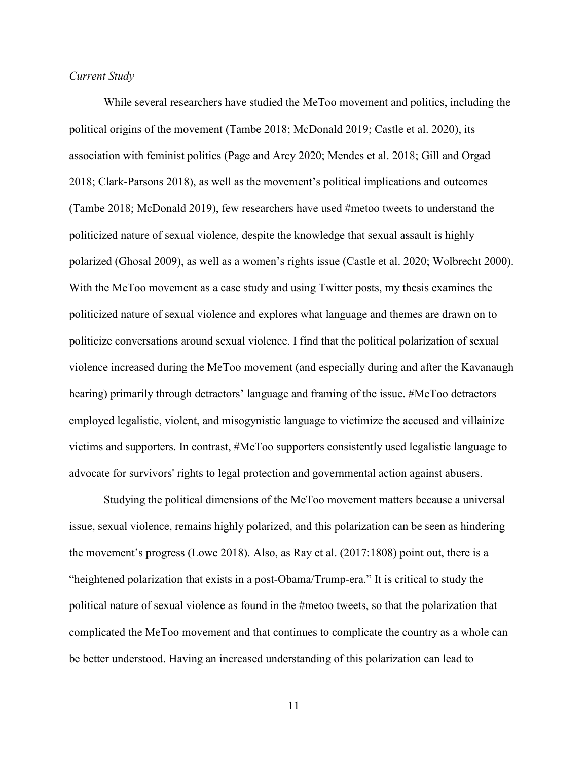*Current Study*

While several researchers have studied the MeToo movement and politics, including the political origins of the movement (Tambe 2018; McDonald 2019; Castle et al. 2020), its association with feminist politics (Page and Arcy 2020; Mendes et al. 2018; Gill and Orgad 2018; Clark-Parsons 2018), as well as the movement's political implications and outcomes (Tambe 2018; McDonald 2019), few researchers have used #metoo tweets to understand the politicized nature of sexual violence, despite the knowledge that sexual assault is highly polarized (Ghosal 2009), as well as a women's rights issue (Castle et al. 2020; Wolbrecht 2000). With the MeToo movement as a case study and using Twitter posts, my thesis examines the politicized nature of sexual violence and explores what language and themes are drawn on to politicize conversations around sexual violence. I find that the political polarization of sexual violence increased during the MeToo movement (and especially during and after the Kavanaugh hearing) primarily through detractors' language and framing of the issue. #MeToo detractors employed legalistic, violent, and misogynistic language to victimize the accused and villainize victims and supporters. In contrast, #MeToo supporters consistently used legalistic language to advocate for survivors' rights to legal protection and governmental action against abusers.

Studying the political dimensions of the MeToo movement matters because a universal issue, sexual violence, remains highly polarized, and this polarization can be seen as hindering the movement's progress (Lowe 2018). Also, as Ray et al. (2017:1808) point out, there is a "heightened polarization that exists in a post-Obama/Trump-era." It is critical to study the political nature of sexual violence as found in the #metoo tweets, so that the polarization that complicated the MeToo movement and that continues to complicate the country as a whole can be better understood. Having an increased understanding of this polarization can lead to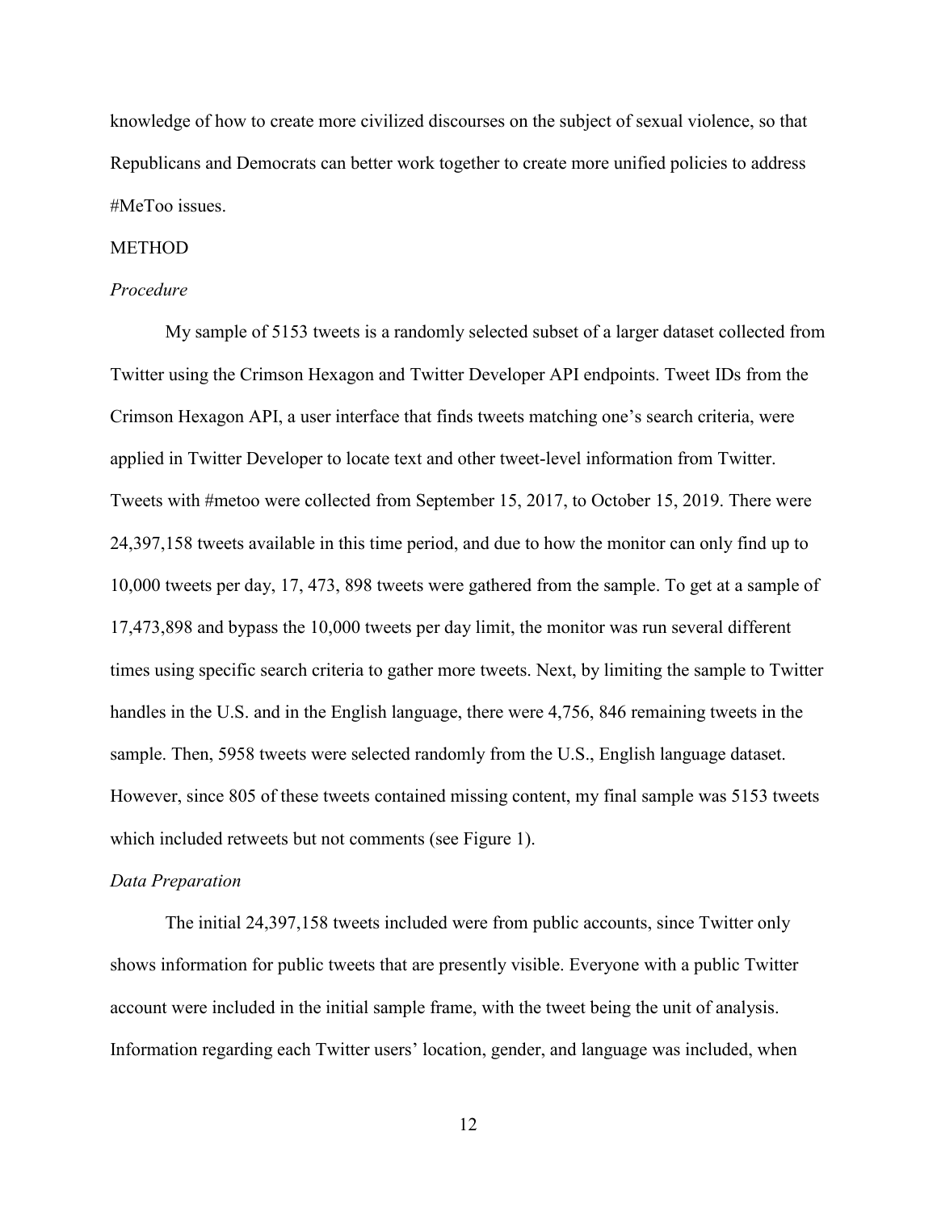knowledge of how to create more civilized discourses on the subject of sexual violence, so that Republicans and Democrats can better work together to create more unified policies to address #MeToo issues.

## METHOD

### *Procedure*

My sample of 5153 tweets is a randomly selected subset of a larger dataset collected from Twitter using the Crimson Hexagon and Twitter Developer API endpoints. Tweet IDs from the Crimson Hexagon API, a user interface that finds tweets matching one's search criteria, were applied in Twitter Developer to locate text and other tweet-level information from Twitter. Tweets with #metoo were collected from September 15, 2017, to October 15, 2019. There were 24,397,158 tweets available in this time period, and due to how the monitor can only find up to 10,000 tweets per day, 17, 473, 898 tweets were gathered from the sample. To get at a sample of 17,473,898 and bypass the 10,000 tweets per day limit, the monitor was run several different times using specific search criteria to gather more tweets. Next, by limiting the sample to Twitter handles in the U.S. and in the English language, there were 4,756, 846 remaining tweets in the sample. Then, 5958 tweets were selected randomly from the U.S., English language dataset. However, since 805 of these tweets contained missing content, my final sample was 5153 tweets which included retweets but not comments (see Figure 1).

### *Data Preparation*

The initial 24,397,158 tweets included were from public accounts, since Twitter only shows information for public tweets that are presently visible. Everyone with a public Twitter account were included in the initial sample frame, with the tweet being the unit of analysis. Information regarding each Twitter users' location, gender, and language was included, when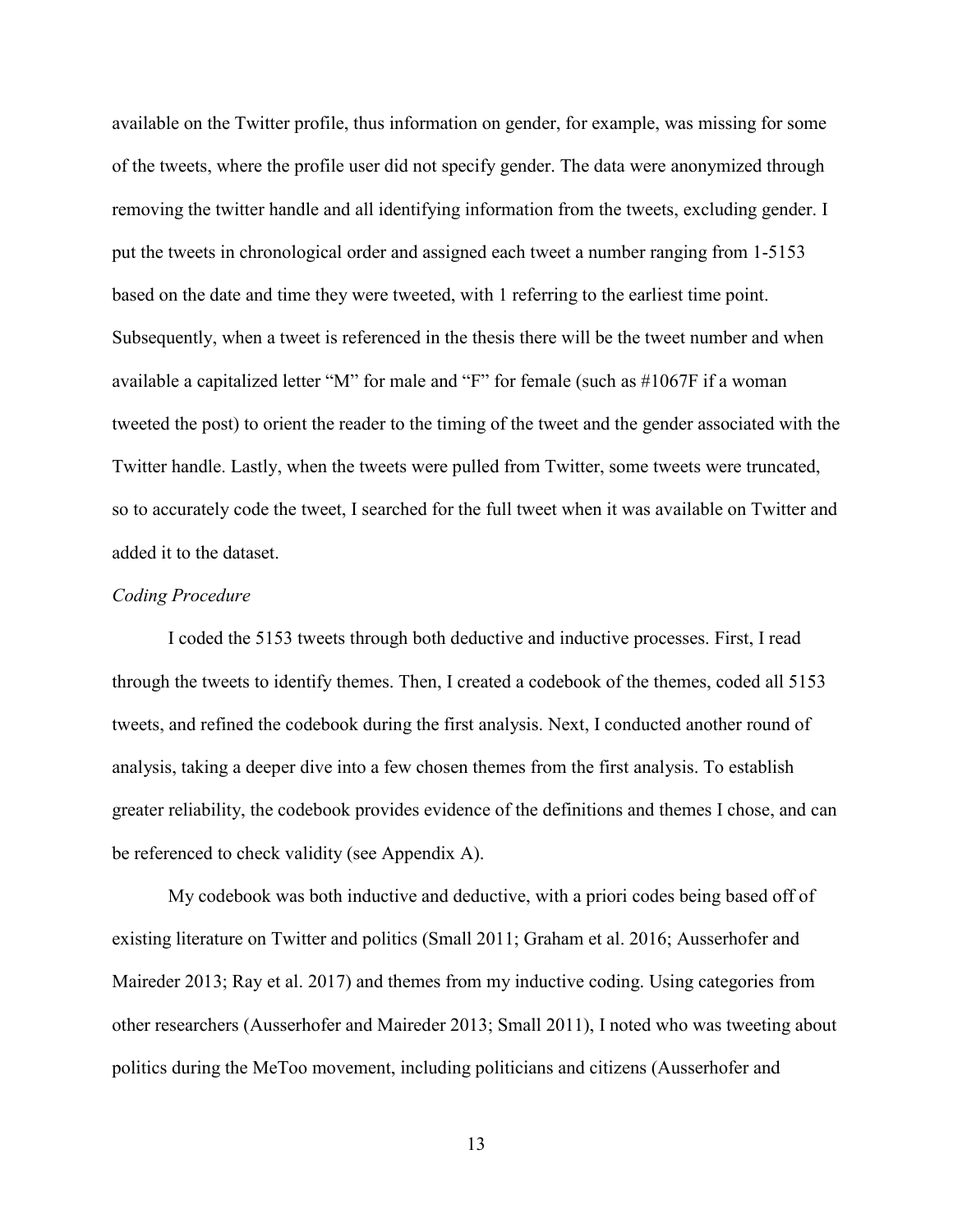available on the Twitter profile, thus information on gender, for example, was missing for some of the tweets, where the profile user did not specify gender. The data were anonymized through removing the twitter handle and all identifying information from the tweets, excluding gender. I put the tweets in chronological order and assigned each tweet a number ranging from 1-5153 based on the date and time they were tweeted, with 1 referring to the earliest time point. Subsequently, when a tweet is referenced in the thesis there will be the tweet number and when available a capitalized letter "M" for male and "F" for female (such as #1067F if a woman tweeted the post) to orient the reader to the timing of the tweet and the gender associated with the Twitter handle. Lastly, when the tweets were pulled from Twitter, some tweets were truncated, so to accurately code the tweet, I searched for the full tweet when it was available on Twitter and added it to the dataset.

*Coding Procedure*

I coded the 5153 tweets through both deductive and inductive processes. First, I read through the tweets to identify themes. Then, I created a codebook of the themes, coded all 5153 tweets, and refined the codebook during the first analysis. Next, I conducted another round of analysis, taking a deeper dive into a few chosen themes from the first analysis. To establish greater reliability, the codebook provides evidence of the definitions and themes I chose, and can be referenced to check validity (see Appendix A).

My codebook was both inductive and deductive, with a priori codes being based off of existing literature on Twitter and politics (Small 2011; Graham et al. 2016; Ausserhofer and Maireder 2013; Ray et al. 2017) and themes from my inductive coding. Using categories from other researchers (Ausserhofer and Maireder 2013; Small 2011), I noted who was tweeting about politics during the MeToo movement, including politicians and citizens (Ausserhofer and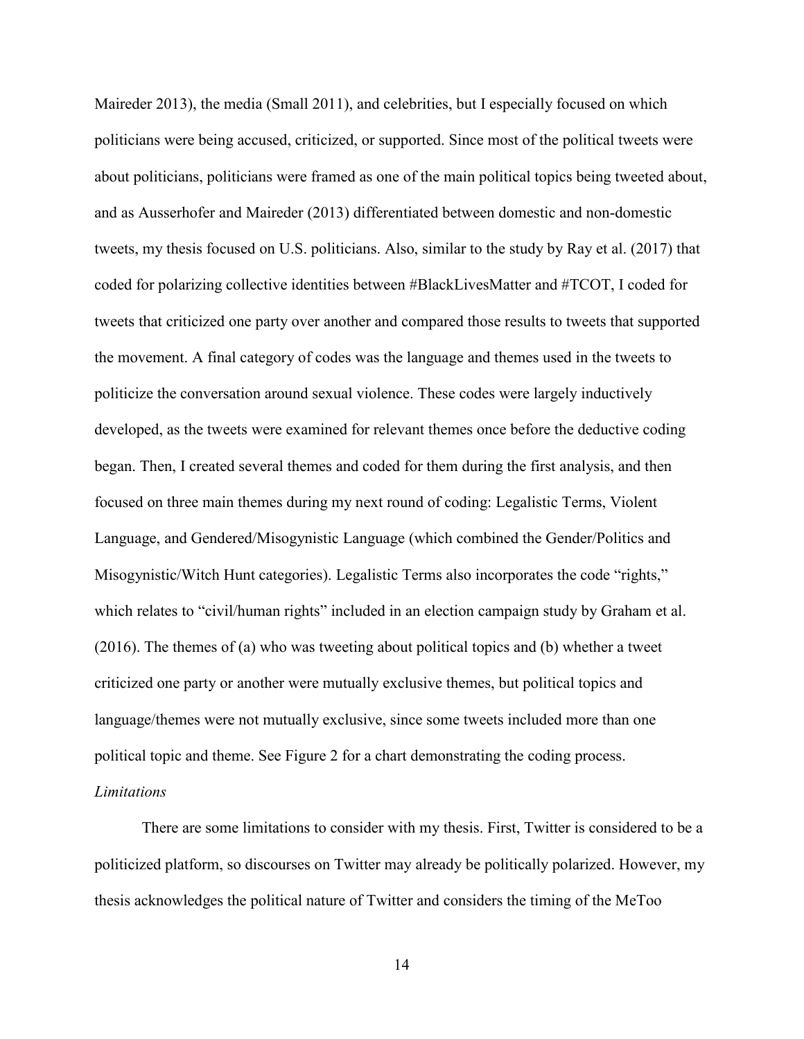Maireder 2013), the media (Small 2011), and celebrities, but I especially focused on which politicians were being accused, criticized, or supported. Since most of the political tweets were about politicians, politicians were framed as one of the main political topics being tweeted about, and as Ausserhofer and Maireder (2013) differentiated between domestic and non-domestic tweets, my thesis focused on U.S. politicians. Also, similar to the study by Ray et al. (2017) that coded for polarizing collective identities between #BlackLivesMatter and #TCOT, I coded for tweets that criticized one party over another and compared those results to tweets that supported the movement. A final category of codes was the language and themes used in the tweets to politicize the conversation around sexual violence. These codes were largely inductively developed, as the tweets were examined for relevant themes once before the deductive coding began. Then, I created several themes and coded for them during the first analysis, and then focused on three main themes during my next round of coding: Legalistic Terms, Violent Language, and Gendered/Misogynistic Language (which combined the Gender/Politics and Misogynistic/Witch Hunt categories). Legalistic Terms also incorporates the code "rights," which relates to "civil/human rights" included in an election campaign study by Graham et al. (2016). The themes of (a) who was tweeting about political topics and (b) whether a tweet criticized one party or another were mutually exclusive themes, but political topics and language/themes were not mutually exclusive, since some tweets included more than one political topic and theme. See Figure 2 for a chart demonstrating the coding process.

*Limitations*

There are some limitations to consider with my thesis. First, Twitter is considered to be a politicized platform, so discourses on Twitter may already be politically polarized. However, my thesis acknowledges the political nature of Twitter and considers the timing of the MeToo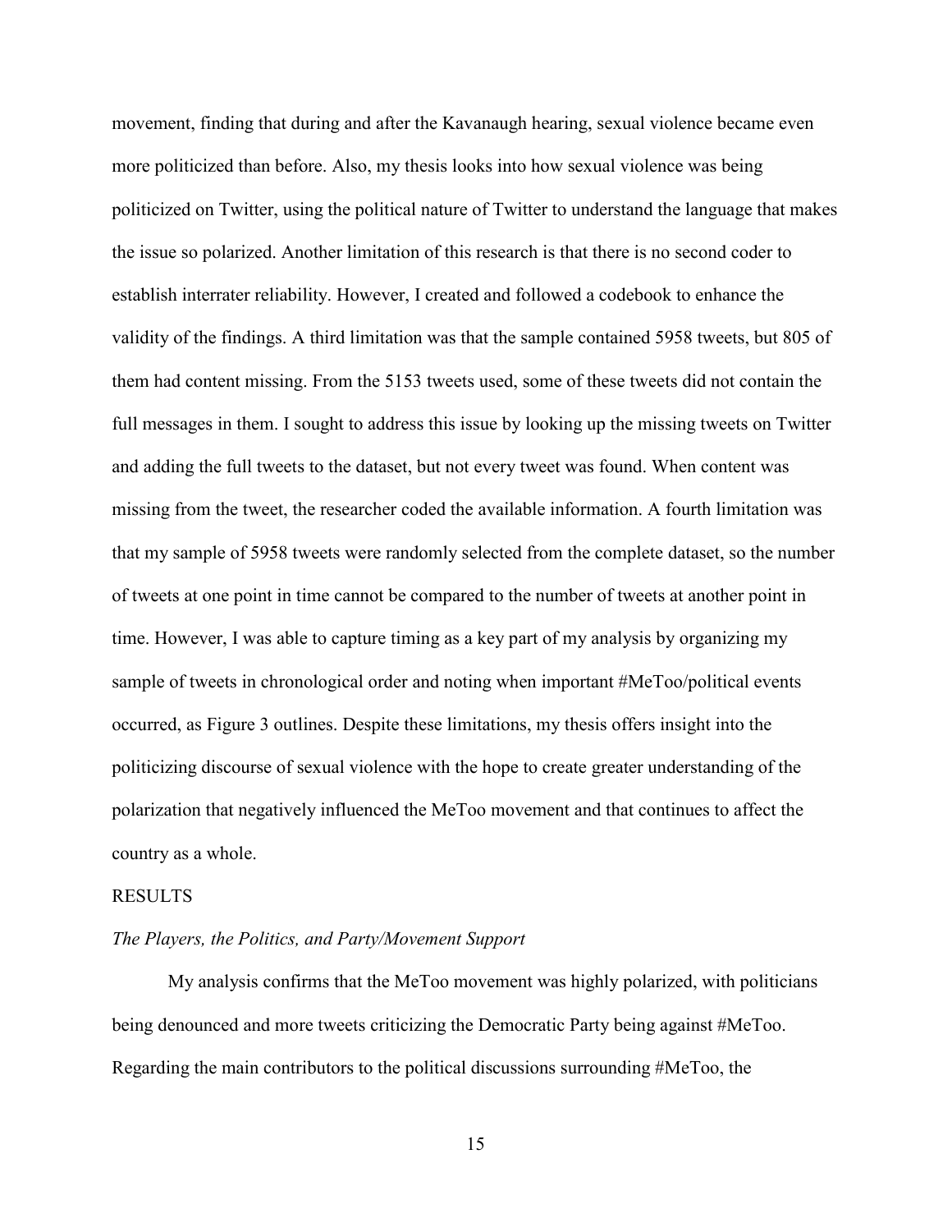movement, finding that during and after the Kavanaugh hearing, sexual violence became even more politicized than before. Also, my thesis looks into how sexual violence was being politicized on Twitter, using the political nature of Twitter to understand the language that makes the issue so polarized. Another limitation of this research is that there is no second coder to establish interrater reliability. However, I created and followed a codebook to enhance the validity of the findings. A third limitation was that the sample contained 5958 tweets, but 805 of them had content missing. From the 5153 tweets used, some of these tweets did not contain the full messages in them. I sought to address this issue by looking up the missing tweets on Twitter and adding the full tweets to the dataset, but not every tweet was found. When content was missing from the tweet, the researcher coded the available information. A fourth limitation was that my sample of 5958 tweets were randomly selected from the complete dataset, so the number of tweets at one point in time cannot be compared to the number of tweets at another point in time. However, I was able to capture timing as a key part of my analysis by organizing my sample of tweets in chronological order and noting when important #MeToo/political events occurred, as Figure 3 outlines. Despite these limitations, my thesis offers insight into the politicizing discourse of sexual violence with the hope to create greater understanding of the polarization that negatively influenced the MeToo movement and that continues to affect the country as a whole.

## RESULTS

### *The Players, the Politics, and Party/Movement Support*

My analysis confirms that the MeToo movement was highly polarized, with politicians being denounced and more tweets criticizing the Democratic Party being against #MeToo. Regarding the main contributors to the political discussions surrounding #MeToo, the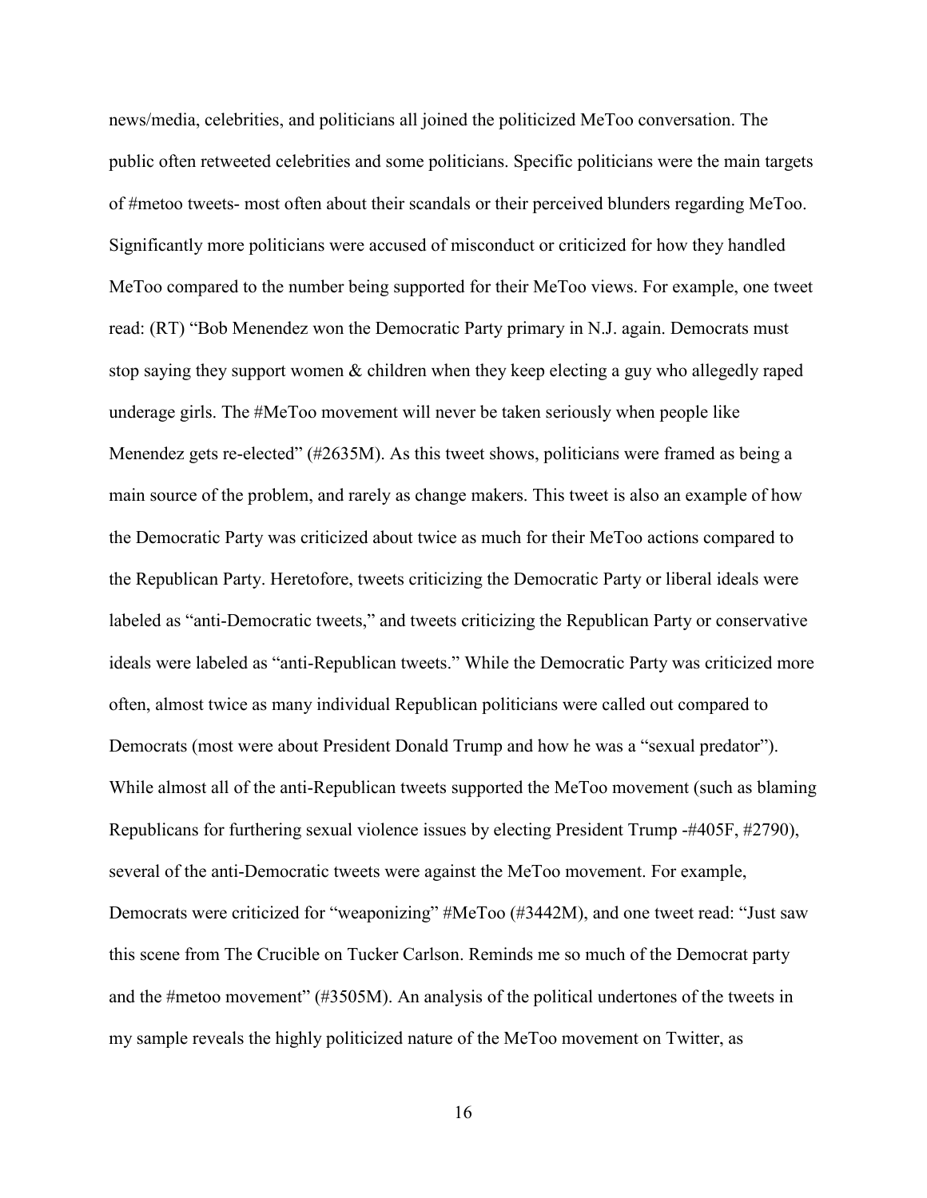news/media, celebrities, and politicians all joined the politicized MeToo conversation. The public often retweeted celebrities and some politicians. Specific politicians were the main targets of #metoo tweets- most often about their scandals or their perceived blunders regarding MeToo. Significantly more politicians were accused of misconduct or criticized for how they handled MeToo compared to the number being supported for their MeToo views. For example, one tweet read: (RT) "Bob Menendez won the Democratic Party primary in N.J. again. Democrats must stop saying they support women & children when they keep electing a guy who allegedly raped underage girls. The #MeToo movement will never be taken seriously when people like Menendez gets re-elected" (#2635M). As this tweet shows, politicians were framed as being a main source of the problem, and rarely as change makers. This tweet is also an example of how the Democratic Party was criticized about twice as much for their MeToo actions compared to the Republican Party. Heretofore, tweets criticizing the Democratic Party or liberal ideals were labeled as "anti-Democratic tweets," and tweets criticizing the Republican Party or conservative ideals were labeled as "anti-Republican tweets." While the Democratic Party was criticized more often, almost twice as many individual Republican politicians were called out compared to Democrats (most were about President Donald Trump and how he was a "sexual predator"). While almost all of the anti-Republican tweets supported the MeToo movement (such as blaming Republicans for furthering sexual violence issues by electing President Trump -#405F, #2790), several of the anti-Democratic tweets were against the MeToo movement. For example, Democrats were criticized for "weaponizing" #MeToo (#3442M), and one tweet read: "Just saw this scene from The Crucible on Tucker Carlson. Reminds me so much of the Democrat party and the #metoo movement" (#3505M). An analysis of the political undertones of the tweets in my sample reveals the highly politicized nature of the MeToo movement on Twitter, as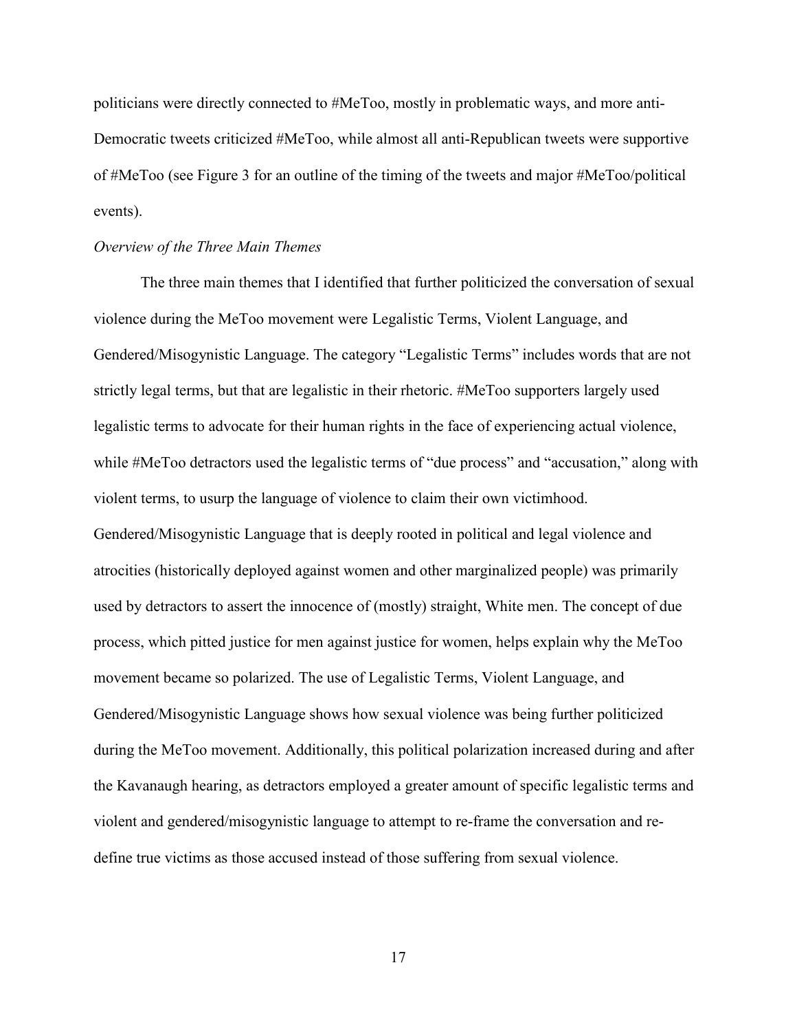politicians were directly connected to #MeToo, mostly in problematic ways, and more anti-Democratic tweets criticized #MeToo, while almost all anti-Republican tweets were supportive of #MeToo (see Figure 3 for an outline of the timing of the tweets and major #MeToo/political events).

### *Overview of the Three Main Themes*

The three main themes that I identified that further politicized the conversation of sexual violence during the MeToo movement were Legalistic Terms, Violent Language, and Gendered/Misogynistic Language. The category "Legalistic Terms" includes words that are not strictly legal terms, but that are legalistic in their rhetoric. #MeToo supporters largely used legalistic terms to advocate for their human rights in the face of experiencing actual violence, while #MeToo detractors used the legalistic terms of "due process" and "accusation," along with violent terms, to usurp the language of violence to claim their own victimhood. Gendered/Misogynistic Language that is deeply rooted in political and legal violence and atrocities (historically deployed against women and other marginalized people) was primarily used by detractors to assert the innocence of (mostly) straight, White men. The concept of due process, which pitted justice for men against justice for women, helps explain why the MeToo movement became so polarized. The use of Legalistic Terms, Violent Language, and Gendered/Misogynistic Language shows how sexual violence was being further politicized during the MeToo movement. Additionally, this political polarization increased during and after the Kavanaugh hearing, as detractors employed a greater amount of specific legalistic terms and violent and gendered/misogynistic language to attempt to re-frame the conversation and re-define true victims as those accused instead of those suffering from sexual violence.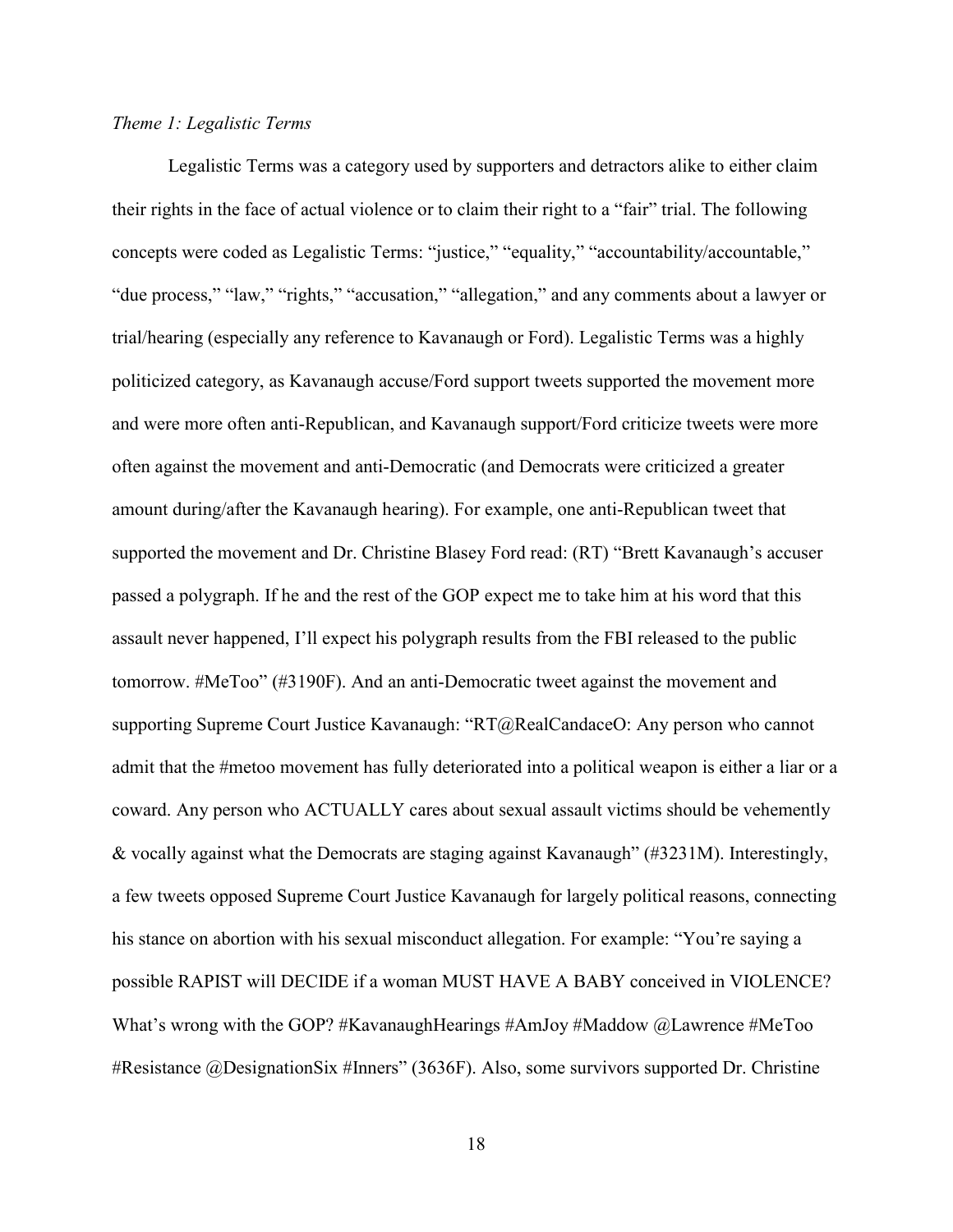*Theme 1: Legalistic Terms*

Legalistic Terms was a category used by supporters and detractors alike to either claim their rights in the face of actual violence or to claim their right to a "fair" trial. The following concepts were coded as Legalistic Terms: "justice," "equality," "accountability/accountable," "due process," "law," "rights," "accusation," "allegation," and any comments about a lawyer or trial/hearing (especially any reference to Kavanaugh or Ford). Legalistic Terms was a highly politicized category, as Kavanaugh accuse/Ford support tweets supported the movement more and were more often anti-Republican, and Kavanaugh support/Ford criticize tweets were more often against the movement and anti-Democratic (and Democrats were criticized a greater amount during/after the Kavanaugh hearing). For example, one anti-Republican tweet that supported the movement and Dr. Christine Blasey Ford read: (RT) "Brett Kavanaugh's accuser passed a polygraph. If he and the rest of the GOP expect me to take him at his word that this assault never happened, I'll expect his polygraph results from the FBI released to the public tomorrow. #MeToo" (#3190F). And an anti-Democratic tweet against the movement and supporting Supreme Court Justice Kavanaugh: "RT@RealCandaceO: Any person who cannot admit that the #metoo movement has fully deteriorated into a political weapon is either a liar or a coward. Any person who ACTUALLY cares about sexual assault victims should be vehemently & vocally against what the Democrats are staging against Kavanaugh" (#3231M). Interestingly, a few tweets opposed Supreme Court Justice Kavanaugh for largely political reasons, connecting his stance on abortion with his sexual misconduct allegation. For example: "You're saying a possible RAPIST will DECIDE if a woman MUST HAVE A BABY conceived in VIOLENCE? What's wrong with the GOP? #KavanaughHearings #AmJoy #Maddow @Lawrence #MeToo #Resistance @DesignationSix #Inners" (3636F). Also, some survivors supported Dr. Christine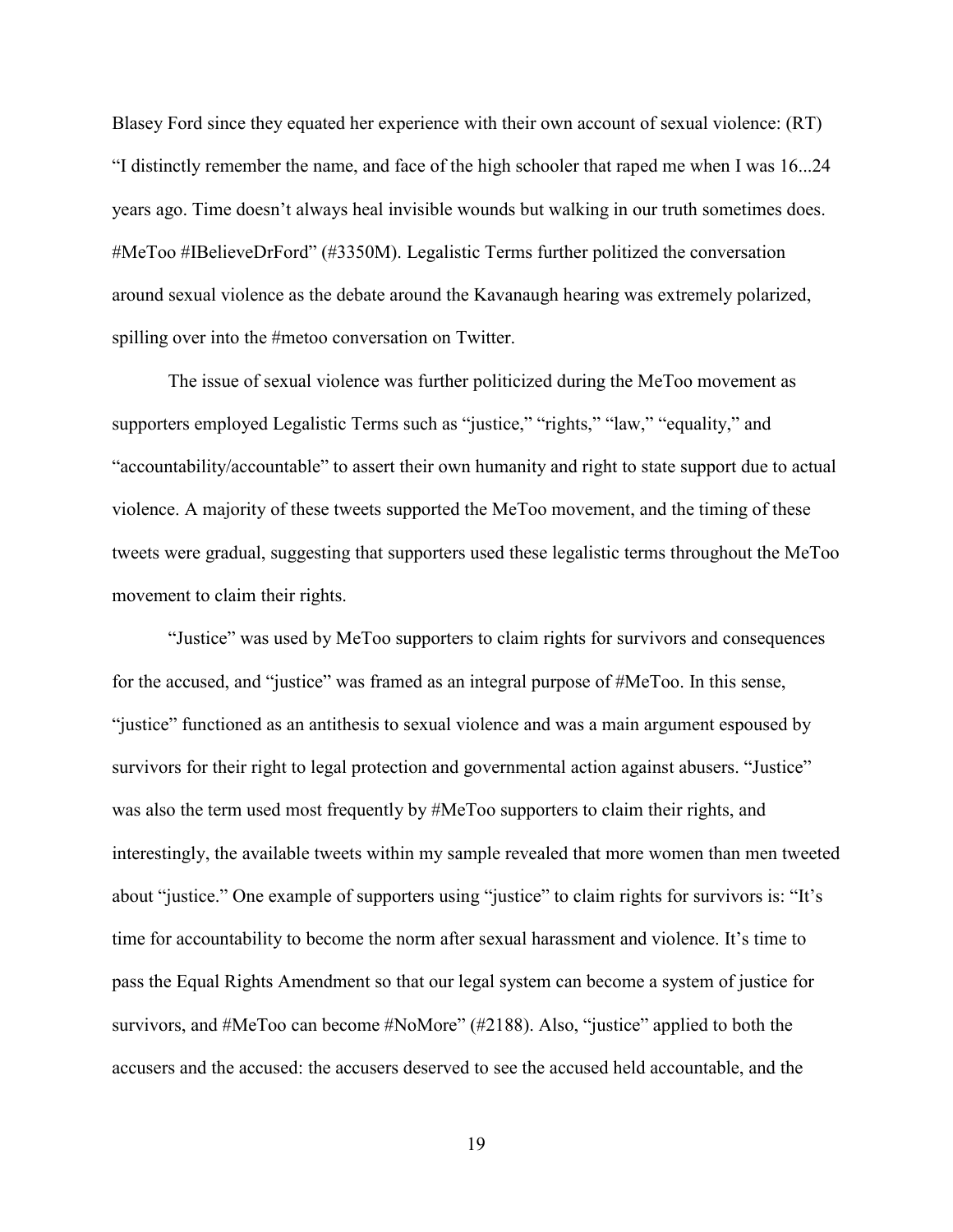Blasey Ford since they equated her experience with their own account of sexual violence: (RT) "I distinctly remember the name, and face of the high schooler that raped me when I was 16...24 years ago. Time doesn't always heal invisible wounds but walking in our truth sometimes does. #MeToo #IBelieveDrFord" (#3350M). Legalistic Terms further politized the conversation around sexual violence as the debate around the Kavanaugh hearing was extremely polarized, spilling over into the #metoo conversation on Twitter.

The issue of sexual violence was further politicized during the MeToo movement as supporters employed Legalistic Terms such as "justice," "rights," "law," "equality," and "accountability/accountable" to assert their own humanity and right to state support due to actual violence. A majority of these tweets supported the MeToo movement, and the timing of these tweets were gradual, suggesting that supporters used these legalistic terms throughout the MeToo movement to claim their rights.

"Justice" was used by MeToo supporters to claim rights for survivors and consequences for the accused, and "justice" was framed as an integral purpose of #MeToo. In this sense, "justice" functioned as an antithesis to sexual violence and was a main argument espoused by survivors for their right to legal protection and governmental action against abusers. "Justice" was also the term used most frequently by #MeToo supporters to claim their rights, and interestingly, the available tweets within my sample revealed that more women than men tweeted about "justice." One example of supporters using "justice" to claim rights for survivors is: "It's time for accountability to become the norm after sexual harassment and violence. It's time to pass the Equal Rights Amendment so that our legal system can become a system of justice for survivors, and #MeToo can become #NoMore" (#2188). Also, "justice" applied to both the accusers and the accused: the accusers deserved to see the accused held accountable, and the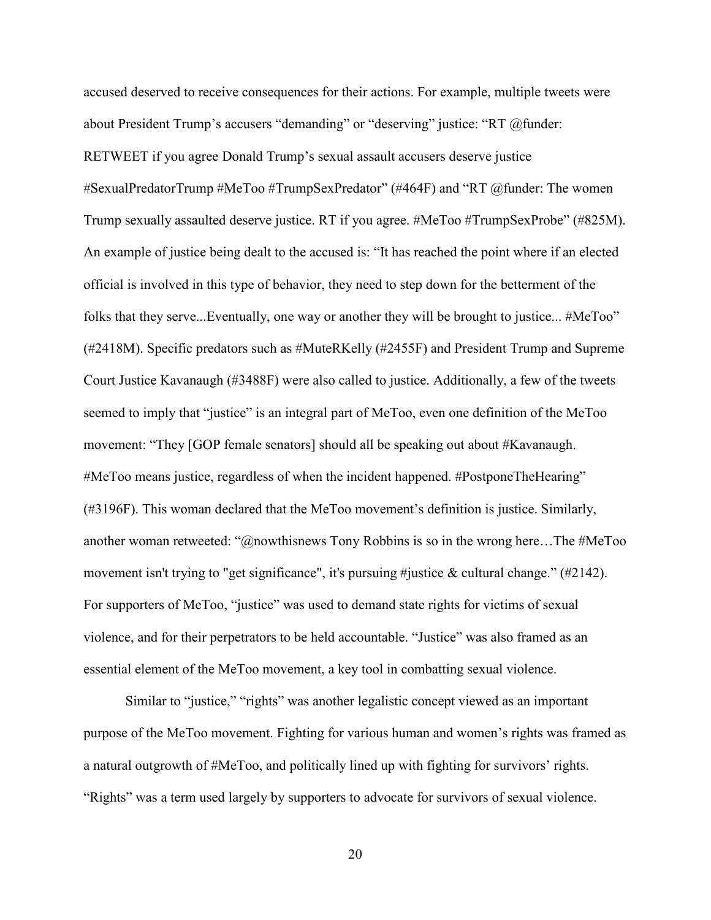accused deserved to receive consequences for their actions. For example, multiple tweets were about President Trump's accusers "demanding" or "deserving" justice: "RT @funder: RETWEET if you agree Donald Trump's sexual assault accusers deserve justice #SexualPredatorTrump #MeToo #TrumpSexPredator" (#464F) and "RT @funder: The women Trump sexually assaulted deserve justice. RT if you agree. #MeToo #TrumpSexProbe" (#825M). An example of justice being dealt to the accused is: "It has reached the point where if an elected official is involved in this type of behavior, they need to step down for the betterment of the folks that they serve...Eventually, one way or another they will be brought to justice... #MeToo" (#2418M). Specific predators such as #MuteRKelly (#2455F) and President Trump and Supreme Court Justice Kavanaugh (#3488F) were also called to justice. Additionally, a few of the tweets seemed to imply that "justice" is an integral part of MeToo, even one definition of the MeToo movement: "They [GOP female senators] should all be speaking out about #Kavanaugh. #MeToo means justice, regardless of when the incident happened. #PostponeTheHearing" (#3196F). This woman declared that the MeToo movement's definition is justice. Similarly, another woman retweeted: "@nowthisnews Tony Robbins is so in the wrong here…The #MeToo movement isn't trying to "get significance", it's pursuing #justice & cultural change." (#2142). For supporters of MeToo, "justice" was used to demand state rights for victims of sexual violence, and for their perpetrators to be held accountable. "Justice" was also framed as an essential element of the MeToo movement, a key tool in combatting sexual violence.

Similar to "justice," "rights" was another legalistic concept viewed as an important purpose of the MeToo movement. Fighting for various human and women's rights was framed as a natural outgrowth of #MeToo, and politically lined up with fighting for survivors' rights. "Rights" was a term used largely by supporters to advocate for survivors of sexual violence.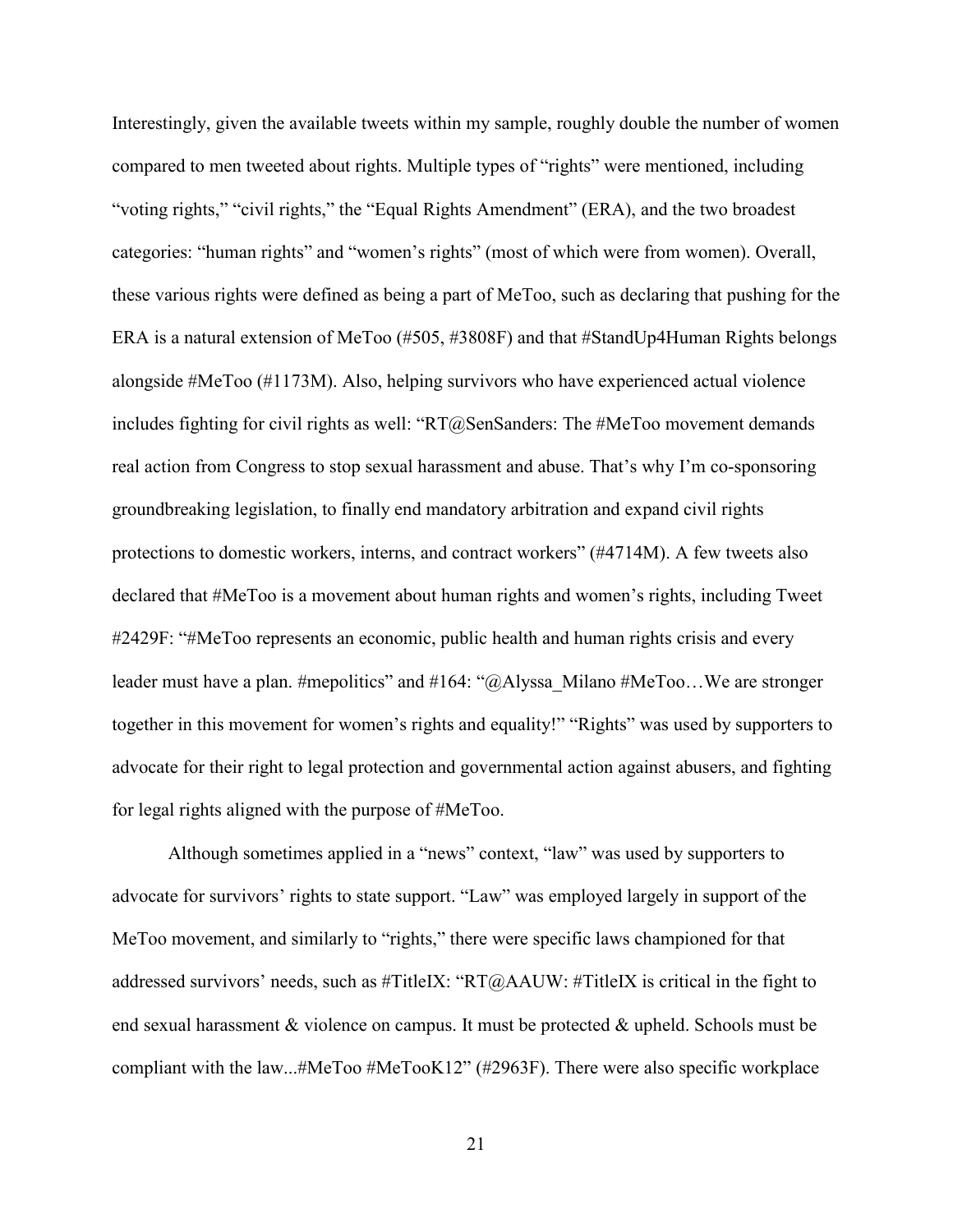Interestingly, given the available tweets within my sample, roughly double the number of women compared to men tweeted about rights. Multiple types of "rights" were mentioned, including "voting rights," "civil rights," the "Equal Rights Amendment" (ERA), and the two broadest categories: "human rights" and "women's rights" (most of which were from women). Overall, these various rights were defined as being a part of MeToo, such as declaring that pushing for the ERA is a natural extension of MeToo (#505, #3808F) and that #StandUp4Human Rights belongs alongside #MeToo (#1173M). Also, helping survivors who have experienced actual violence includes fighting for civil rights as well: "RT@SenSanders: The #MeToo movement demands real action from Congress to stop sexual harassment and abuse. That's why I'm co-sponsoring groundbreaking legislation, to finally end mandatory arbitration and expand civil rights protections to domestic workers, interns, and contract workers" (#4714M). A few tweets also declared that #MeToo is a movement about human rights and women's rights, including Tweet #2429F: "#MeToo represents an economic, public health and human rights crisis and every leader must have a plan. #mepolitics" and #164: "@Alyssa_Milano #MeToo…We are stronger together in this movement for women's rights and equality!" "Rights" was used by supporters to advocate for their right to legal protection and governmental action against abusers, and fighting for legal rights aligned with the purpose of #MeToo.

Although sometimes applied in a "news" context, "law" was used by supporters to advocate for survivors' rights to state support. "Law" was employed largely in support of the MeToo movement, and similarly to "rights," there were specific laws championed for that addressed survivors' needs, such as #TitleIX: "RT@AAUW: #TitleIX is critical in the fight to end sexual harassment & violence on campus. It must be protected & upheld. Schools must be compliant with the law...#MeToo #MeTooK12" (#2963F). There were also specific workplace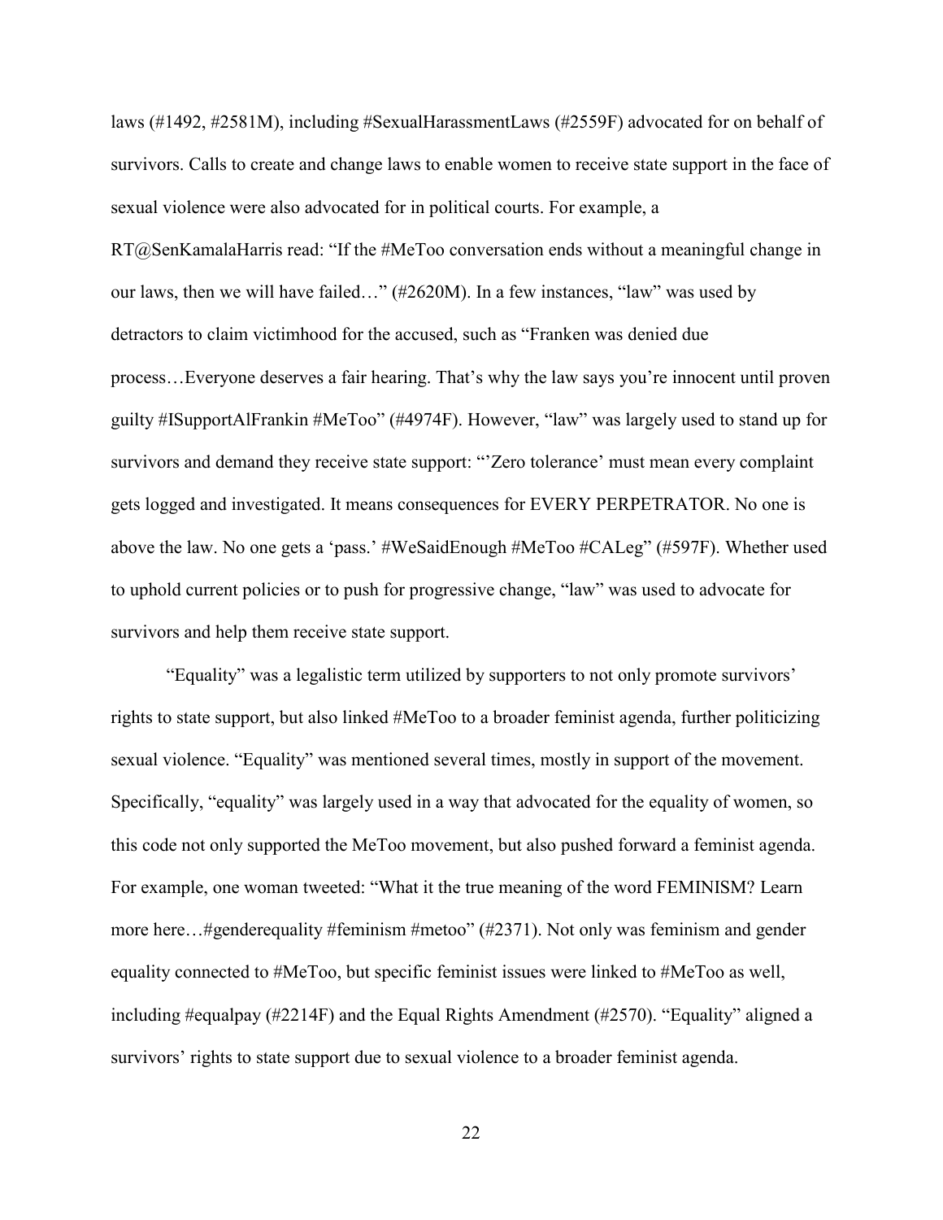laws (#1492, #2581M), including #SexualHarassmentLaws (#2559F) advocated for on behalf of survivors. Calls to create and change laws to enable women to receive state support in the face of sexual violence were also advocated for in political courts. For example, a RT@SenKamalaHarris read: "If the #MeToo conversation ends without a meaningful change in our laws, then we will have failed…" (#2620M). In a few instances, "law" was used by detractors to claim victimhood for the accused, such as "Franken was denied due process…Everyone deserves a fair hearing. That's why the law says you're innocent until proven guilty #ISupportAlFrankin #MeToo" (#4974F). However, "law" was largely used to stand up for survivors and demand they receive state support: "'Zero tolerance' must mean every complaint gets logged and investigated. It means consequences for EVERY PERPETRATOR. No one is above the law. No one gets a 'pass.' #WeSaidEnough #MeToo #CALeg" (#597F). Whether used to uphold current policies or to push for progressive change, "law" was used to advocate for survivors and help them receive state support.

"Equality" was a legalistic term utilized by supporters to not only promote survivors' rights to state support, but also linked #MeToo to a broader feminist agenda, further politicizing sexual violence. "Equality" was mentioned several times, mostly in support of the movement. Specifically, "equality" was largely used in a way that advocated for the equality of women, so this code not only supported the MeToo movement, but also pushed forward a feminist agenda. For example, one woman tweeted: "What it the true meaning of the word FEMINISM? Learn more here…#genderequality #feminism #metoo" (#2371). Not only was feminism and gender equality connected to #MeToo, but specific feminist issues were linked to #MeToo as well, including #equalpay (#2214F) and the Equal Rights Amendment (#2570). "Equality" aligned a survivors' rights to state support due to sexual violence to a broader feminist agenda.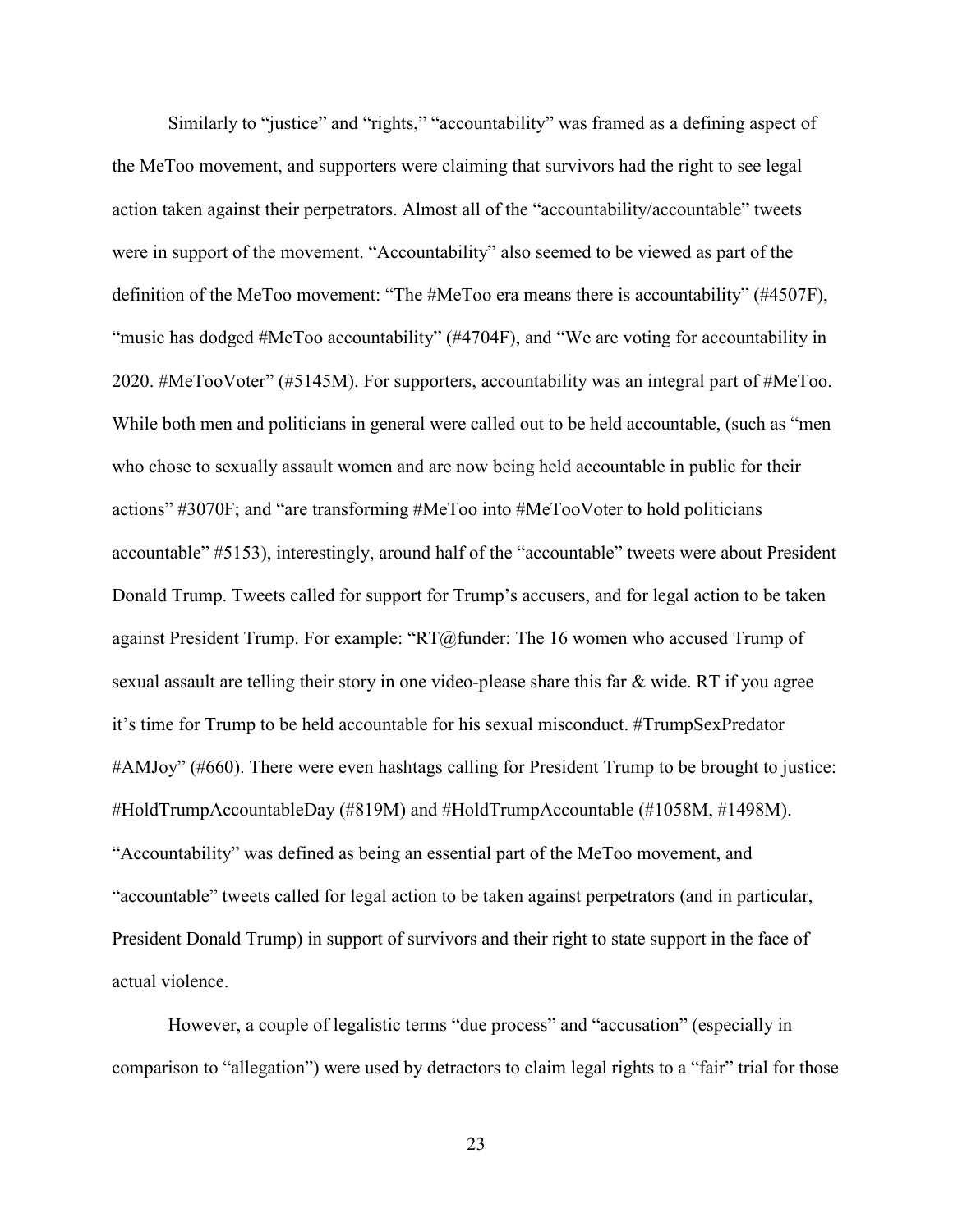Similarly to “justice” and “rights,” “accountability” was framed as a defining aspect of the MeToo movement, and supporters were claiming that survivors had the right to see legal action taken against their perpetrators. Almost all of the “accountability/accountable” tweets were in support of the movement. “Accountability” also seemed to be viewed as part of the definition of the MeToo movement: “The #MeToo era means there is accountability” (#4507F), “music has dodged #MeToo accountability” (#4704F), and “We are voting for accountability in 2020. #MeTooVoter” (#5145M). For supporters, accountability was an integral part of #MeToo. While both men and politicians in general were called out to be held accountable, (such as “men who chose to sexually assault women and are now being held accountable in public for their actions” #3070F; and “are transforming #MeToo into #MeTooVoter to hold politicians accountable” #5153), interestingly, around half of the “accountable” tweets were about President Donald Trump. Tweets called for support for Trump’s accusers, and for legal action to be taken against President Trump. For example: “RT@funder: The 16 women who accused Trump of sexual assault are telling their story in one video-please share this far & wide. RT if you agree it’s time for Trump to be held accountable for his sexual misconduct. #TrumpSexPredator #AMJoy” (#660). There were even hashtags calling for President Trump to be brought to justice: #HoldTrumpAccountableDay (#819M) and #HoldTrumpAccountable (#1058M, #1498M). “Accountability” was defined as being an essential part of the MeToo movement, and “accountable” tweets called for legal action to be taken against perpetrators (and in particular, President Donald Trump) in support of survivors and their right to state support in the face of actual violence.

However, a couple of legalistic terms “due process” and “accusation” (especially in comparison to “allegation”) were used by detractors to claim legal rights to a “fair” trial for those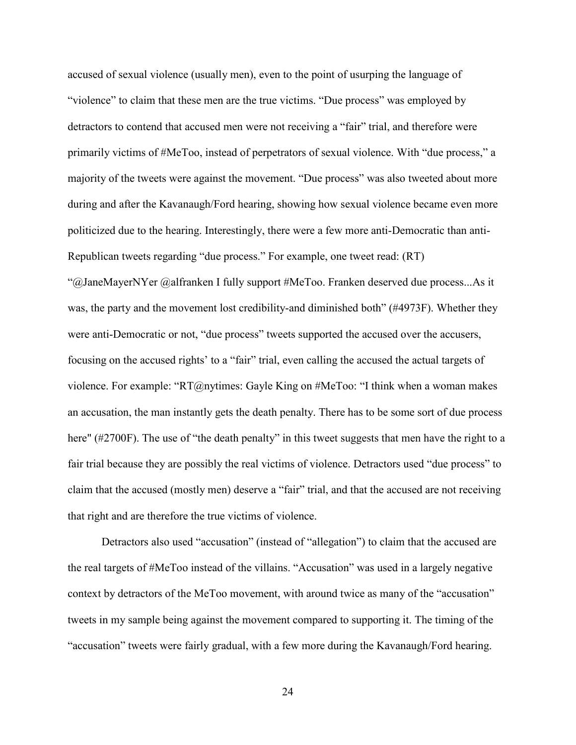accused of sexual violence (usually men), even to the point of usurping the language of "violence" to claim that these men are the true victims. "Due process" was employed by detractors to contend that accused men were not receiving a "fair" trial, and therefore were primarily victims of #MeToo, instead of perpetrators of sexual violence. With "due process," a majority of the tweets were against the movement. "Due process" was also tweeted about more during and after the Kavanaugh/Ford hearing, showing how sexual violence became even more politicized due to the hearing. Interestingly, there were a few more anti-Democratic than anti-Republican tweets regarding "due process." For example, one tweet read: (RT) "@JaneMayerNYer @alfranken I fully support #MeToo. Franken deserved due process...As it was, the party and the movement lost credibility-and diminished both" (#4973F). Whether they were anti-Democratic or not, "due process" tweets supported the accused over the accusers, focusing on the accused rights' to a "fair" trial, even calling the accused the actual targets of violence. For example: "RT@nytimes: Gayle King on #MeToo: "I think when a woman makes an accusation, the man instantly gets the death penalty. There has to be some sort of due process here" (#2700F). The use of "the death penalty" in this tweet suggests that men have the right to a fair trial because they are possibly the real victims of violence. Detractors used "due process" to claim that the accused (mostly men) deserve a "fair" trial, and that the accused are not receiving that right and are therefore the true victims of violence.

Detractors also used "accusation" (instead of "allegation") to claim that the accused are the real targets of #MeToo instead of the villains. "Accusation" was used in a largely negative context by detractors of the MeToo movement, with around twice as many of the "accusation" tweets in my sample being against the movement compared to supporting it. The timing of the "accusation" tweets were fairly gradual, with a few more during the Kavanaugh/Ford hearing.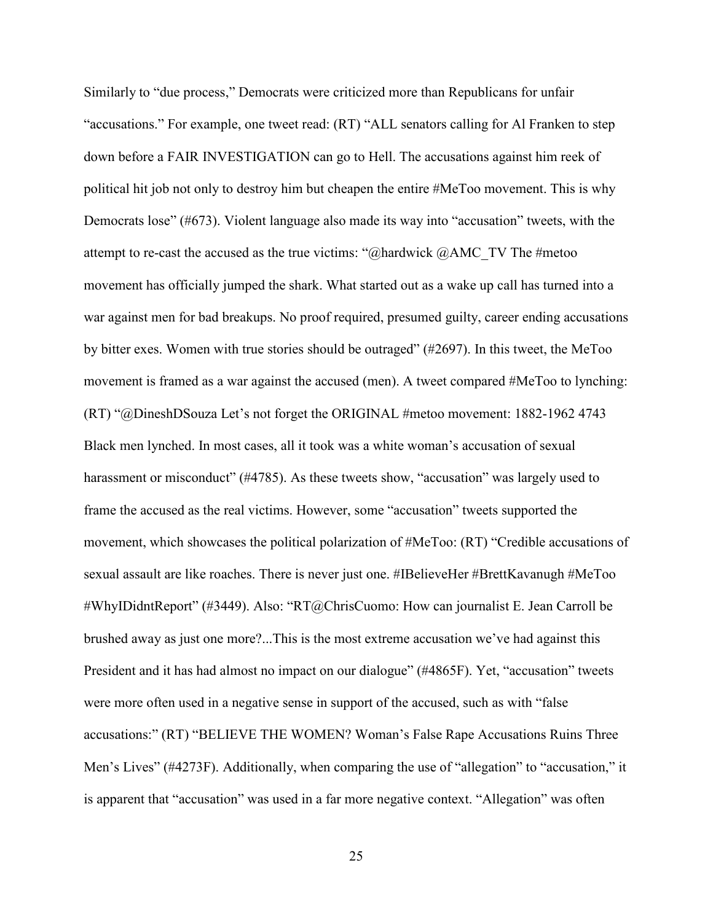Similarly to "due process," Democrats were criticized more than Republicans for unfair "accusations." For example, one tweet read: (RT) "ALL senators calling for Al Franken to step down before a FAIR INVESTIGATION can go to Hell. The accusations against him reek of political hit job not only to destroy him but cheapen the entire #MeToo movement. This is why Democrats lose" (#673). Violent language also made its way into "accusation" tweets, with the attempt to re-cast the accused as the true victims: "@hardwick @AMC_TV The #metoo movement has officially jumped the shark. What started out as a wake up call has turned into a war against men for bad breakups. No proof required, presumed guilty, career ending accusations by bitter exes. Women with true stories should be outraged" (#2697). In this tweet, the MeToo movement is framed as a war against the accused (men). A tweet compared #MeToo to lynching: (RT) "@DineshDSouza Let's not forget the ORIGINAL #metoo movement: 1882-1962 4743 Black men lynched. In most cases, all it took was a white woman's accusation of sexual harassment or misconduct" (#4785). As these tweets show, "accusation" was largely used to frame the accused as the real victims. However, some "accusation" tweets supported the movement, which showcases the political polarization of #MeToo: (RT) "Credible accusations of sexual assault are like roaches. There is never just one. #IBelieveHer #BrettKavanugh #MeToo #WhyIDidntReport" (#3449). Also: "RT@ChrisCuomo: How can journalist E. Jean Carroll be brushed away as just one more?...This is the most extreme accusation we've had against this President and it has had almost no impact on our dialogue" (#4865F). Yet, "accusation" tweets were more often used in a negative sense in support of the accused, such as with "false accusations:" (RT) "BELIEVE THE WOMEN? Woman's False Rape Accusations Ruins Three Men's Lives" (#4273F). Additionally, when comparing the use of "allegation" to "accusation," it is apparent that "accusation" was used in a far more negative context. "Allegation" was often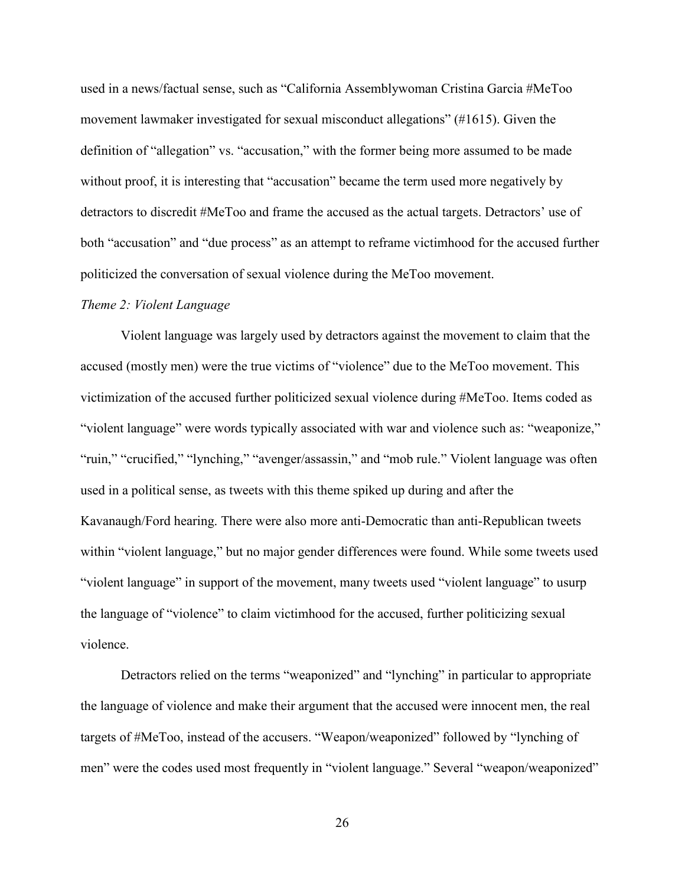used in a news/factual sense, such as "California Assemblywoman Cristina Garcia #MeToo movement lawmaker investigated for sexual misconduct allegations" (#1615). Given the definition of "allegation" vs. "accusation," with the former being more assumed to be made without proof, it is interesting that "accusation" became the term used more negatively by detractors to discredit #MeToo and frame the accused as the actual targets. Detractors' use of both "accusation" and "due process" as an attempt to reframe victimhood for the accused further politicized the conversation of sexual violence during the MeToo movement.

*Theme 2: Violent Language*

Violent language was largely used by detractors against the movement to claim that the accused (mostly men) were the true victims of "violence" due to the MeToo movement. This victimization of the accused further politicized sexual violence during #MeToo. Items coded as "violent language" were words typically associated with war and violence such as: "weaponize," "ruin," "crucified," "lynching," "avenger/assassin," and "mob rule." Violent language was often used in a political sense, as tweets with this theme spiked up during and after the Kavanaugh/Ford hearing. There were also more anti-Democratic than anti-Republican tweets within "violent language," but no major gender differences were found. While some tweets used "violent language" in support of the movement, many tweets used "violent language" to usurp the language of "violence" to claim victimhood for the accused, further politicizing sexual violence.

Detractors relied on the terms "weaponized" and "lynching" in particular to appropriate the language of violence and make their argument that the accused were innocent men, the real targets of #MeToo, instead of the accusers. "Weapon/weaponized" followed by "lynching of men" were the codes used most frequently in "violent language." Several "weapon/weaponized"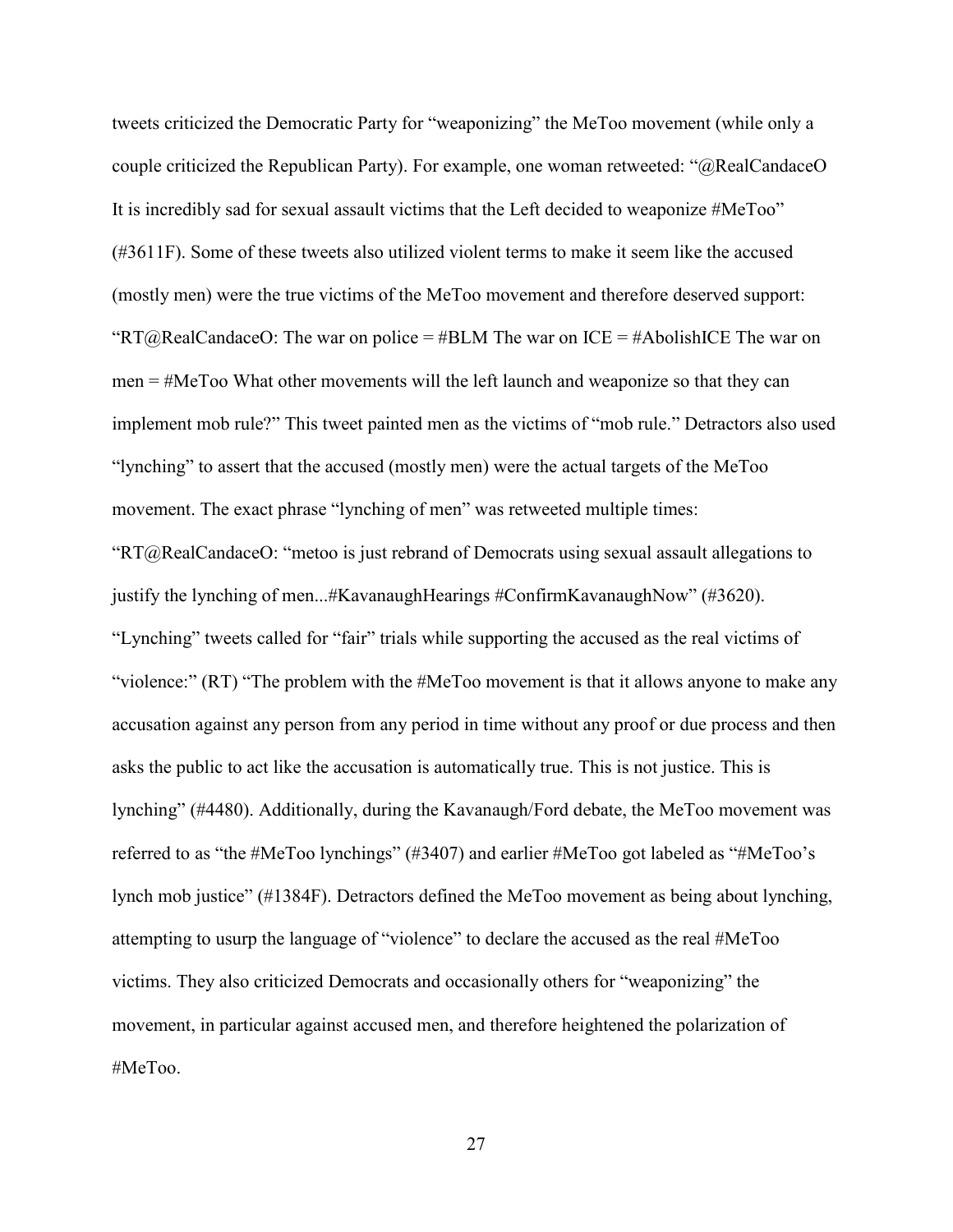tweets criticized the Democratic Party for "weaponizing" the MeToo movement (while only a couple criticized the Republican Party). For example, one woman retweeted: "@RealCandaceO It is incredibly sad for sexual assault victims that the Left decided to weaponize #MeToo" (#3611F). Some of these tweets also utilized violent terms to make it seem like the accused (mostly men) were the true victims of the MeToo movement and therefore deserved support: "RT@RealCandaceO: The war on police = #BLM The war on ICE = #AbolishICE The war on men = #MeToo What other movements will the left launch and weaponize so that they can implement mob rule?" This tweet painted men as the victims of "mob rule." Detractors also used "lynching" to assert that the accused (mostly men) were the actual targets of the MeToo movement. The exact phrase "lynching of men" was retweeted multiple times: "RT@RealCandaceO: "metoo is just rebrand of Democrats using sexual assault allegations to justify the lynching of men...#KavanaughHearings #ConfirmKavanaughNow" (#3620). "Lynching" tweets called for "fair" trials while supporting the accused as the real victims of "violence:" (RT) "The problem with the #MeToo movement is that it allows anyone to make any accusation against any person from any period in time without any proof or due process and then asks the public to act like the accusation is automatically true. This is not justice. This is lynching" (#4480). Additionally, during the Kavanaugh/Ford debate, the MeToo movement was referred to as "the #MeToo lynchings" (#3407) and earlier #MeToo got labeled as "#MeToo's lynch mob justice" (#1384F). Detractors defined the MeToo movement as being about lynching, attempting to usurp the language of "violence" to declare the accused as the real #MeToo victims. They also criticized Democrats and occasionally others for "weaponizing" the movement, in particular against accused men, and therefore heightened the polarization of #MeToo.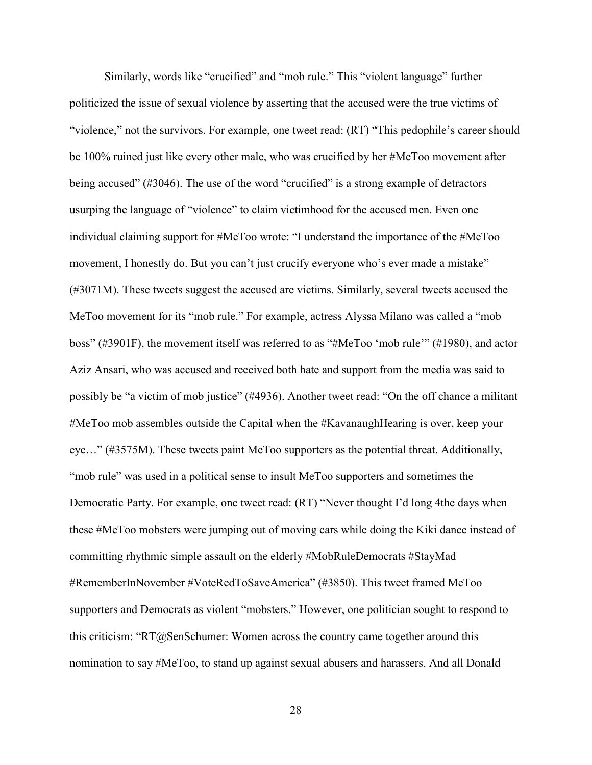Similarly, words like “crucified” and “mob rule.” This “violent language” further politicized the issue of sexual violence by asserting that the accused were the true victims of “violence,” not the survivors. For example, one tweet read: (RT) “This pedophile’s career should be 100% ruined just like every other male, who was crucified by her #MeToo movement after being accused” (#3046). The use of the word “crucified” is a strong example of detractors usurping the language of “violence” to claim victimhood for the accused men. Even one individual claiming support for #MeToo wrote: “I understand the importance of the #MeToo movement, I honestly do. But you can’t just crucify everyone who’s ever made a mistake” (#3071M). These tweets suggest the accused are victims. Similarly, several tweets accused the MeToo movement for its “mob rule.” For example, actress Alyssa Milano was called a “mob boss” (#3901F), the movement itself was referred to as “#MeToo ‘mob rule’” (#1980), and actor Aziz Ansari, who was accused and received both hate and support from the media was said to possibly be “a victim of mob justice” (#4936). Another tweet read: “On the off chance a militant #MeToo mob assembles outside the Capital when the #KavanaughHearing is over, keep your eye…” (#3575M). These tweets paint MeToo supporters as the potential threat. Additionally, “mob rule” was used in a political sense to insult MeToo supporters and sometimes the Democratic Party. For example, one tweet read: (RT) “Never thought I’d long 4the days when these #MeToo mobsters were jumping out of moving cars while doing the Kiki dance instead of committing rhythmic simple assault on the elderly #MobRuleDemocrats #StayMad #RememberInNovember #VoteRedToSaveAmerica” (#3850). This tweet framed MeToo supporters and Democrats as violent “mobsters.” However, one politician sought to respond to this criticism: “RT@SenSchumer: Women across the country came together around this nomination to say #MeToo, to stand up against sexual abusers and harassers. And all Donald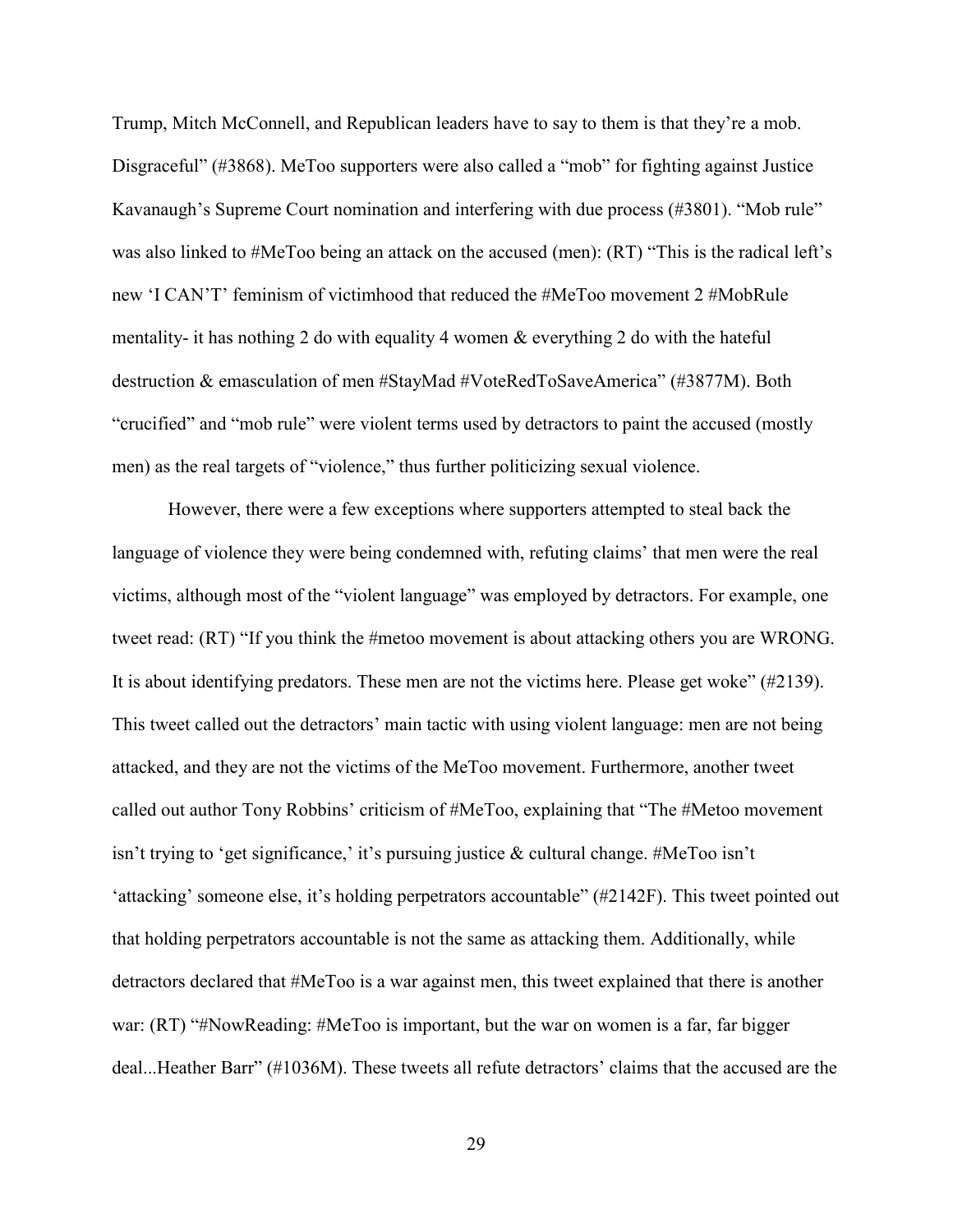Trump, Mitch McConnell, and Republican leaders have to say to them is that they're a mob. Disgraceful" (#3868). MeToo supporters were also called a "mob" for fighting against Justice Kavanaugh's Supreme Court nomination and interfering with due process (#3801). "Mob rule" was also linked to #MeToo being an attack on the accused (men): (RT) "This is the radical left's new 'I CAN'T' feminism of victimhood that reduced the #MeToo movement 2 #MobRule mentality- it has nothing 2 do with equality 4 women & everything 2 do with the hateful destruction & emasculation of men #StayMad #VoteRedToSaveAmerica" (#3877M). Both "crucified" and "mob rule" were violent terms used by detractors to paint the accused (mostly men) as the real targets of "violence," thus further politicizing sexual violence.

However, there were a few exceptions where supporters attempted to steal back the language of violence they were being condemned with, refuting claims' that men were the real victims, although most of the "violent language" was employed by detractors. For example, one tweet read: (RT) "If you think the #metoo movement is about attacking others you are WRONG. It is about identifying predators. These men are not the victims here. Please get woke" (#2139). This tweet called out the detractors' main tactic with using violent language: men are not being attacked, and they are not the victims of the MeToo movement. Furthermore, another tweet called out author Tony Robbins' criticism of #MeToo, explaining that "The #Metoo movement isn't trying to 'get significance,' it's pursuing justice & cultural change. #MeToo isn't 'attacking' someone else, it's holding perpetrators accountable" (#2142F). This tweet pointed out that holding perpetrators accountable is not the same as attacking them. Additionally, while detractors declared that #MeToo is a war against men, this tweet explained that there is another war: (RT) "#NowReading: #MeToo is important, but the war on women is a far, far bigger deal...Heather Barr" (#1036M). These tweets all refute detractors' claims that the accused are the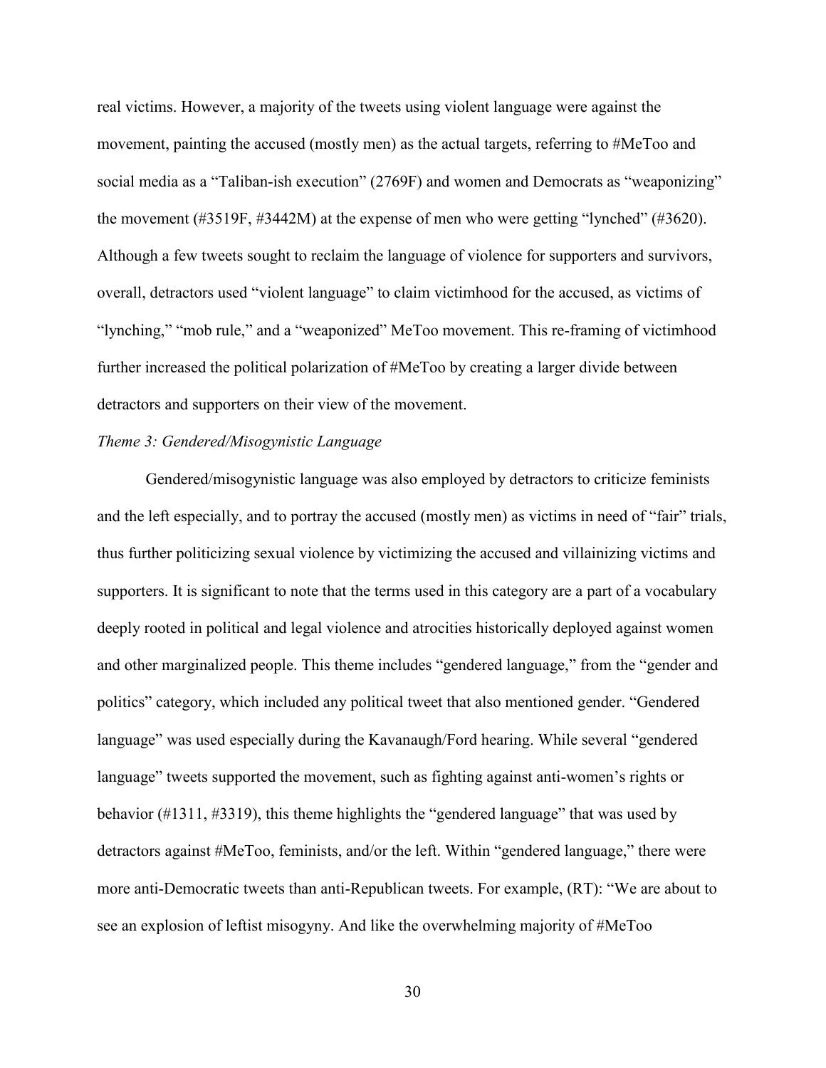real victims. However, a majority of the tweets using violent language were against the movement, painting the accused (mostly men) as the actual targets, referring to #MeToo and social media as a "Taliban-ish execution" (2769F) and women and Democrats as "weaponizing" the movement (#3519F, #3442M) at the expense of men who were getting "lynched" (#3620). Although a few tweets sought to reclaim the language of violence for supporters and survivors, overall, detractors used "violent language" to claim victimhood for the accused, as victims of "lynching," "mob rule," and a "weaponized" MeToo movement. This re-framing of victimhood further increased the political polarization of #MeToo by creating a larger divide between detractors and supporters on their view of the movement.

*Theme 3: Gendered/Misogynistic Language*

Gendered/misogynistic language was also employed by detractors to criticize feminists and the left especially, and to portray the accused (mostly men) as victims in need of "fair" trials, thus further politicizing sexual violence by victimizing the accused and villainizing victims and supporters. It is significant to note that the terms used in this category are a part of a vocabulary deeply rooted in political and legal violence and atrocities historically deployed against women and other marginalized people. This theme includes "gendered language," from the "gender and politics" category, which included any political tweet that also mentioned gender. "Gendered language" was used especially during the Kavanaugh/Ford hearing. While several "gendered language" tweets supported the movement, such as fighting against anti-women's rights or behavior (#1311, #3319), this theme highlights the "gendered language" that was used by detractors against #MeToo, feminists, and/or the left. Within "gendered language," there were more anti-Democratic tweets than anti-Republican tweets. For example, (RT): "We are about to see an explosion of leftist misogyny. And like the overwhelming majority of #MeToo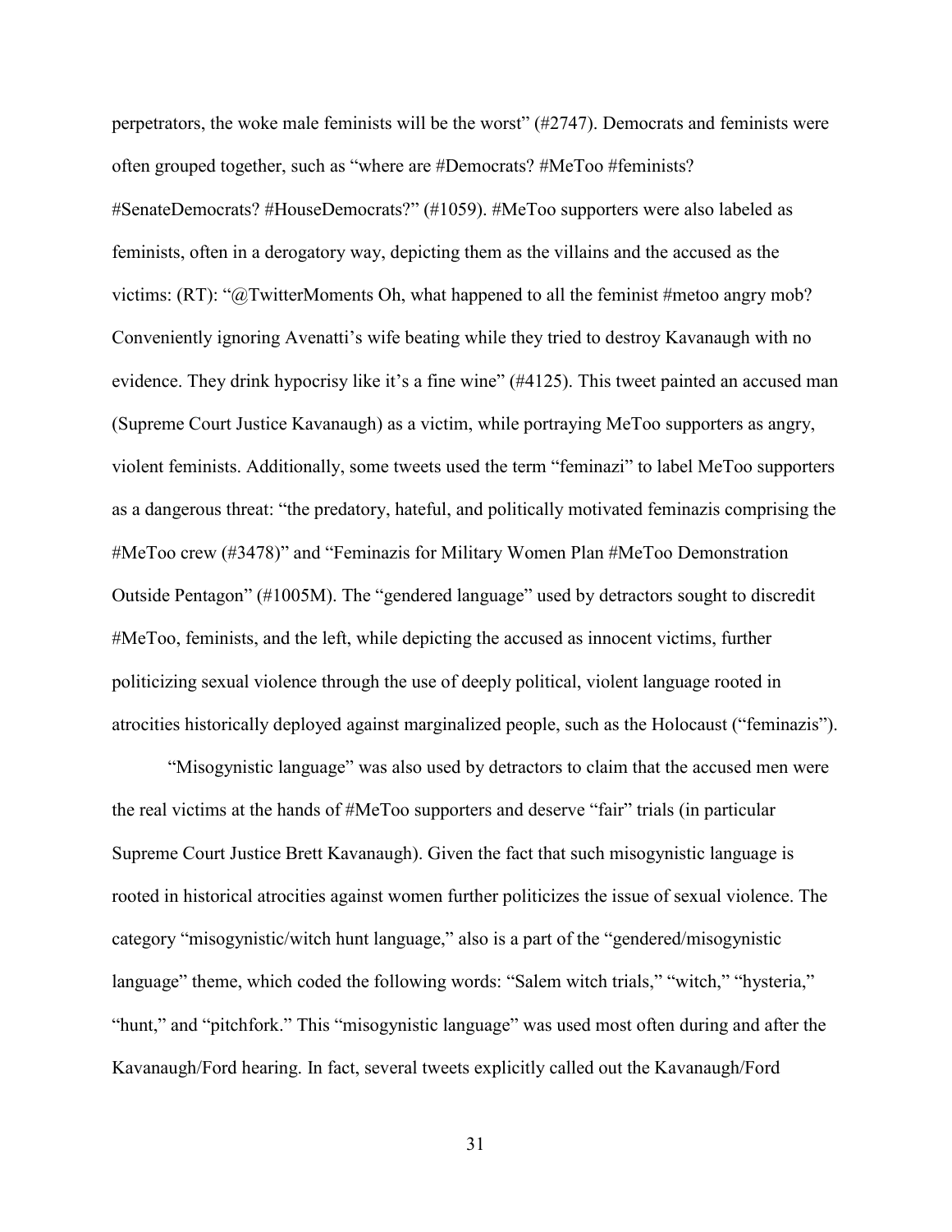perpetrators, the woke male feminists will be the worst" (#2747). Democrats and feminists were often grouped together, such as "where are #Democrats? #MeToo #feminists? #SenateDemocrats? #HouseDemocrats?" (#1059). #MeToo supporters were also labeled as feminists, often in a derogatory way, depicting them as the villains and the accused as the victims: (RT): "@TwitterMoments Oh, what happened to all the feminist #metoo angry mob? Conveniently ignoring Avenatti's wife beating while they tried to destroy Kavanaugh with no evidence. They drink hypocrisy like it's a fine wine" (#4125). This tweet painted an accused man (Supreme Court Justice Kavanaugh) as a victim, while portraying MeToo supporters as angry, violent feminists. Additionally, some tweets used the term "feminazi" to label MeToo supporters as a dangerous threat: "the predatory, hateful, and politically motivated feminazis comprising the #MeToo crew (#3478)" and "Feminazis for Military Women Plan #MeToo Demonstration Outside Pentagon" (#1005M). The "gendered language" used by detractors sought to discredit #MeToo, feminists, and the left, while depicting the accused as innocent victims, further politicizing sexual violence through the use of deeply political, violent language rooted in atrocities historically deployed against marginalized people, such as the Holocaust ("feminazis").

"Misogynistic language" was also used by detractors to claim that the accused men were the real victims at the hands of #MeToo supporters and deserve "fair" trials (in particular Supreme Court Justice Brett Kavanaugh). Given the fact that such misogynistic language is rooted in historical atrocities against women further politicizes the issue of sexual violence. The category "misogynistic/witch hunt language," also is a part of the "gendered/misogynistic language" theme, which coded the following words: "Salem witch trials," "witch," "hysteria," "hunt," and "pitchfork." This "misogynistic language" was used most often during and after the Kavanaugh/Ford hearing. In fact, several tweets explicitly called out the Kavanaugh/Ford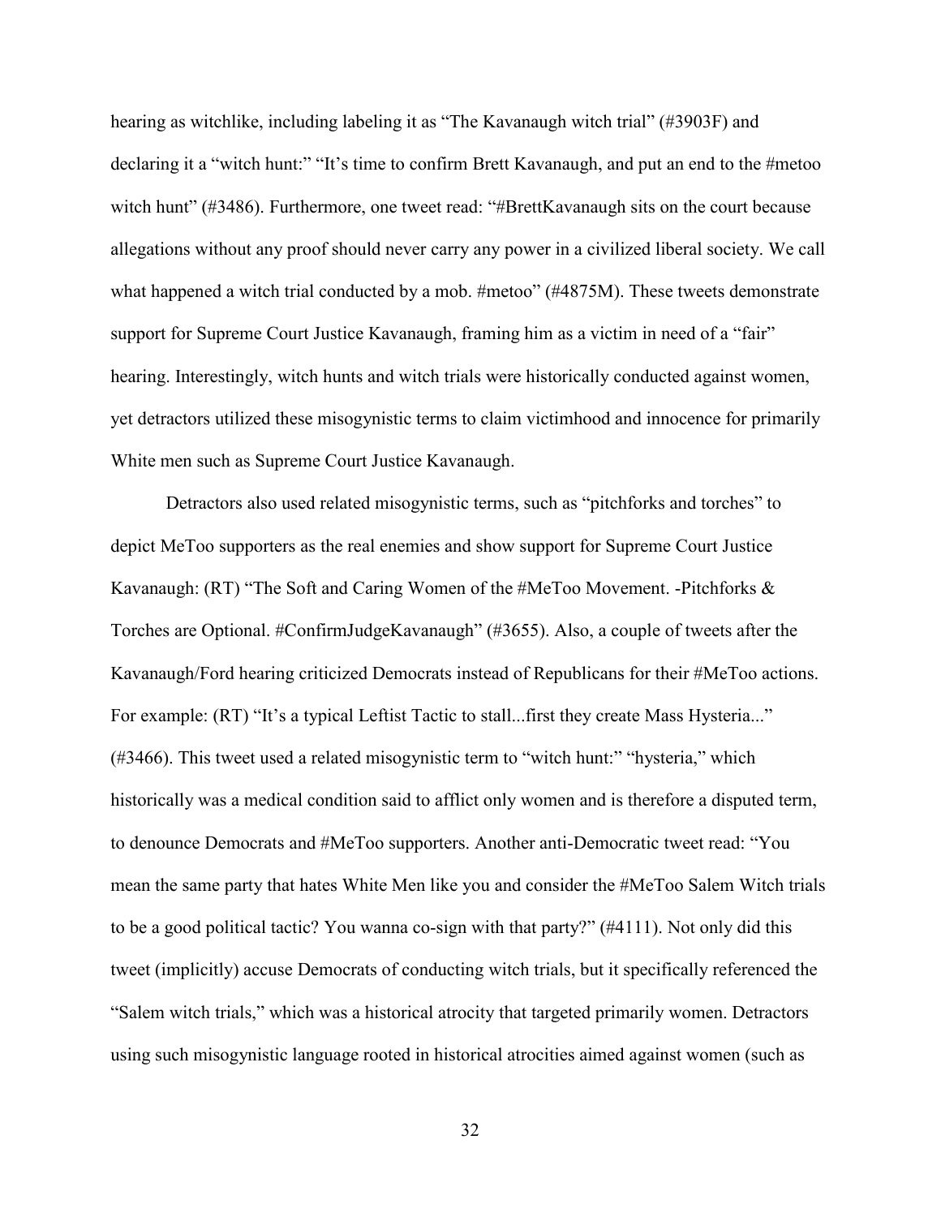hearing as witchlike, including labeling it as "The Kavanaugh witch trial" (#3903F) and declaring it a "witch hunt:" "It's time to confirm Brett Kavanaugh, and put an end to the #metoo witch hunt" (#3486). Furthermore, one tweet read: "#BrettKavanaugh sits on the court because allegations without any proof should never carry any power in a civilized liberal society. We call what happened a witch trial conducted by a mob. #metoo" (#4875M). These tweets demonstrate support for Supreme Court Justice Kavanaugh, framing him as a victim in need of a "fair" hearing. Interestingly, witch hunts and witch trials were historically conducted against women, yet detractors utilized these misogynistic terms to claim victimhood and innocence for primarily White men such as Supreme Court Justice Kavanaugh.

Detractors also used related misogynistic terms, such as "pitchforks and torches" to depict MeToo supporters as the real enemies and show support for Supreme Court Justice Kavanaugh: (RT) "The Soft and Caring Women of the #MeToo Movement. -Pitchforks & Torches are Optional. #ConfirmJudgeKavanaugh" (#3655). Also, a couple of tweets after the Kavanaugh/Ford hearing criticized Democrats instead of Republicans for their #MeToo actions. For example: (RT) "It's a typical Leftist Tactic to stall...first they create Mass Hysteria..." (#3466). This tweet used a related misogynistic term to "witch hunt:" "hysteria," which historically was a medical condition said to afflict only women and is therefore a disputed term, to denounce Democrats and #MeToo supporters. Another anti-Democratic tweet read: "You mean the same party that hates White Men like you and consider the #MeToo Salem Witch trials to be a good political tactic? You wanna co-sign with that party?" (#4111). Not only did this tweet (implicitly) accuse Democrats of conducting witch trials, but it specifically referenced the "Salem witch trials," which was a historical atrocity that targeted primarily women. Detractors using such misogynistic language rooted in historical atrocities aimed against women (such as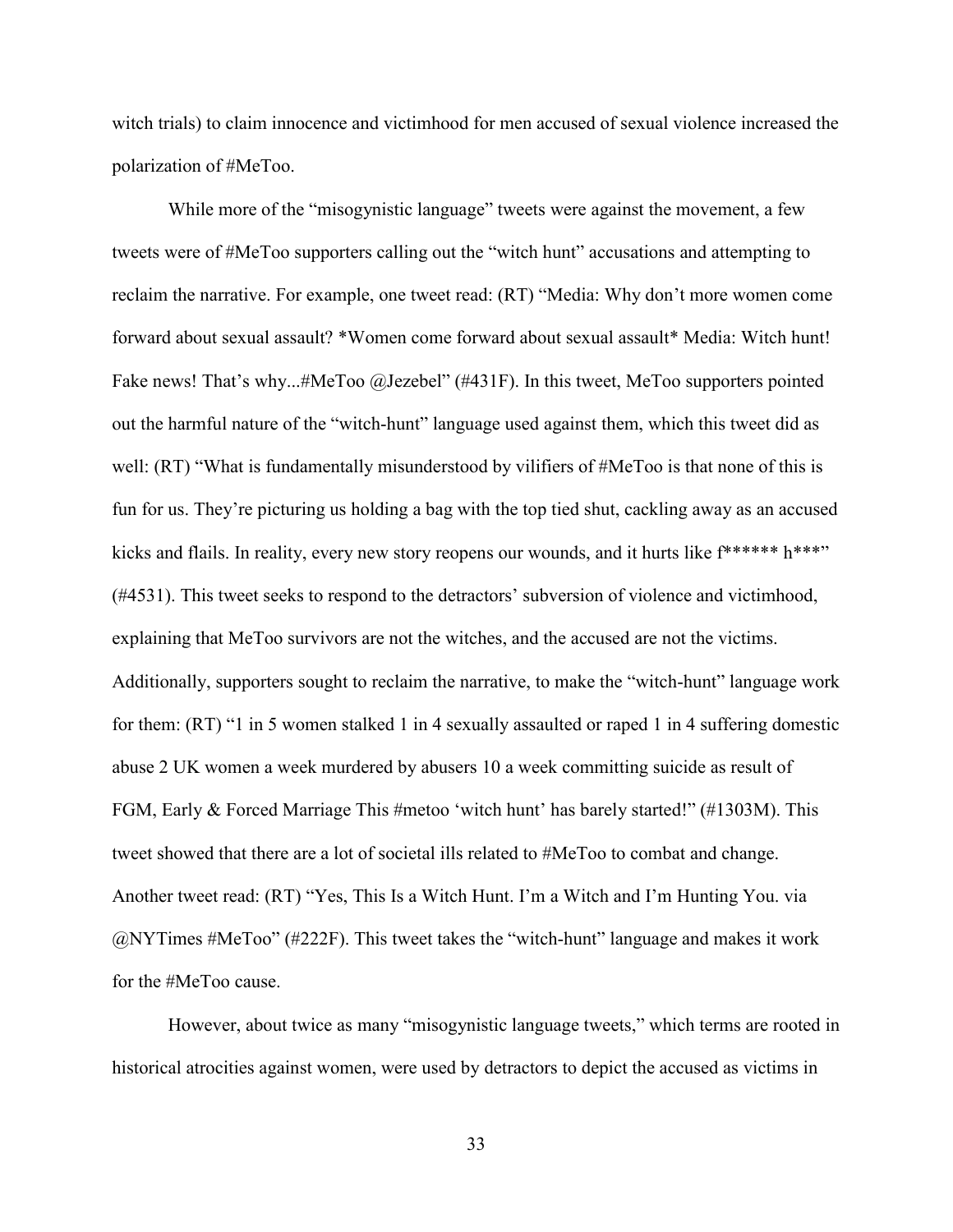witch trials) to claim innocence and victimhood for men accused of sexual violence increased the polarization of #MeToo.

While more of the "misogynistic language" tweets were against the movement, a few tweets were of #MeToo supporters calling out the "witch hunt" accusations and attempting to reclaim the narrative. For example, one tweet read: (RT) "Media: Why don't more women come forward about sexual assault? *Women come forward about sexual assault* Media: Witch hunt! Fake news! That's why...#MeToo @Jezebel" (#431F). In this tweet, MeToo supporters pointed out the harmful nature of the "witch-hunt" language used against them, which this tweet did as well: (RT) "What is fundamentally misunderstood by vilifiers of #MeToo is that none of this is fun for us. They're picturing us holding a bag with the top tied shut, cackling away as an accused kicks and flails. In reality, every new story reopens our wounds, and it hurts like f****** h***" (#4531). This tweet seeks to respond to the detractors' subversion of violence and victimhood, explaining that MeToo survivors are not the witches, and the accused are not the victims. Additionally, supporters sought to reclaim the narrative, to make the "witch-hunt" language work for them: (RT) "1 in 5 women stalked 1 in 4 sexually assaulted or raped 1 in 4 suffering domestic abuse 2 UK women a week murdered by abusers 10 a week committing suicide as result of FGM, Early & Forced Marriage This #metoo 'witch hunt' has barely started!" (#1303M). This tweet showed that there are a lot of societal ills related to #MeToo to combat and change. Another tweet read: (RT) "Yes, This Is a Witch Hunt. I'm a Witch and I'm Hunting You. via @NYTimes #MeToo" (#222F). This tweet takes the "witch-hunt" language and makes it work for the #MeToo cause.

However, about twice as many "misogynistic language tweets," which terms are rooted in historical atrocities against women, were used by detractors to depict the accused as victims in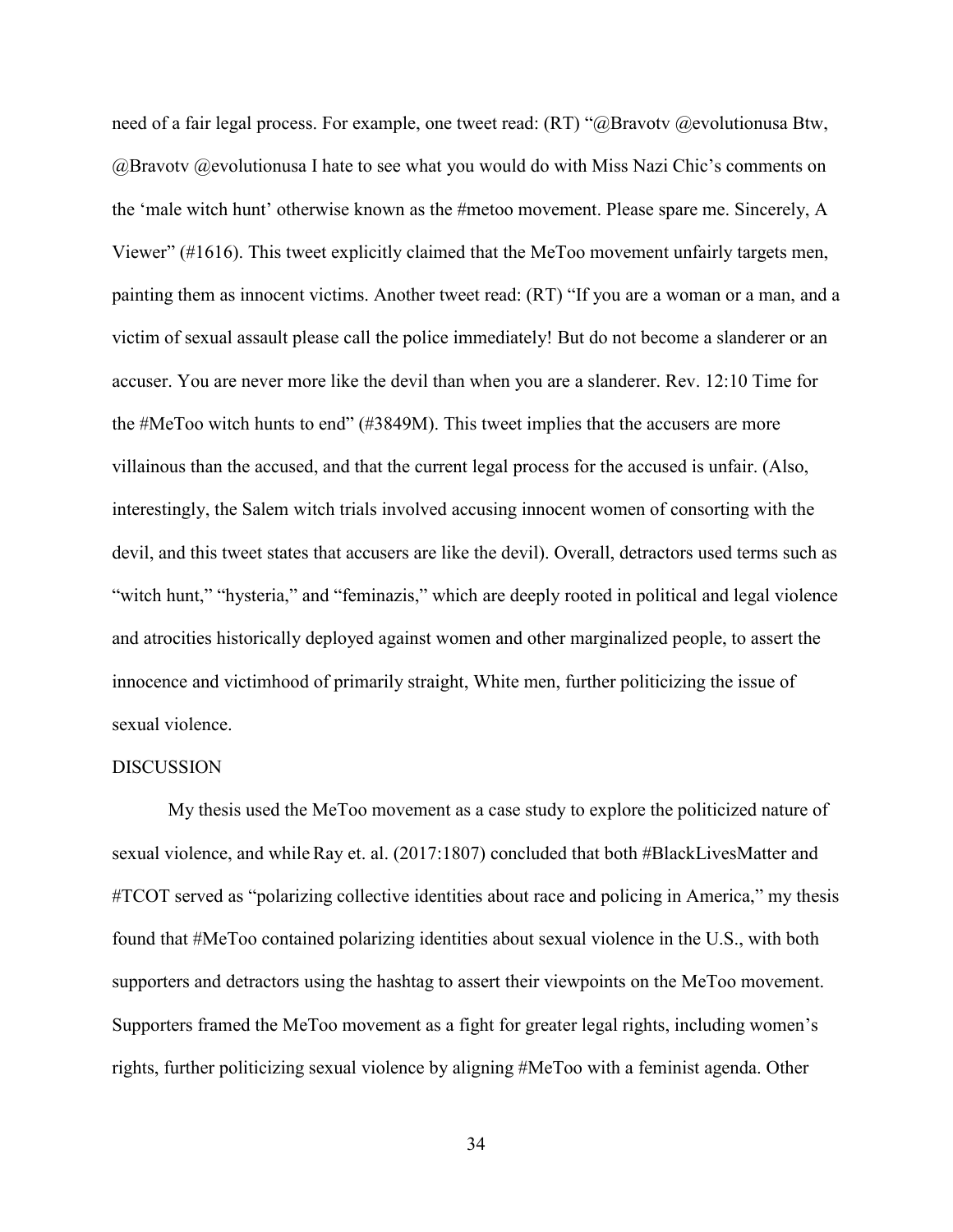need of a fair legal process. For example, one tweet read: (RT) "@Bravotv @evolutionusa Btw, @Bravotv @evolutionusa I hate to see what you would do with Miss Nazi Chic's comments on the 'male witch hunt' otherwise known as the #metoo movement. Please spare me. Sincerely, A Viewer" (#1616). This tweet explicitly claimed that the MeToo movement unfairly targets men, painting them as innocent victims. Another tweet read: (RT) "If you are a woman or a man, and a victim of sexual assault please call the police immediately! But do not become a slanderer or an accuser. You are never more like the devil than when you are a slanderer. Rev. 12:10 Time for the #MeToo witch hunts to end" (#3849M). This tweet implies that the accusers are more villainous than the accused, and that the current legal process for the accused is unfair. (Also, interestingly, the Salem witch trials involved accusing innocent women of consorting with the devil, and this tweet states that accusers are like the devil). Overall, detractors used terms such as "witch hunt," "hysteria," and "feminazis," which are deeply rooted in political and legal violence and atrocities historically deployed against women and other marginalized people, to assert the innocence and victimhood of primarily straight, White men, further politicizing the issue of sexual violence.

## DISCUSSION

My thesis used the MeToo movement as a case study to explore the politicized nature of sexual violence, and while Ray et. al. (2017:1807) concluded that both #BlackLivesMatter and #TCOT served as "polarizing collective identities about race and policing in America," my thesis found that #MeToo contained polarizing identities about sexual violence in the U.S., with both supporters and detractors using the hashtag to assert their viewpoints on the MeToo movement. Supporters framed the MeToo movement as a fight for greater legal rights, including women's rights, further politicizing sexual violence by aligning #MeToo with a feminist agenda. Other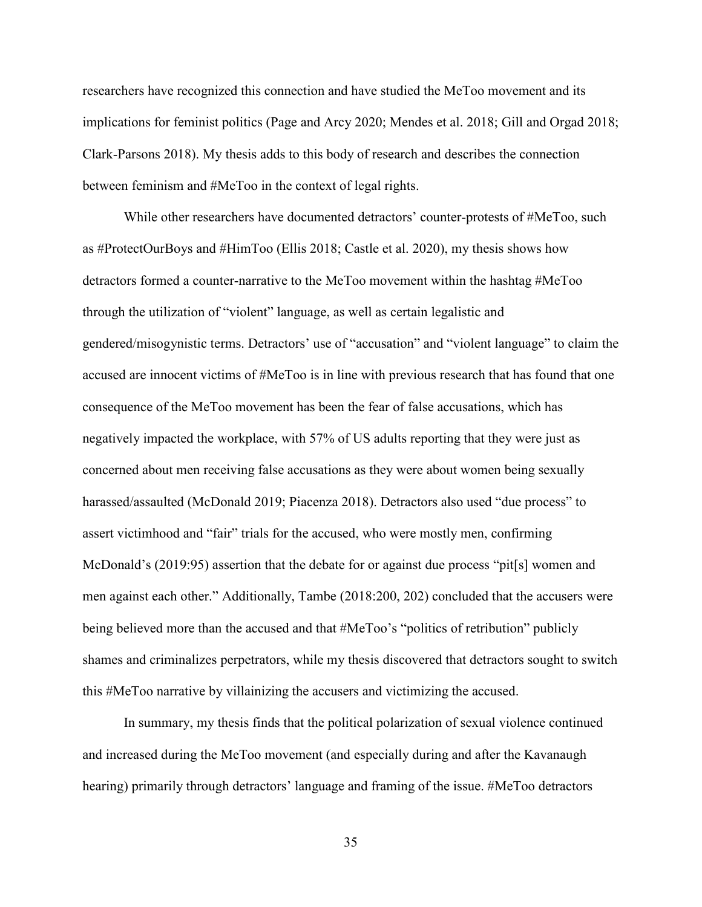researchers have recognized this connection and have studied the MeToo movement and its implications for feminist politics (Page and Arcy 2020; Mendes et al. 2018; Gill and Orgad 2018; Clark-Parsons 2018). My thesis adds to this body of research and describes the connection between feminism and #MeToo in the context of legal rights.

While other researchers have documented detractors' counter-protests of #MeToo, such as #ProtectOurBoys and #HimToo (Ellis 2018; Castle et al. 2020), my thesis shows how detractors formed a counter-narrative to the MeToo movement within the hashtag #MeToo through the utilization of "violent" language, as well as certain legalistic and gendered/misogynistic terms. Detractors' use of "accusation" and "violent language" to claim the accused are innocent victims of #MeToo is in line with previous research that has found that one consequence of the MeToo movement has been the fear of false accusations, which has negatively impacted the workplace, with 57% of US adults reporting that they were just as concerned about men receiving false accusations as they were about women being sexually harassed/assaulted (McDonald 2019; Piacenza 2018). Detractors also used "due process" to assert victimhood and "fair" trials for the accused, who were mostly men, confirming McDonald's (2019:95) assertion that the debate for or against due process "pit[s] women and men against each other." Additionally, Tambe (2018:200, 202) concluded that the accusers were being believed more than the accused and that #MeToo's "politics of retribution" publicly shames and criminalizes perpetrators, while my thesis discovered that detractors sought to switch this #MeToo narrative by villainizing the accusers and victimizing the accused.

In summary, my thesis finds that the political polarization of sexual violence continued and increased during the MeToo movement (and especially during and after the Kavanaugh hearing) primarily through detractors' language and framing of the issue. #MeToo detractors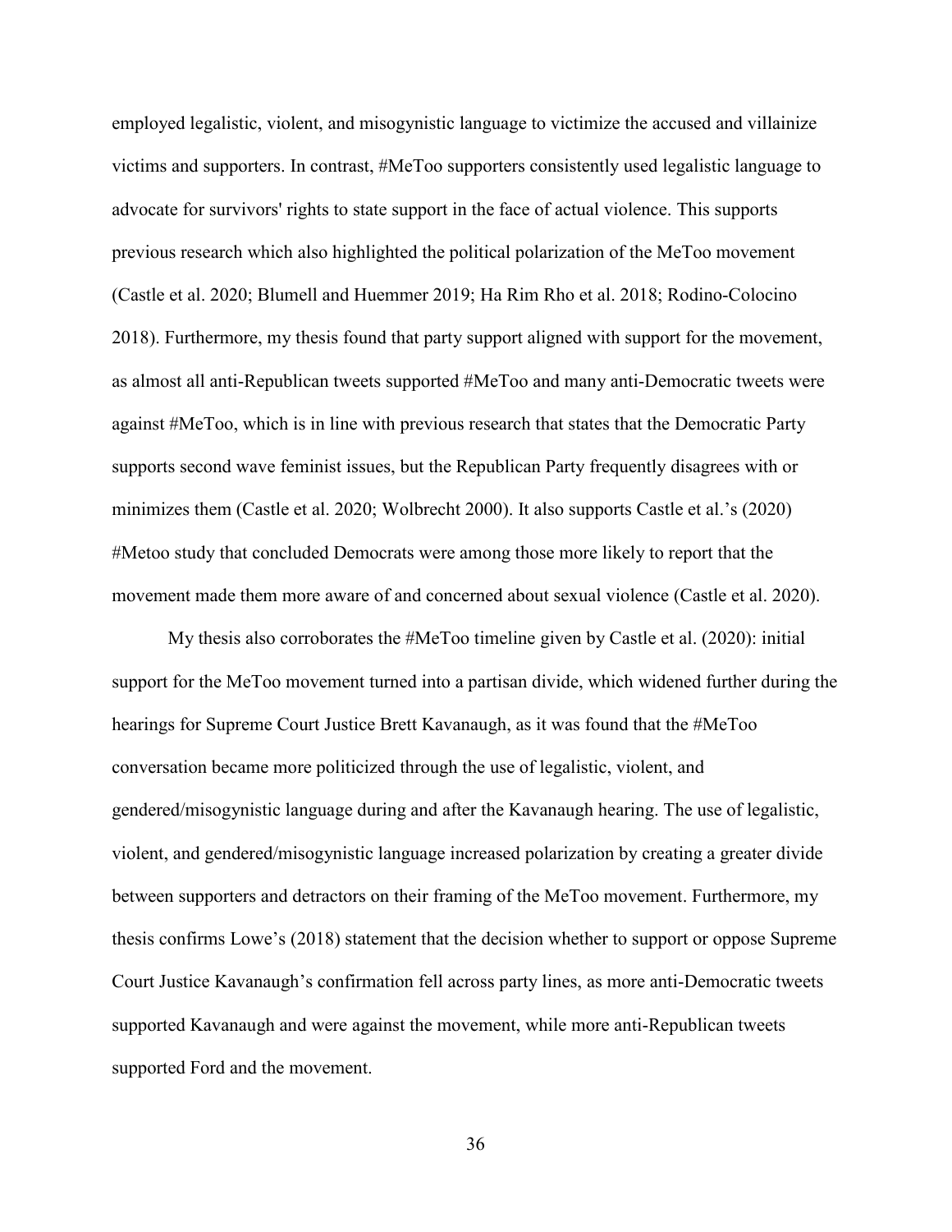employed legalistic, violent, and misogynistic language to victimize the accused and villainize victims and supporters. In contrast, #MeToo supporters consistently used legalistic language to advocate for survivors' rights to state support in the face of actual violence. This supports previous research which also highlighted the political polarization of the MeToo movement (Castle et al. 2020; Blumell and Huemmer 2019; Ha Rim Rho et al. 2018; Rodino-Colocino 2018). Furthermore, my thesis found that party support aligned with support for the movement, as almost all anti-Republican tweets supported #MeToo and many anti-Democratic tweets were against #MeToo, which is in line with previous research that states that the Democratic Party supports second wave feminist issues, but the Republican Party frequently disagrees with or minimizes them (Castle et al. 2020; Wolbrecht 2000). It also supports Castle et al.'s (2020) #Metoo study that concluded Democrats were among those more likely to report that the movement made them more aware of and concerned about sexual violence (Castle et al. 2020).

My thesis also corroborates the #MeToo timeline given by Castle et al. (2020): initial support for the MeToo movement turned into a partisan divide, which widened further during the hearings for Supreme Court Justice Brett Kavanaugh, as it was found that the #MeToo conversation became more politicized through the use of legalistic, violent, and gendered/misogynistic language during and after the Kavanaugh hearing. The use of legalistic, violent, and gendered/misogynistic language increased polarization by creating a greater divide between supporters and detractors on their framing of the MeToo movement. Furthermore, my thesis confirms Lowe's (2018) statement that the decision whether to support or oppose Supreme Court Justice Kavanaugh's confirmation fell across party lines, as more anti-Democratic tweets supported Kavanaugh and were against the movement, while more anti-Republican tweets supported Ford and the movement.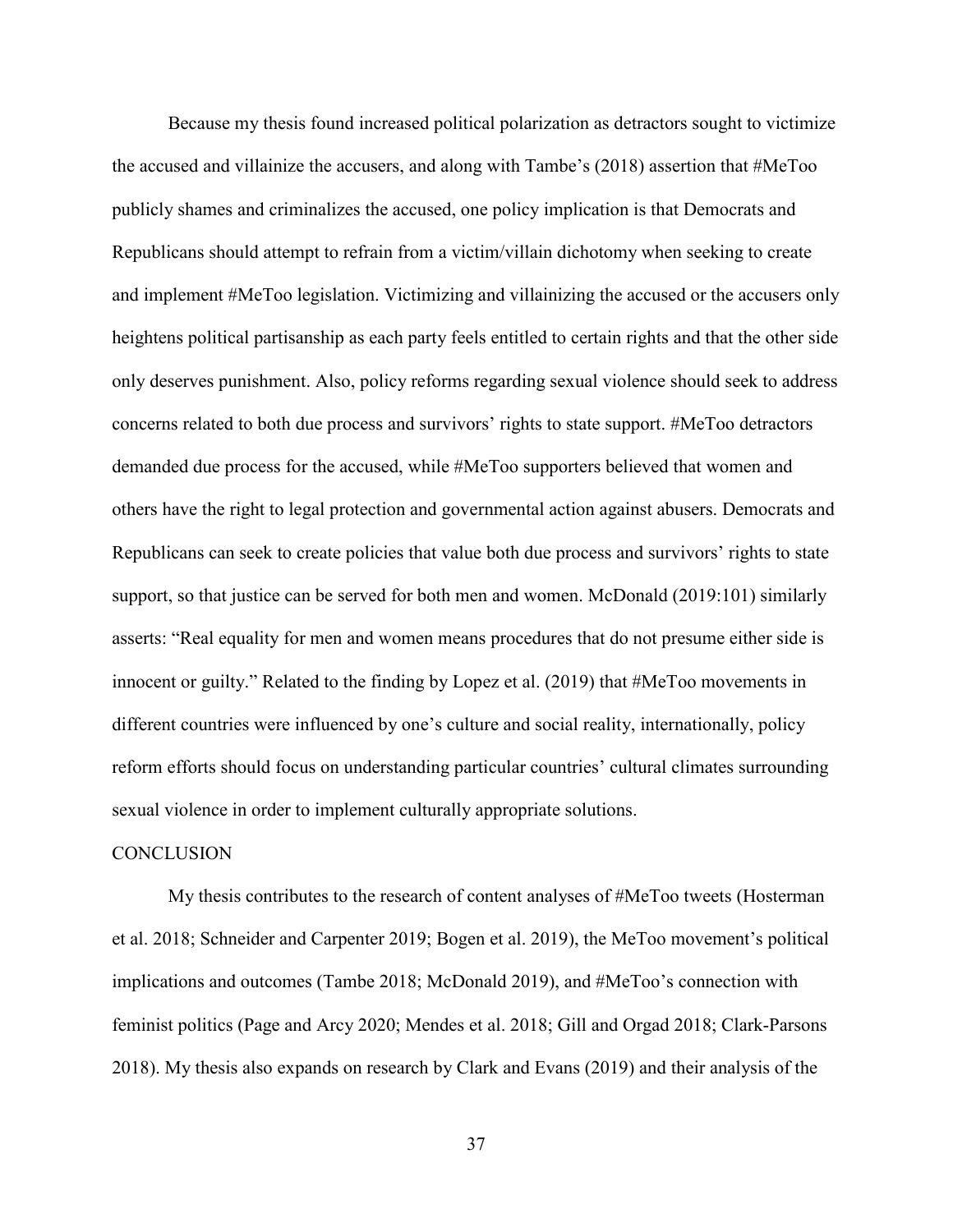Because my thesis found increased political polarization as detractors sought to victimize the accused and villainize the accusers, and along with Tambe's (2018) assertion that #MeToo publicly shames and criminalizes the accused, one policy implication is that Democrats and Republicans should attempt to refrain from a victim/villain dichotomy when seeking to create and implement #MeToo legislation. Victimizing and villainizing the accused or the accusers only heightens political partisanship as each party feels entitled to certain rights and that the other side only deserves punishment. Also, policy reforms regarding sexual violence should seek to address concerns related to both due process and survivors' rights to state support. #MeToo detractors demanded due process for the accused, while #MeToo supporters believed that women and others have the right to legal protection and governmental action against abusers. Democrats and Republicans can seek to create policies that value both due process and survivors' rights to state support, so that justice can be served for both men and women. McDonald (2019:101) similarly asserts: "Real equality for men and women means procedures that do not presume either side is innocent or guilty." Related to the finding by Lopez et al. (2019) that #MeToo movements in different countries were influenced by one's culture and social reality, internationally, policy reform efforts should focus on understanding particular countries' cultural climates surrounding sexual violence in order to implement culturally appropriate solutions.

## CONCLUSION

My thesis contributes to the research of content analyses of #MeToo tweets (Hosterman et al. 2018; Schneider and Carpenter 2019; Bogen et al. 2019), the MeToo movement's political implications and outcomes (Tambe 2018; McDonald 2019), and #MeToo's connection with feminist politics (Page and Arcy 2020; Mendes et al. 2018; Gill and Orgad 2018; Clark-Parsons 2018). My thesis also expands on research by Clark and Evans (2019) and their analysis of the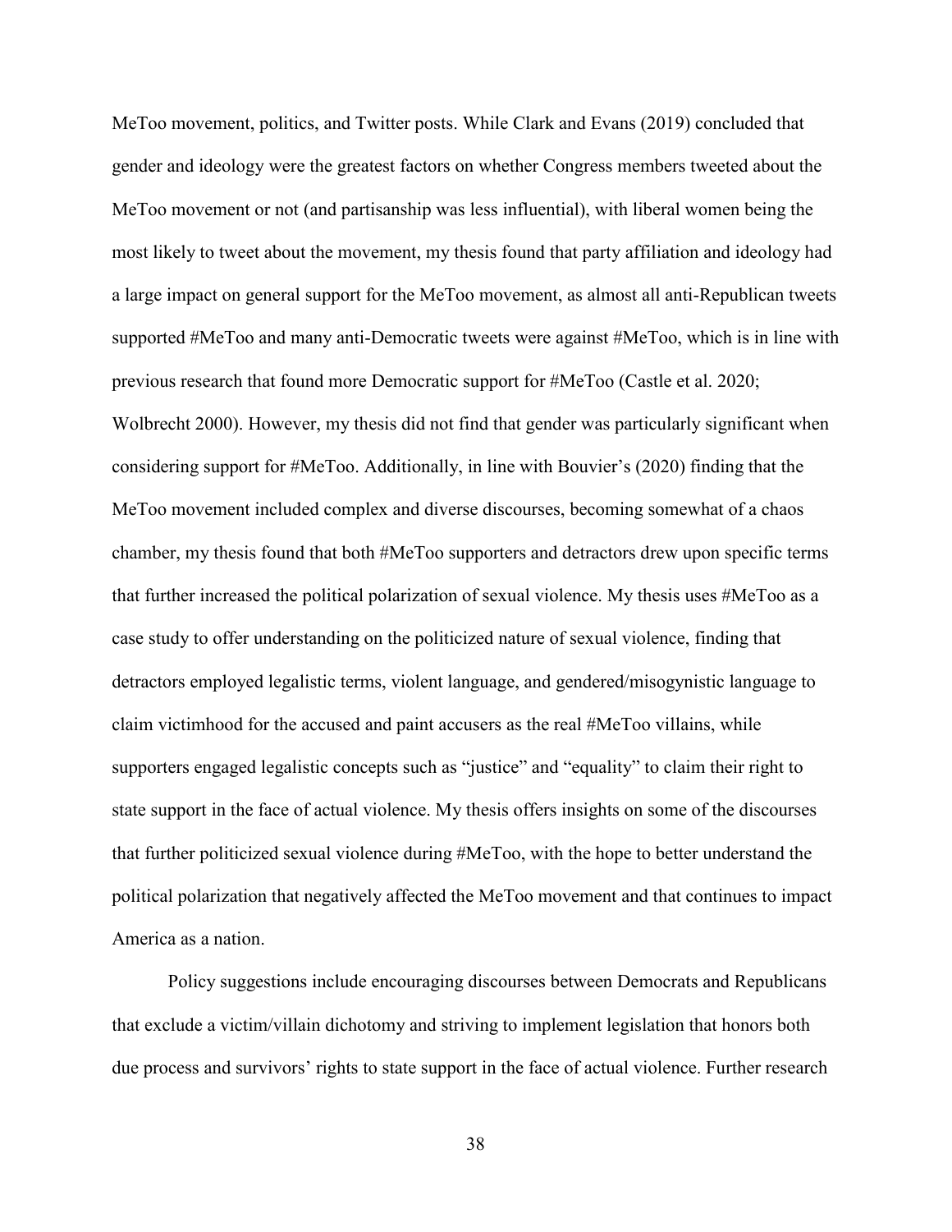MeToo movement, politics, and Twitter posts. While Clark and Evans (2019) concluded that gender and ideology were the greatest factors on whether Congress members tweeted about the MeToo movement or not (and partisanship was less influential), with liberal women being the most likely to tweet about the movement, my thesis found that party affiliation and ideology had a large impact on general support for the MeToo movement, as almost all anti-Republican tweets supported #MeToo and many anti-Democratic tweets were against #MeToo, which is in line with previous research that found more Democratic support for #MeToo (Castle et al. 2020; Wolbrecht 2000). However, my thesis did not find that gender was particularly significant when considering support for #MeToo. Additionally, in line with Bouvier's (2020) finding that the MeToo movement included complex and diverse discourses, becoming somewhat of a chaos chamber, my thesis found that both #MeToo supporters and detractors drew upon specific terms that further increased the political polarization of sexual violence. My thesis uses #MeToo as a case study to offer understanding on the politicized nature of sexual violence, finding that detractors employed legalistic terms, violent language, and gendered/misogynistic language to claim victimhood for the accused and paint accusers as the real #MeToo villains, while supporters engaged legalistic concepts such as "justice" and "equality" to claim their right to state support in the face of actual violence. My thesis offers insights on some of the discourses that further politicized sexual violence during #MeToo, with the hope to better understand the political polarization that negatively affected the MeToo movement and that continues to impact America as a nation.

Policy suggestions include encouraging discourses between Democrats and Republicans that exclude a victim/villain dichotomy and striving to implement legislation that honors both due process and survivors' rights to state support in the face of actual violence. Further research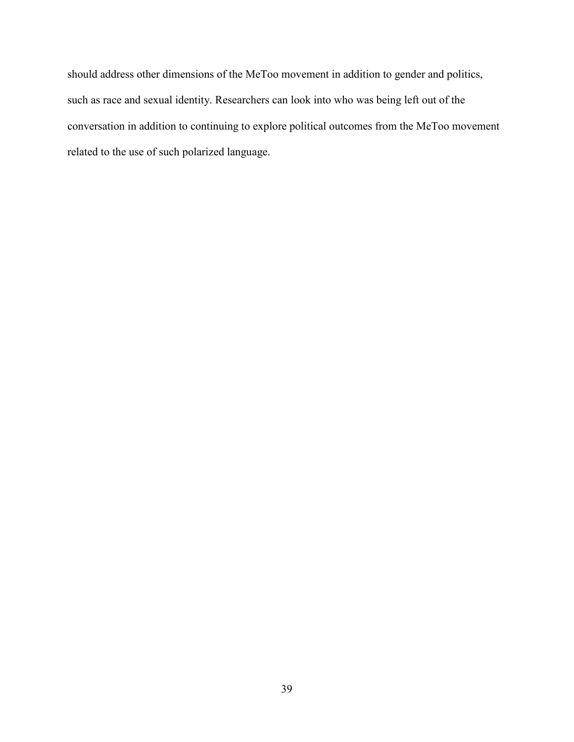should address other dimensions of the MeToo movement in addition to gender and politics, such as race and sexual identity. Researchers can look into who was being left out of the conversation in addition to continuing to explore political outcomes from the MeToo movement related to the use of such polarized language.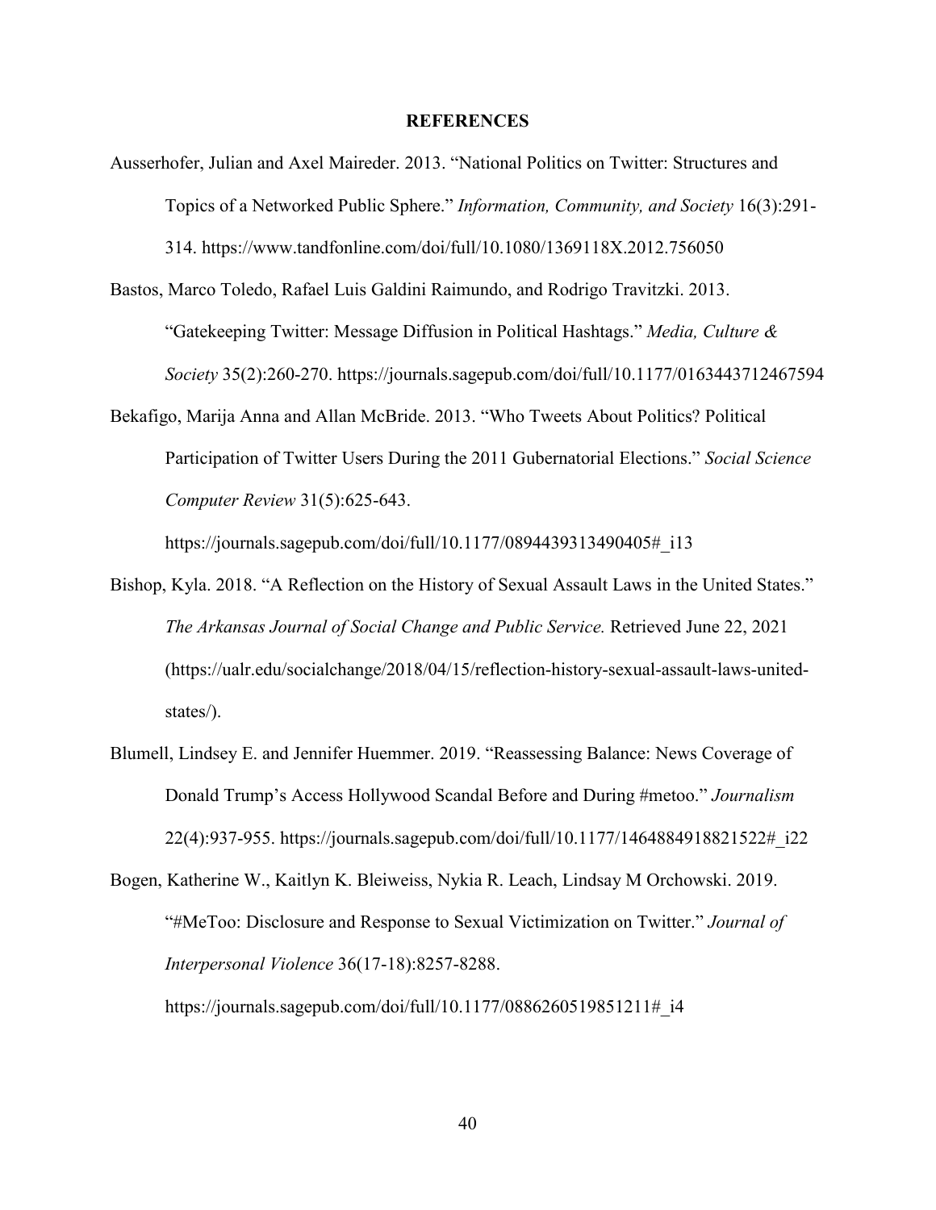## REFERENCES

Ausserhofer, Julian and Axel Maireder. 2013. "National Politics on Twitter: Structures and Topics of a Networked Public Sphere." *Information, Community, and Society* 16(3):291-314. https://www.tandfonline.com/doi/full/10.1080/1369118X.2012.756050

Bastos, Marco Toledo, Rafael Luis Galdini Raimundo, and Rodrigo Travitzki. 2013. "Gatekeeping Twitter: Message Diffusion in Political Hashtags." *Media, Culture & Society* 35(2):260-270. https://journals.sagepub.com/doi/full/10.1177/0163443712467594

Bekafigo, Marija Anna and Allan McBride. 2013. "Who Tweets About Politics? Political Participation of Twitter Users During the 2011 Gubernatorial Elections." *Social Science Computer Review* 31(5):625-643. https://journals.sagepub.com/doi/full/10.1177/0894439313490405#_i13

Bishop, Kyla. 2018. "A Reflection on the History of Sexual Assault Laws in the United States." *The Arkansas Journal of Social Change and Public Service.* Retrieved June 22, 2021 (https://ualr.edu/socialchange/2018/04/15/reflection-history-sexual-assault-laws-united-states/).

Blumell, Lindsey E. and Jennifer Huemmer. 2019. "Reassessing Balance: News Coverage of Donald Trump's Access Hollywood Scandal Before and During #metoo." *Journalism* 22(4):937-955. https://journals.sagepub.com/doi/full/10.1177/1464884918821522#_i22

Bogen, Katherine W., Kaitlyn K. Bleiweiss, Nykia R. Leach, Lindsay M Orchowski. 2019. "#MeToo: Disclosure and Response to Sexual Victimization on Twitter." *Journal of Interpersonal Violence* 36(17-18):8257-8288. https://journals.sagepub.com/doi/full/10.1177/0886260519851211#_i4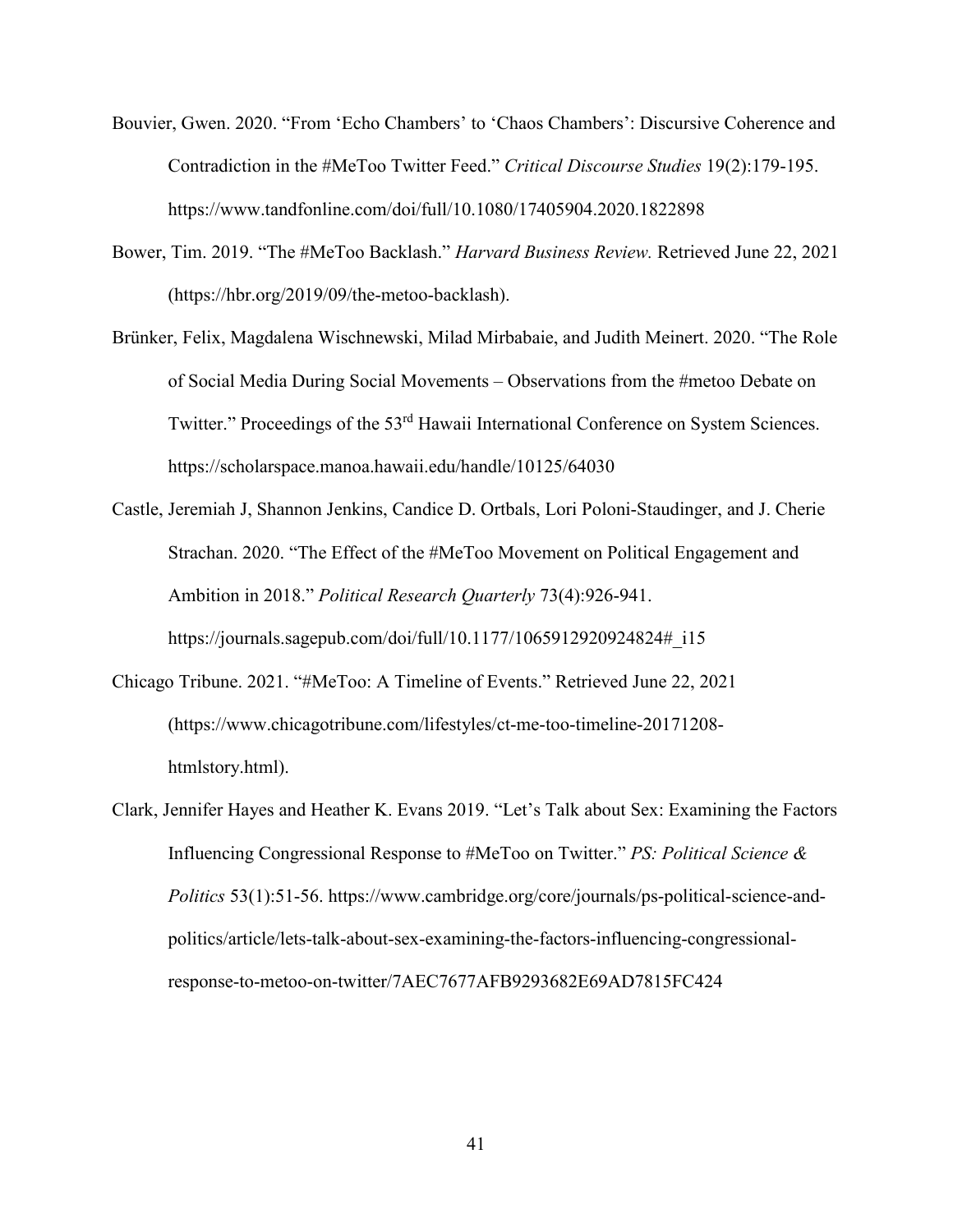Bouvier, Gwen. 2020. "From 'Echo Chambers' to 'Chaos Chambers': Discursive Coherence and Contradiction in the #MeToo Twitter Feed." *Critical Discourse Studies* 19(2):179-195. https://www.tandfonline.com/doi/full/10.1080/17405904.2020.1822898

Bower, Tim. 2019. "The #MeToo Backlash." *Harvard Business Review.* Retrieved June 22, 2021 (https://hbr.org/2019/09/the-metoo-backlash).

Brünker, Felix, Magdalena Wischnewski, Milad Mirbabaie, and Judith Meinert. 2020. "The Role of Social Media During Social Movements – Observations from the #metoo Debate on Twitter." Proceedings of the 53rd Hawaii International Conference on System Sciences. https://scholarspace.manoa.hawaii.edu/handle/10125/64030

Castle, Jeremiah J, Shannon Jenkins, Candice D. Ortbals, Lori Poloni-Staudinger, and J. Cherie Strachan. 2020. "The Effect of the #MeToo Movement on Political Engagement and Ambition in 2018." *Political Research Quarterly* 73(4):926-941. https://journals.sagepub.com/doi/full/10.1177/1065912920924824#_i15

Chicago Tribune. 2021. "#MeToo: A Timeline of Events." Retrieved June 22, 2021 (https://www.chicagotribune.com/lifestyles/ct-me-too-timeline-20171208-htmlstory.html).

Clark, Jennifer Hayes and Heather K. Evans 2019. "Let's Talk about Sex: Examining the Factors Influencing Congressional Response to #MeToo on Twitter." *PS: Political Science & Politics* 53(1):51-56. https://www.cambridge.org/core/journals/ps-political-science-and-politics/article/lets-talk-about-sex-examining-the-factors-influencing-congressional-response-to-metoo-on-twitter/7AEC7677AFB9293682E69AD7815FC424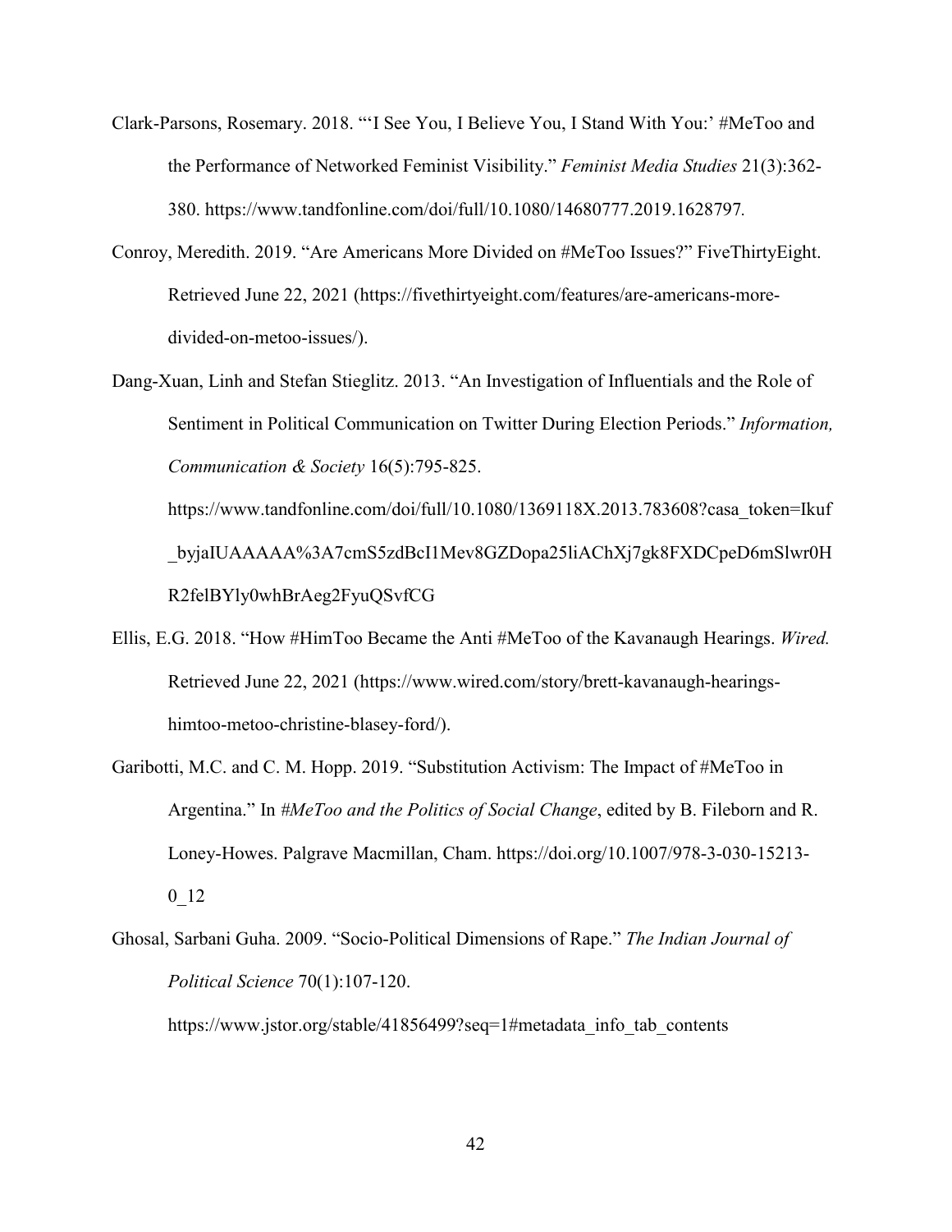Clark-Parsons, Rosemary. 2018. "'I See You, I Believe You, I Stand With You:' #MeToo and the Performance of Networked Feminist Visibility." *Feminist Media Studies* 21(3):362-380. https://www.tandfonline.com/doi/full/10.1080/14680777.2019.1628797.

Conroy, Meredith. 2019. "Are Americans More Divided on #MeToo Issues?" FiveThirtyEight. Retrieved June 22, 2021 (https://fivethirtyeight.com/features/are-americans-more-divided-on-metoo-issues/).

Dang-Xuan, Linh and Stefan Stieglitz. 2013. "An Investigation of Influentials and the Role of Sentiment in Political Communication on Twitter During Election Periods." *Information, Communication & Society* 16(5):795-825. https://www.tandfonline.com/doi/full/10.1080/1369118X.2013.783608?casa_token=Ikuf_byjaIUAAAAA%3A7cmS5zdBcI1Mev8GZDopa25liAChXj7gk8FXDCpeD6mSlwr0HR2felBYly0whBrAeg2FyuQSvfCG

Ellis, E.G. 2018. "How #HimToo Became the Anti #MeToo of the Kavanaugh Hearings. *Wired.* Retrieved June 22, 2021 (https://www.wired.com/story/brett-kavanaugh-hearings-himtoo-metoo-christine-blasey-ford/).

Garibotti, M.C. and C. M. Hopp. 2019. "Substitution Activism: The Impact of #MeToo in Argentina." In *#MeToo and the Politics of Social Change*, edited by B. Fileborn and R. Loney-Howes. Palgrave Macmillan, Cham. https://doi.org/10.1007/978-3-030-15213-0_12

Ghosal, Sarbani Guha. 2009. "Socio-Political Dimensions of Rape." *The Indian Journal of Political Science* 70(1):107-120. https://www.jstor.org/stable/41856499?seq=1#metadata_info_tab_contents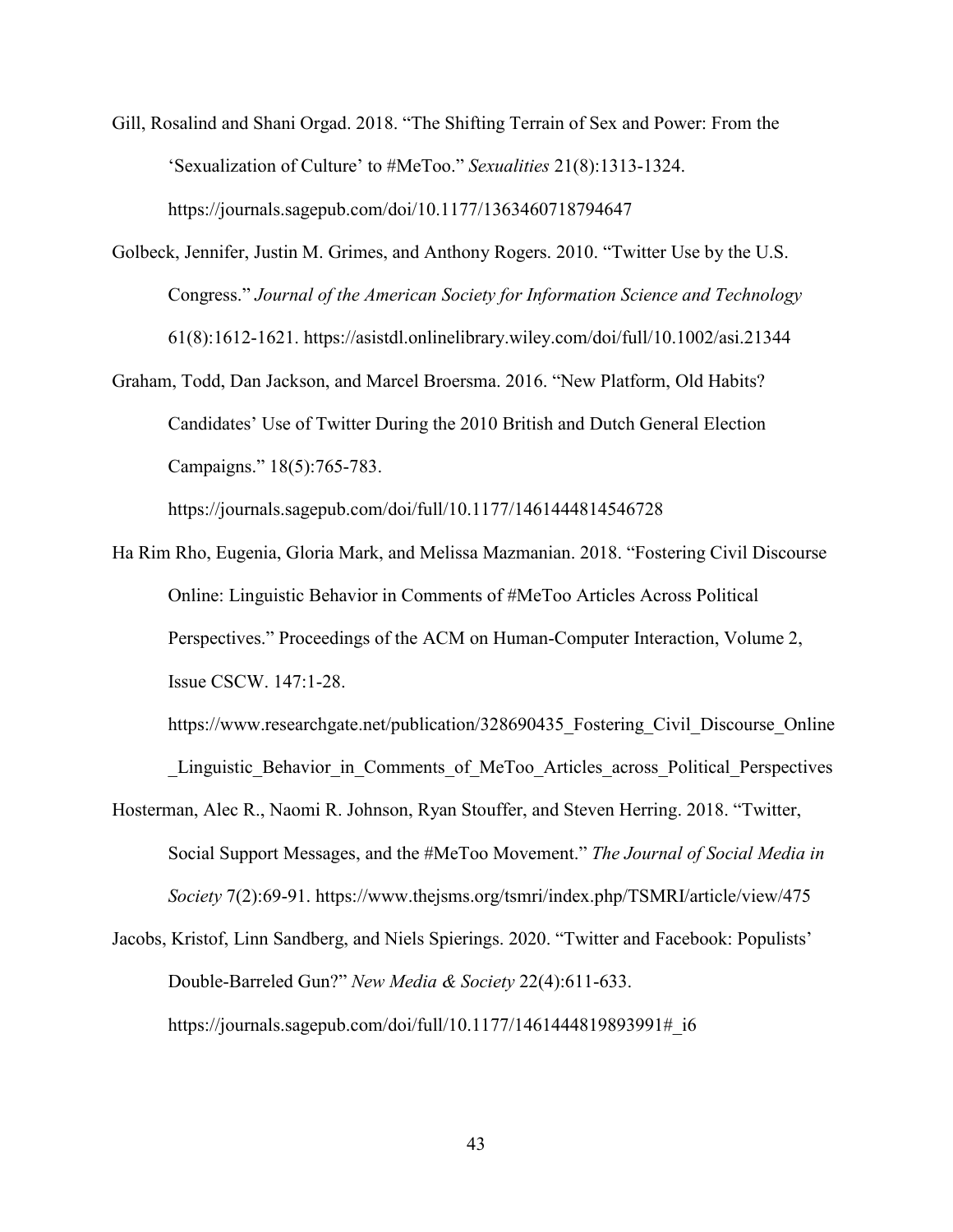Gill, Rosalind and Shani Orgad. 2018. "The Shifting Terrain of Sex and Power: From the 'Sexualization of Culture' to #MeToo." *Sexualities* 21(8):1313-1324. https://journals.sagepub.com/doi/10.1177/1363460718794647

Golbeck, Jennifer, Justin M. Grimes, and Anthony Rogers. 2010. "Twitter Use by the U.S. Congress." *Journal of the American Society for Information Science and Technology* 61(8):1612-1621. https://asistdl.onlinelibrary.wiley.com/doi/full/10.1002/asi.21344

Graham, Todd, Dan Jackson, and Marcel Broersma. 2016. "New Platform, Old Habits? Candidates' Use of Twitter During the 2010 British and Dutch General Election Campaigns." 18(5):765-783. https://journals.sagepub.com/doi/full/10.1177/1461444814546728

Ha Rim Rho, Eugenia, Gloria Mark, and Melissa Mazmanian. 2018. "Fostering Civil Discourse Online: Linguistic Behavior in Comments of #MeToo Articles Across Political Perspectives." Proceedings of the ACM on Human-Computer Interaction, Volume 2, Issue CSCW. 147:1-28. https://www.researchgate.net/publication/328690435_Fostering_Civil_Discourse_Online_Linguistic_Behavior_in_Comments_of_MeToo_Articles_across_Political_Perspectives

Hosterman, Alec R., Naomi R. Johnson, Ryan Stouffer, and Steven Herring. 2018. "Twitter, Social Support Messages, and the #MeToo Movement." *The Journal of Social Media in Society* 7(2):69-91. https://www.thejsms.org/tsmri/index.php/TSMRI/article/view/475

Jacobs, Kristof, Linn Sandberg, and Niels Spierings. 2020. "Twitter and Facebook: Populists' Double-Barreled Gun?" *New Media & Society* 22(4):611-633. https://journals.sagepub.com/doi/full/10.1177/1461444819893991#_i6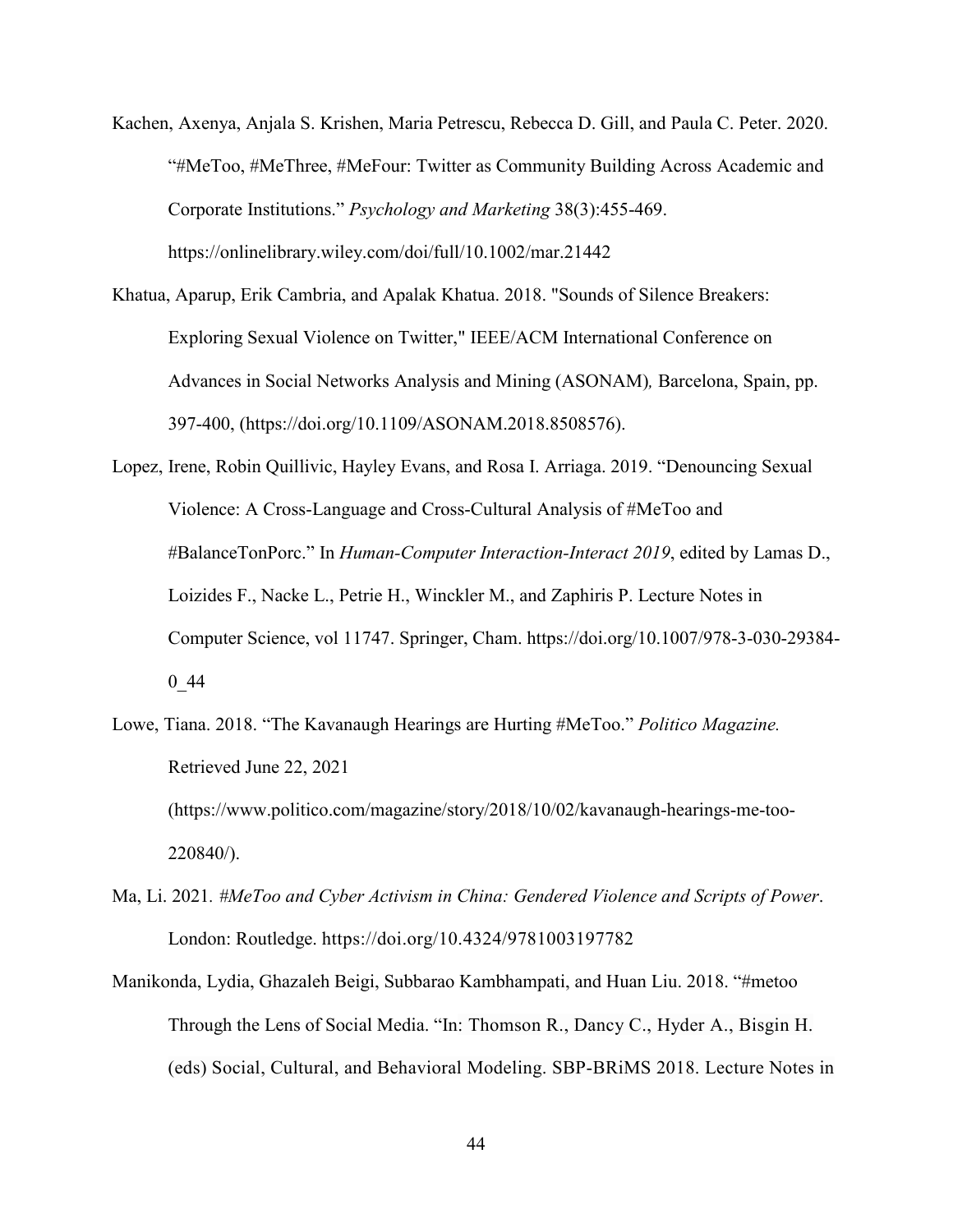Kachen, Axenya, Anjala S. Krishen, Maria Petrescu, Rebecca D. Gill, and Paula C. Peter. 2020. "#MeToo, #MeThree, #MeFour: Twitter as Community Building Across Academic and Corporate Institutions." *Psychology and Marketing* 38(3):455-469. https://onlinelibrary.wiley.com/doi/full/10.1002/mar.21442

Khatua, Aparup, Erik Cambria, and Apalak Khatua. 2018. "Sounds of Silence Breakers: Exploring Sexual Violence on Twitter," IEEE/ACM International Conference on Advances in Social Networks Analysis and Mining (ASONAM)*,* Barcelona, Spain, pp. 397-400, (https://doi.org/10.1109/ASONAM.2018.8508576).

Lopez, Irene, Robin Quillivic, Hayley Evans, and Rosa I. Arriaga. 2019. "Denouncing Sexual Violence: A Cross-Language and Cross-Cultural Analysis of #MeToo and #BalanceTonPorc." In *Human-Computer Interaction-Interact 2019*, edited by Lamas D., Loizides F., Nacke L., Petrie H., Winckler M., and Zaphiris P. Lecture Notes in Computer Science, vol 11747. Springer, Cham. https://doi.org/10.1007/978-3-030-29384-0_44

Lowe, Tiana. 2018. "The Kavanaugh Hearings are Hurting #MeToo." *Politico Magazine.* Retrieved June 22, 2021 (https://www.politico.com/magazine/story/2018/10/02/kavanaugh-hearings-me-too-220840/).

Ma, Li. 2021*. #MeToo and Cyber Activism in China: Gendered Violence and Scripts of Power*. London: Routledge. https://doi.org/10.4324/9781003197782

Manikonda, Lydia, Ghazaleh Beigi, Subbarao Kambhampati, and Huan Liu. 2018. "#metoo Through the Lens of Social Media. "In: Thomson R., Dancy C., Hyder A., Bisgin H. (eds) Social, Cultural, and Behavioral Modeling. SBP-BRiMS 2018. Lecture Notes in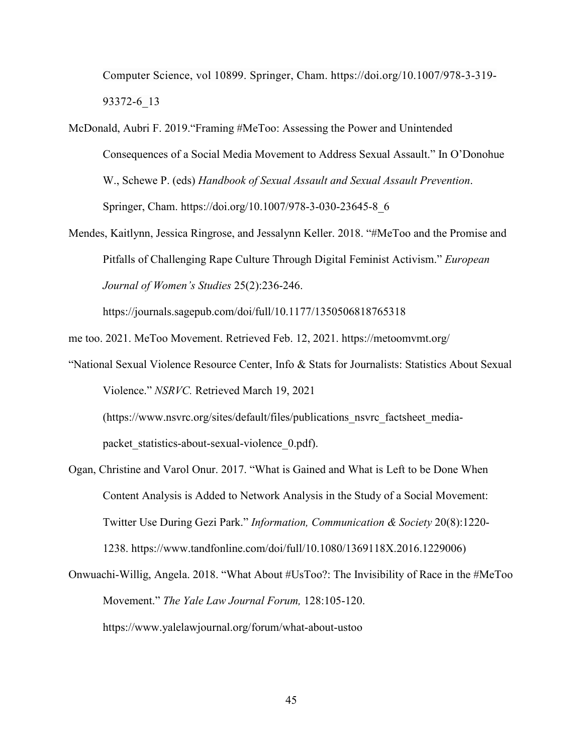Computer Science, vol 10899. Springer, Cham. https://doi.org/10.1007/978-3-319-93372-6_13

McDonald, Aubri F. 2019."Framing #MeToo: Assessing the Power and Unintended Consequences of a Social Media Movement to Address Sexual Assault." In O'Donohue W., Schewe P. (eds) *Handbook of Sexual Assault and Sexual Assault Prevention*. Springer, Cham. https://doi.org/10.1007/978-3-030-23645-8_6

Mendes, Kaitlynn, Jessica Ringrose, and Jessalynn Keller. 2018. "#MeToo and the Promise and Pitfalls of Challenging Rape Culture Through Digital Feminist Activism." *European Journal of Women's Studies* 25(2):236-246. https://journals.sagepub.com/doi/full/10.1177/1350506818765318

me too. 2021. MeToo Movement. Retrieved Feb. 12, 2021. https://metoomvmt.org/

"National Sexual Violence Resource Center, Info & Stats for Journalists: Statistics About Sexual Violence." *NSRVC.* Retrieved March 19, 2021 (https://www.nsvrc.org/sites/default/files/publications_nsvrc_factsheet_media-packet_statistics-about-sexual-violence_0.pdf).

Ogan, Christine and Varol Onur. 2017. "What is Gained and What is Left to be Done When Content Analysis is Added to Network Analysis in the Study of a Social Movement: Twitter Use During Gezi Park." *Information, Communication & Society* 20(8):1220-1238. https://www.tandfonline.com/doi/full/10.1080/1369118X.2016.1229006)

Onwuachi-Willig, Angela. 2018. "What About #UsToo?: The Invisibility of Race in the #MeToo Movement." *The Yale Law Journal Forum,* 128:105-120. https://www.yalelawjournal.org/forum/what-about-ustoo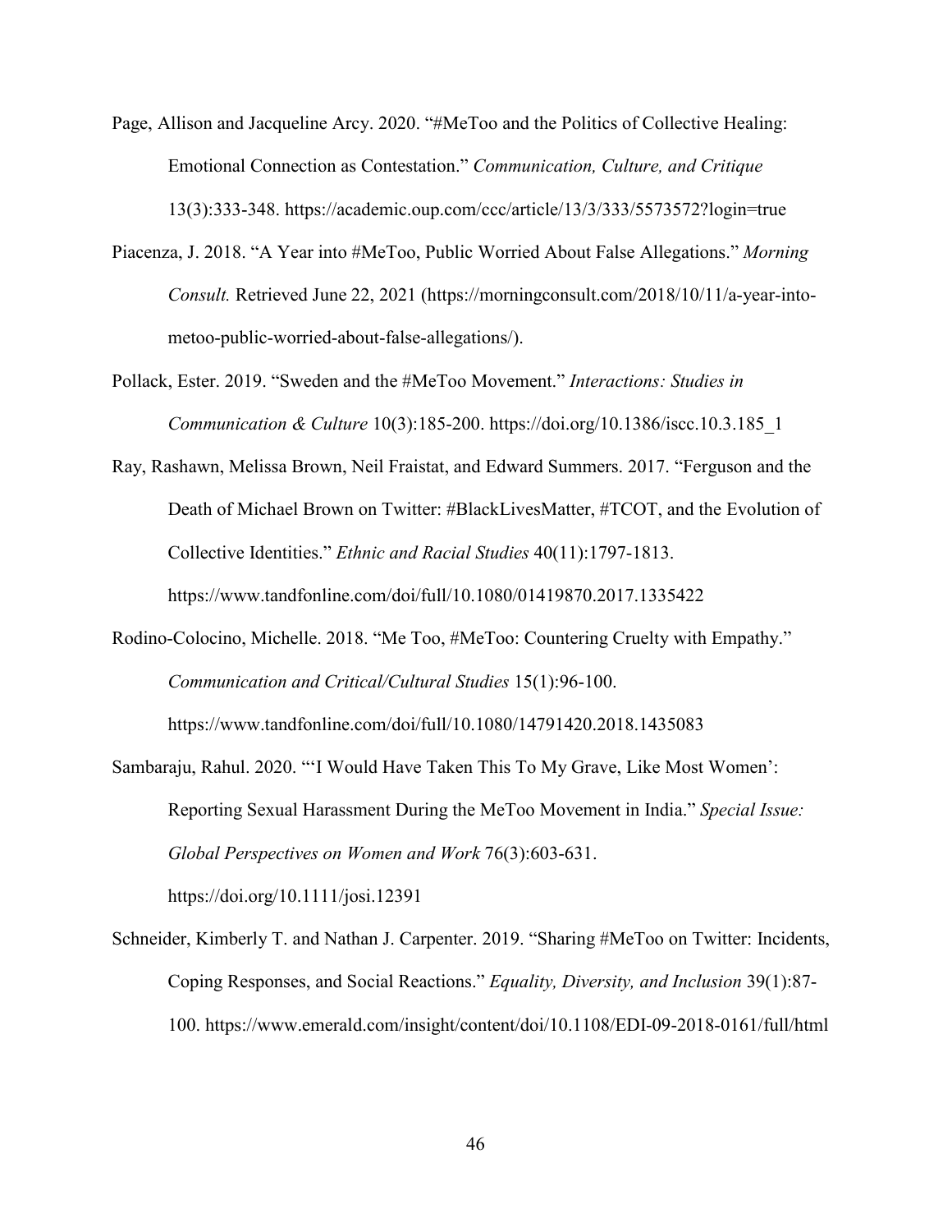Page, Allison and Jacqueline Arcy. 2020. "#MeToo and the Politics of Collective Healing: Emotional Connection as Contestation." *Communication, Culture, and Critique* 13(3):333-348. https://academic.oup.com/ccc/article/13/3/333/5573572?login=true

Piacenza, J. 2018. "A Year into #MeToo, Public Worried About False Allegations." *Morning Consult.* Retrieved June 22, 2021 (https://morningconsult.com/2018/10/11/a-year-into-metoo-public-worried-about-false-allegations/).

Pollack, Ester. 2019. "Sweden and the #MeToo Movement." *Interactions: Studies in Communication & Culture* 10(3):185-200. https://doi.org/10.1386/iscc.10.3.185_1

Ray, Rashawn, Melissa Brown, Neil Fraistat, and Edward Summers. 2017. "Ferguson and the Death of Michael Brown on Twitter: #BlackLivesMatter, #TCOT, and the Evolution of Collective Identities." *Ethnic and Racial Studies* 40(11):1797-1813. https://www.tandfonline.com/doi/full/10.1080/01419870.2017.1335422

Rodino-Colocino, Michelle. 2018. "Me Too, #MeToo: Countering Cruelty with Empathy." *Communication and Critical/Cultural Studies* 15(1):96-100. https://www.tandfonline.com/doi/full/10.1080/14791420.2018.1435083

Sambaraju, Rahul. 2020. "'I Would Have Taken This To My Grave, Like Most Women': Reporting Sexual Harassment During the MeToo Movement in India." *Special Issue: Global Perspectives on Women and Work* 76(3):603-631. https://doi.org/10.1111/josi.12391

Schneider, Kimberly T. and Nathan J. Carpenter. 2019. "Sharing #MeToo on Twitter: Incidents, Coping Responses, and Social Reactions." *Equality, Diversity, and Inclusion* 39(1):87-100. https://www.emerald.com/insight/content/doi/10.1108/EDI-09-2018-0161/full/html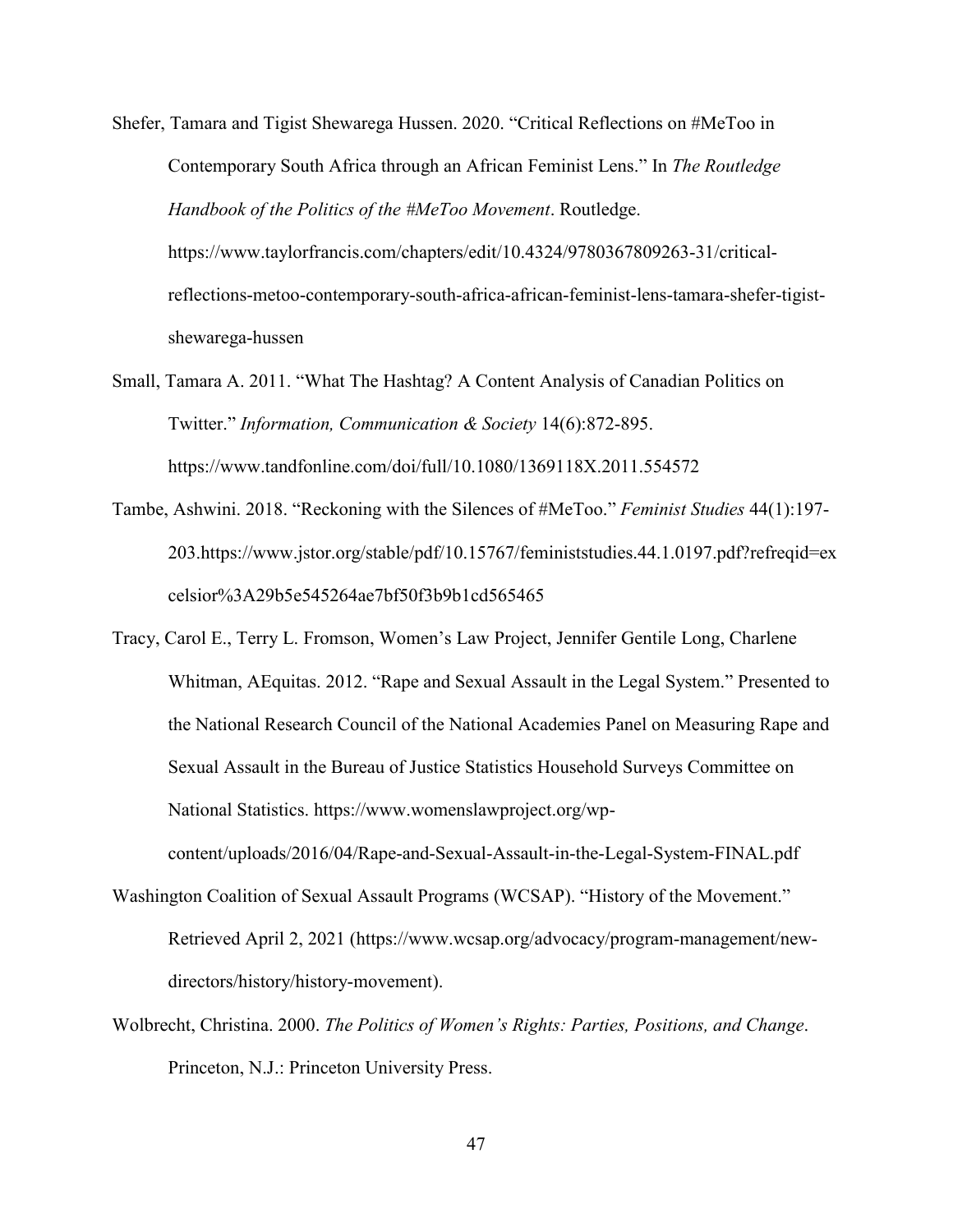Shefer, Tamara and Tigist Shewarega Hussen. 2020. "Critical Reflections on #MeToo in Contemporary South Africa through an African Feminist Lens." In *The Routledge Handbook of the Politics of the #MeToo Movement*. Routledge. https://www.taylorfrancis.com/chapters/edit/10.4324/9780367809263-31/critical-reflections-metoo-contemporary-south-africa-african-feminist-lens-tamara-shefer-tigist-shewarega-hussen

Small, Tamara A. 2011. "What The Hashtag? A Content Analysis of Canadian Politics on Twitter." *Information, Communication & Society* 14(6):872-895. https://www.tandfonline.com/doi/full/10.1080/1369118X.2011.554572

Tambe, Ashwini. 2018. "Reckoning with the Silences of #MeToo." *Feminist Studies* 44(1):197-203.https://www.jstor.org/stable/pdf/10.15767/feministstudies.44.1.0197.pdf?refreqid=excelsior%3A29b5e545264ae7bf50f3b9b1cd565465

Tracy, Carol E., Terry L. Fromson, Women's Law Project, Jennifer Gentile Long, Charlene Whitman, AEquitas. 2012. "Rape and Sexual Assault in the Legal System." Presented to the National Research Council of the National Academies Panel on Measuring Rape and Sexual Assault in the Bureau of Justice Statistics Household Surveys Committee on National Statistics. https://www.womenslawproject.org/wp-content/uploads/2016/04/Rape-and-Sexual-Assault-in-the-Legal-System-FINAL.pdf

Washington Coalition of Sexual Assault Programs (WCSAP). "History of the Movement." Retrieved April 2, 2021 (https://www.wcsap.org/advocacy/program-management/new-directors/history/history-movement).

Wolbrecht, Christina. 2000. *The Politics of Women's Rights: Parties, Positions, and Change*. Princeton, N.J.: Princeton University Press.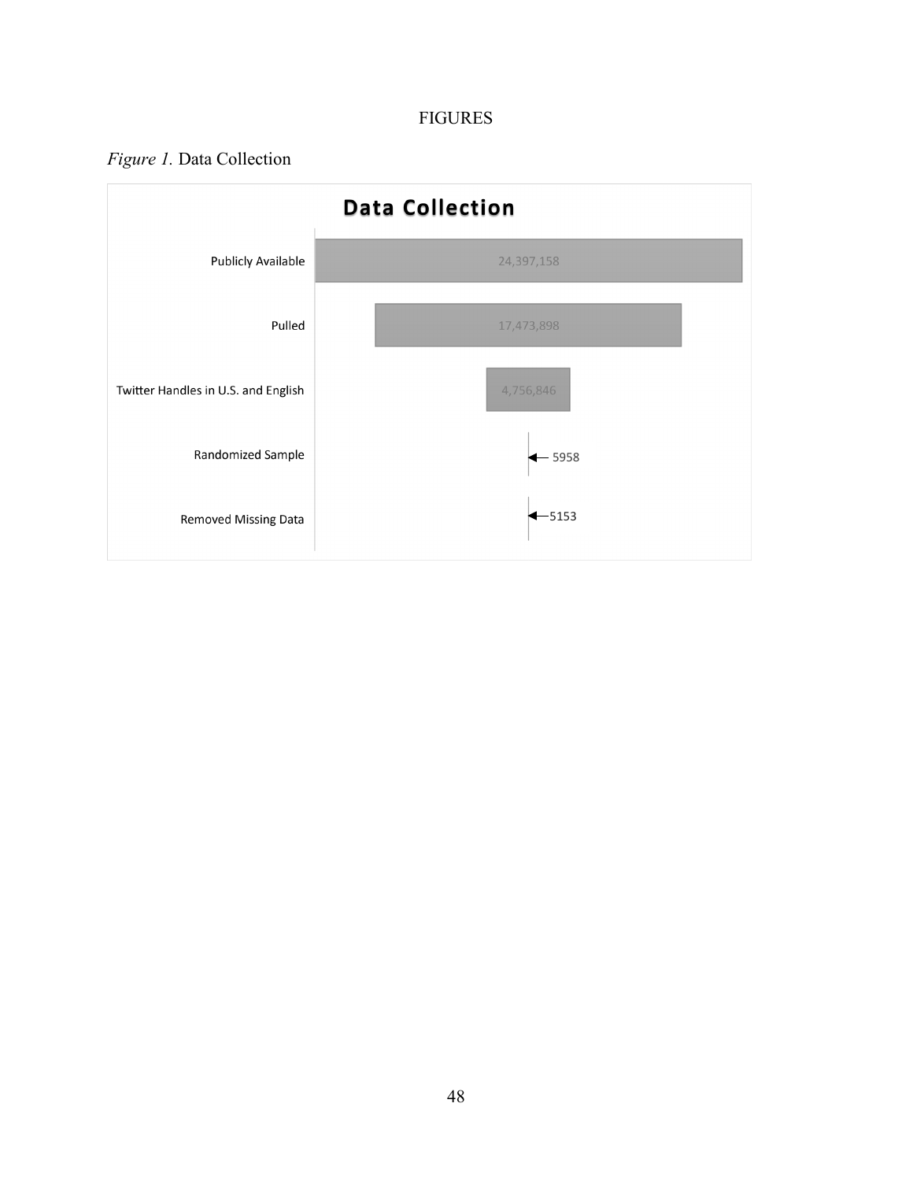FIGURES

*Figure 1.* Data Collection

**Data Collection**

| Stage | Count |
| --- | --- |
| Publicly Available | 24,397,158 |
| Pulled | 17,473,898 |
| Twitter Handles in U.S. and English | 4,756,846 |
| Randomized Sample | 5958 |
| Removed Missing Data | 5153 |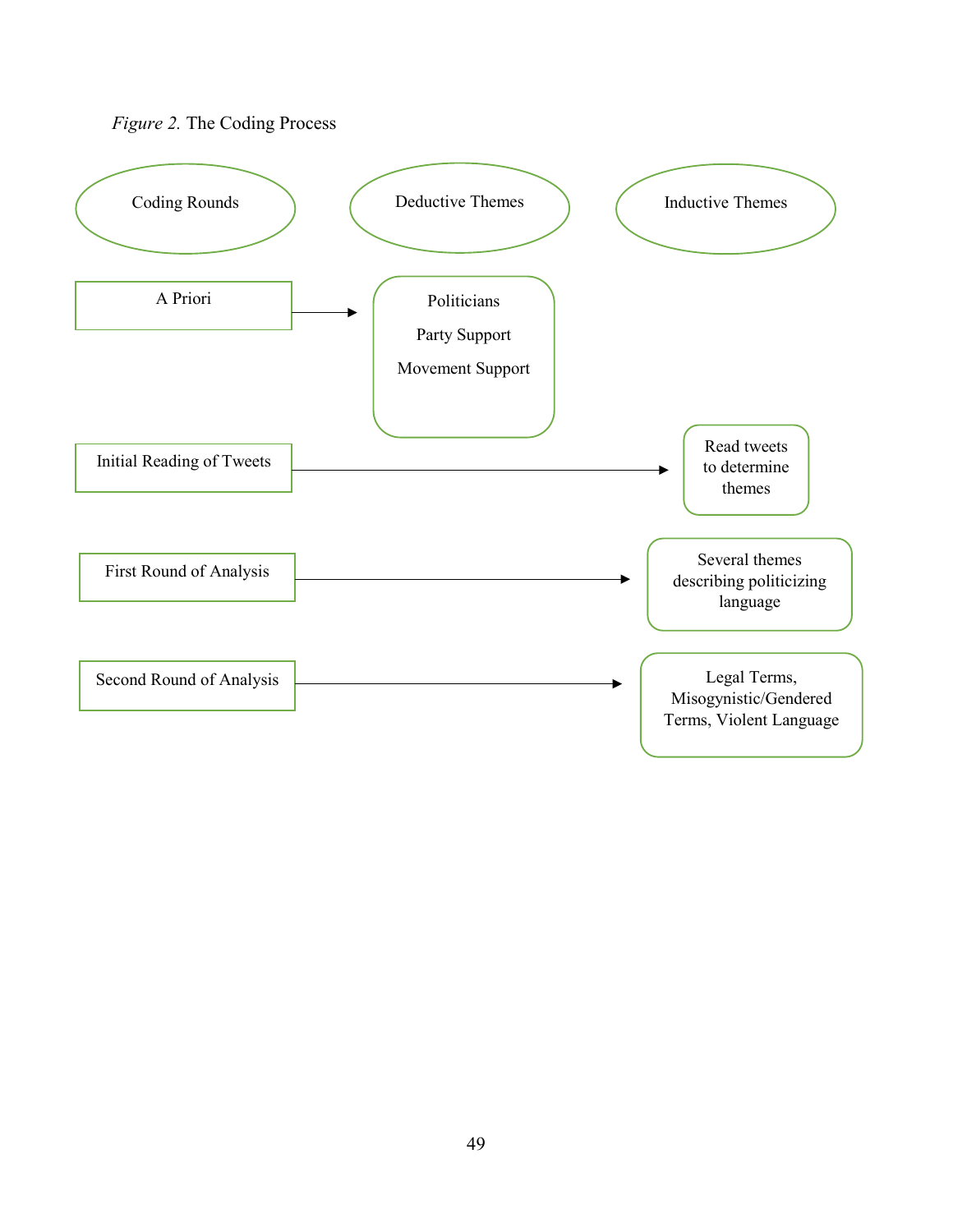*Figure 2.* The Coding Process

| Coding Rounds | Deductive Themes | Inductive Themes |
| --- | --- | --- |
| A Priori → | Politicians<br>Party Support<br>Movement Support | |
| Initial Reading of Tweets → | | Read tweets to determine themes |
| First Round of Analysis → | | Several themes describing politicizing language |
| Second Round of Analysis → | | Legal Terms, Misogynistic/Gendered Terms, Violent Language |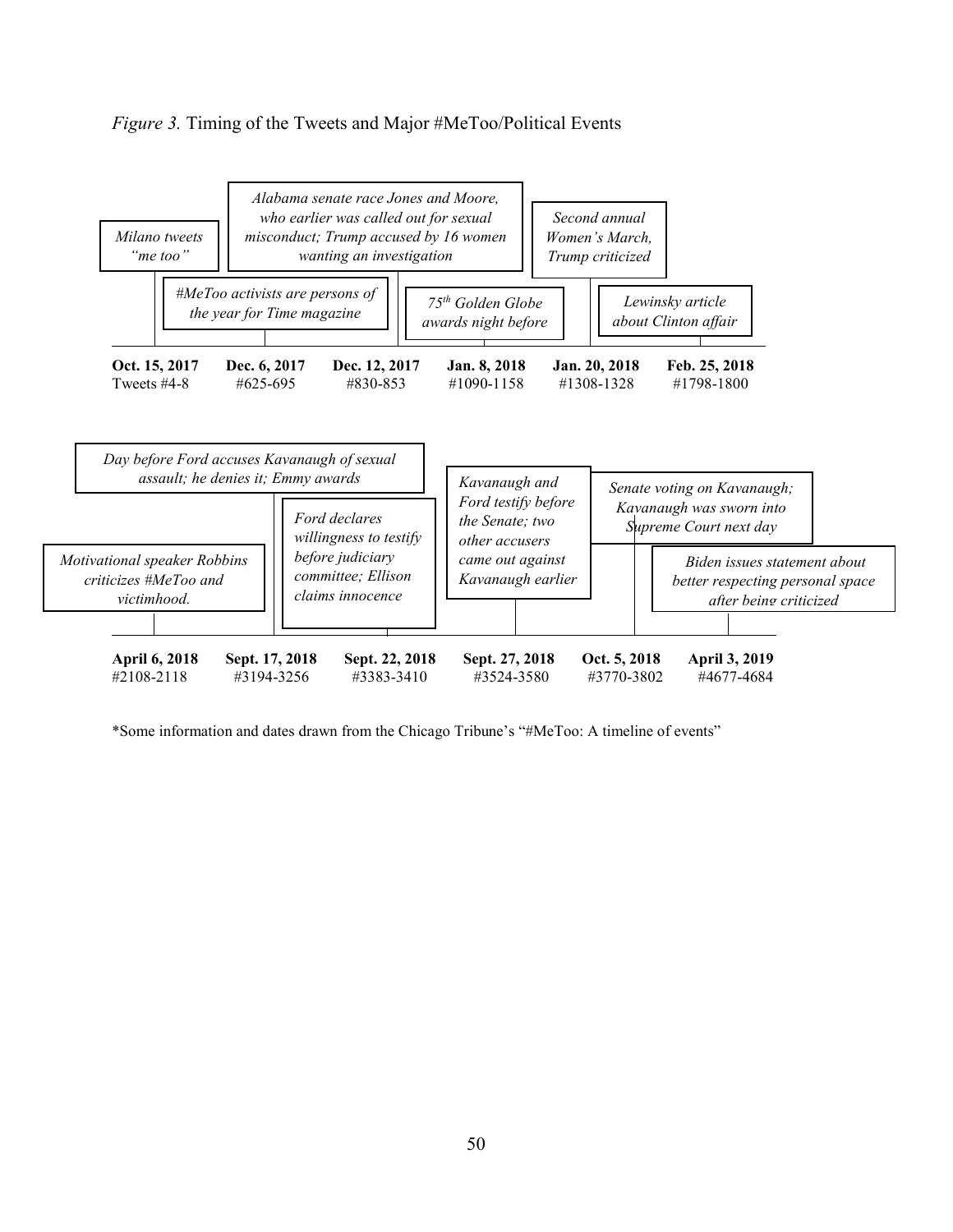*Figure 3.* Timing of the Tweets and Major #MeToo/Political Events

*Milano tweets "me too"*

*#MeToo activists are persons of the year for Time magazine*

*Alabama senate race Jones and Moore, who earlier was called out for sexual misconduct; Trump accused by 16 women wanting an investigation*

*75th Golden Globe awards night before*

*Second annual Women's March, Trump criticized*

*Lewinsky article about Clinton affair*

**Oct. 15, 2017** Tweets #4-8

**Dec. 6, 2017** #625-695

**Dec. 12, 2017** #830-853

**Jan. 8, 2018** #1090-1158

**Jan. 20, 2018** #1308-1328

**Feb. 25, 2018** #1798-1800

*Motivational speaker Robbins criticizes #MeToo and victimhood.*

*Day before Ford accuses Kavanaugh of sexual assault; he denies it; Emmy awards*

*Ford declares willingness to testify before judiciary committee; Ellison claims innocence*

*Kavanaugh and Ford testify before the Senate; two other accusers came out against Kavanaugh earlier*

*Senate voting on Kavanaugh; Kavanaugh was sworn into Supreme Court next day*

*Biden issues statement about better respecting personal space after being criticized*

**April 6, 2018** #2108-2118

**Sept. 17, 2018** #3194-3256

**Sept. 22, 2018** #3383-3410

**Sept. 27, 2018** #3524-3580

**Oct. 5, 2018** #3770-3802

**April 3, 2019** #4677-4684

*Some information and dates drawn from the Chicago Tribune's "#MeToo: A timeline of events"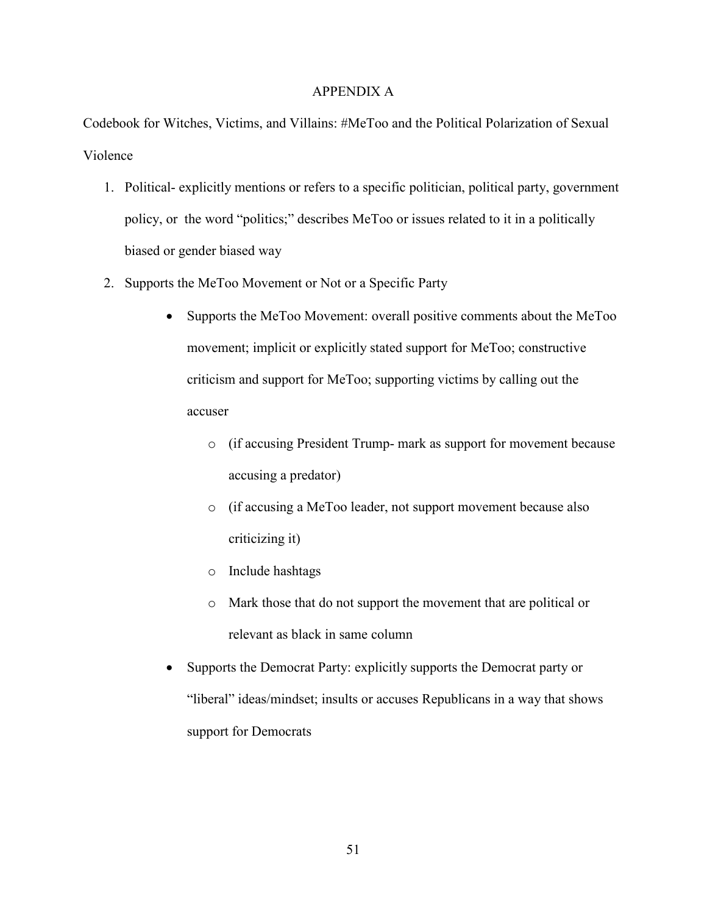# APPENDIX A

Codebook for Witches, Victims, and Villains: #MeToo and the Political Polarization of Sexual Violence

1. Political- explicitly mentions or refers to a specific politician, political party, government policy, or the word "politics;" describes MeToo or issues related to it in a politically biased or gender biased way
2. Supports the MeToo Movement or Not or a Specific Party
   - Supports the MeToo Movement: overall positive comments about the MeToo movement; implicit or explicitly stated support for MeToo; constructive criticism and support for MeToo; supporting victims by calling out the accuser
     - (if accusing President Trump- mark as support for movement because accusing a predator)
     - (if accusing a MeToo leader, not support movement because also criticizing it)
     - Include hashtags
     - Mark those that do not support the movement that are political or relevant as black in same column
   - Supports the Democrat Party: explicitly supports the Democrat party or "liberal" ideas/mindset; insults or accuses Republicans in a way that shows support for Democrats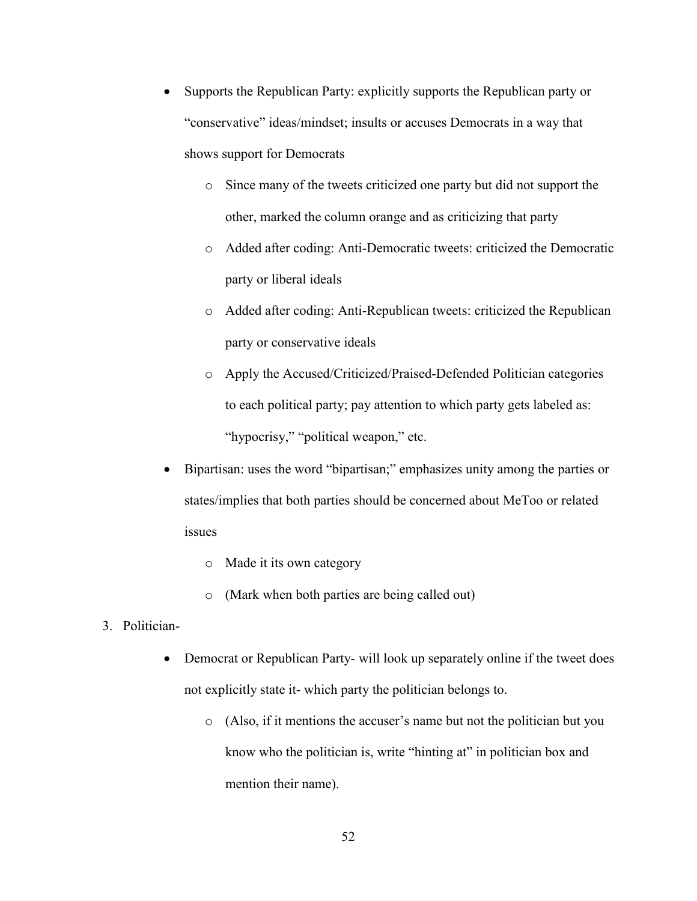- Supports the Republican Party: explicitly supports the Republican party or "conservative" ideas/mindset; insults or accuses Democrats in a way that shows support for Democrats
    - Since many of the tweets criticized one party but did not support the other, marked the column orange and as criticizing that party
    - Added after coding: Anti-Democratic tweets: criticized the Democratic party or liberal ideals
    - Added after coding: Anti-Republican tweets: criticized the Republican party or conservative ideals
    - Apply the Accused/Criticized/Praised-Defended Politician categories to each political party; pay attention to which party gets labeled as: "hypocrisy," "political weapon," etc.
- Bipartisan: uses the word "bipartisan;" emphasizes unity among the parties or states/implies that both parties should be concerned about MeToo or related issues
    - Made it its own category
    - (Mark when both parties are being called out)

3. Politician-
    - Democrat or Republican Party- will look up separately online if the tweet does not explicitly state it- which party the politician belongs to.
        - (Also, if it mentions the accuser's name but not the politician but you know who the politician is, write "hinting at" in politician box and mention their name).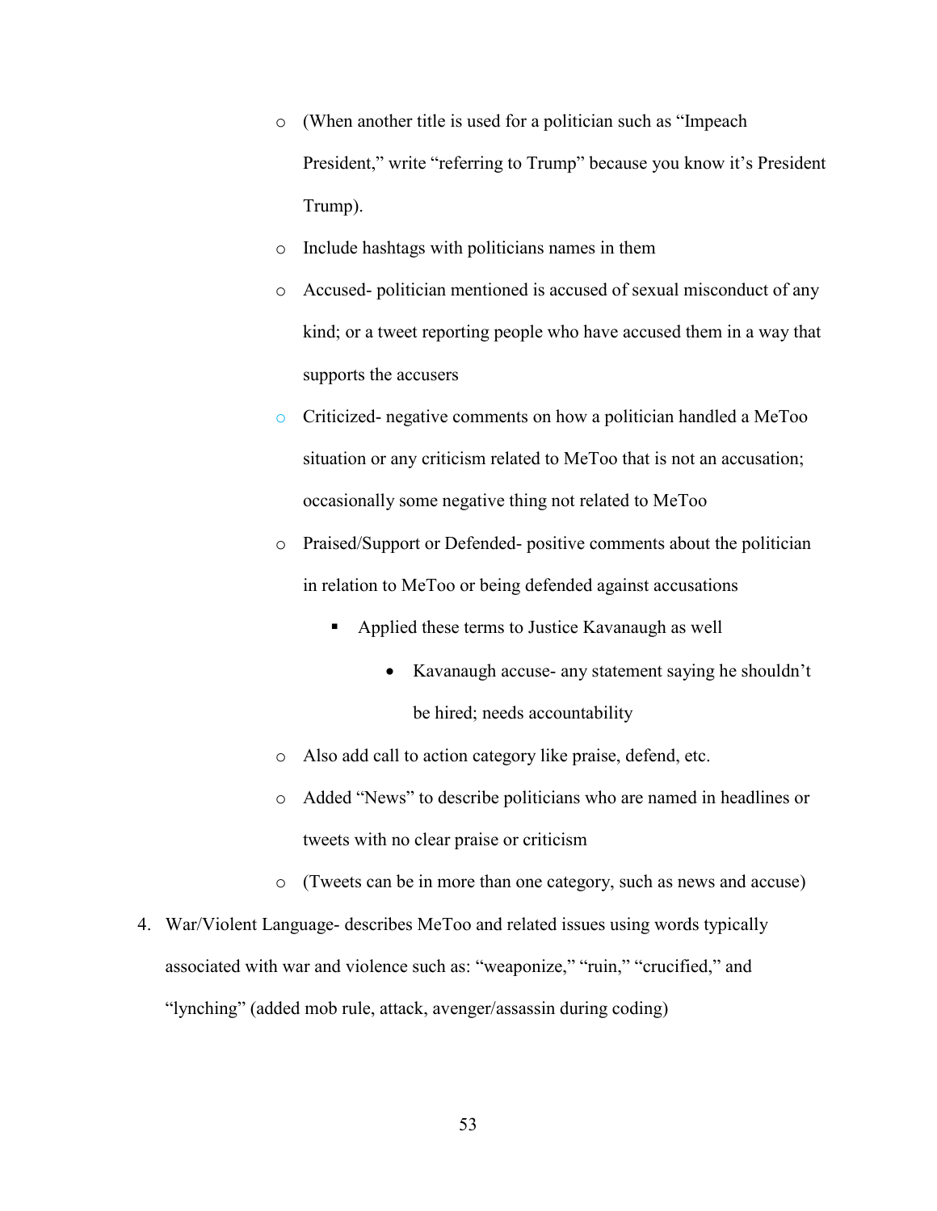- (When another title is used for a politician such as "Impeach President," write "referring to Trump" because you know it's President Trump).
    - Include hashtags with politicians names in them
    - Accused- politician mentioned is accused of sexual misconduct of any kind; or a tweet reporting people who have accused them in a way that supports the accusers
    - Criticized- negative comments on how a politician handled a MeToo situation or any criticism related to MeToo that is not an accusation; occasionally some negative thing not related to MeToo
    - Praised/Support or Defended- positive comments about the politician in relation to MeToo or being defended against accusations
        - Applied these terms to Justice Kavanaugh as well
            - Kavanaugh accuse- any statement saying he shouldn't be hired; needs accountability
    - Also add call to action category like praise, defend, etc.
    - Added "News" to describe politicians who are named in headlines or tweets with no clear praise or criticism
    - (Tweets can be in more than one category, such as news and accuse)

4. War/Violent Language- describes MeToo and related issues using words typically associated with war and violence such as: "weaponize," "ruin," "crucified," and "lynching" (added mob rule, attack, avenger/assassin during coding)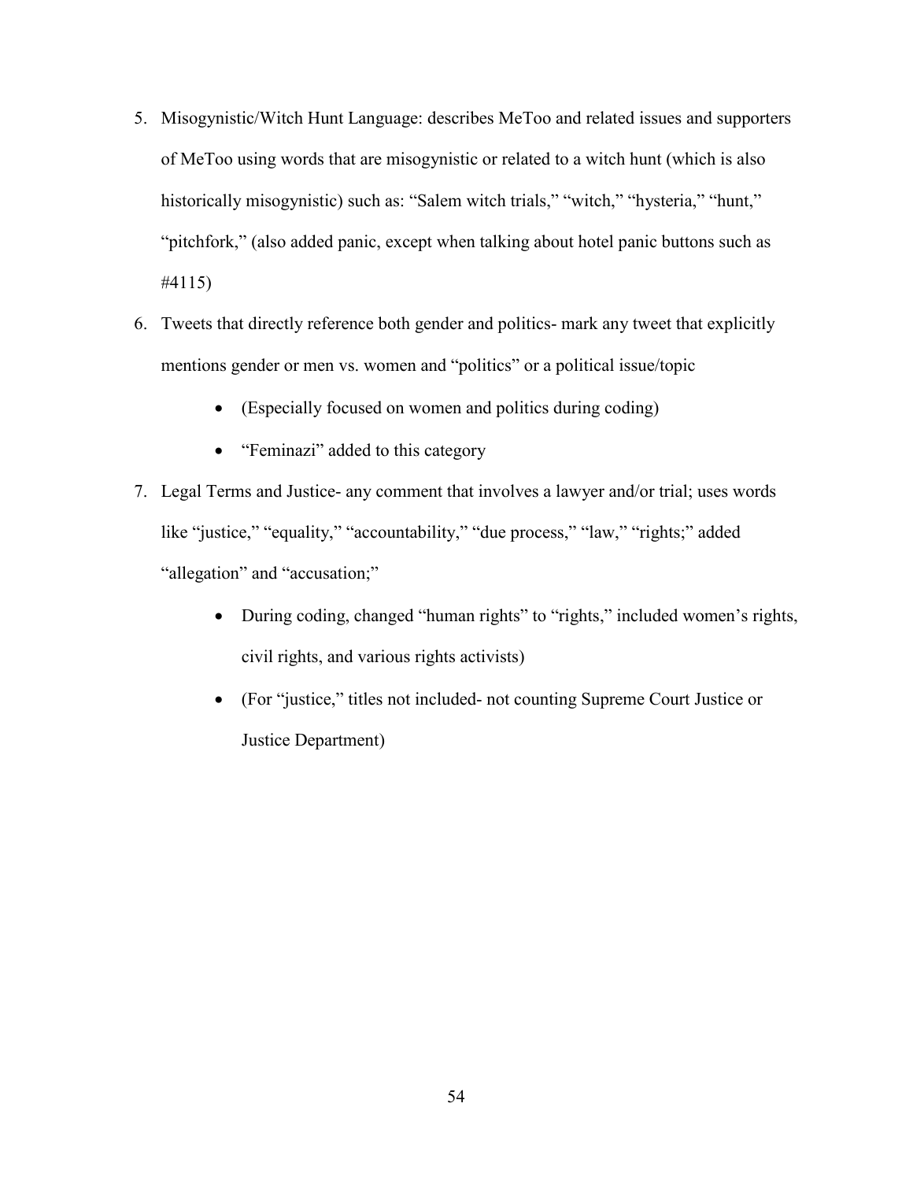5. Misogynistic/Witch Hunt Language: describes MeToo and related issues and supporters of MeToo using words that are misogynistic or related to a witch hunt (which is also historically misogynistic) such as: "Salem witch trials," "witch," "hysteria," "hunt," "pitchfork," (also added panic, except when talking about hotel panic buttons such as #4115)
6. Tweets that directly reference both gender and politics- mark any tweet that explicitly mentions gender or men vs. women and "politics" or a political issue/topic
    - (Especially focused on women and politics during coding)
    - "Feminazi" added to this category
7. Legal Terms and Justice- any comment that involves a lawyer and/or trial; uses words like "justice," "equality," "accountability," "due process," "law," "rights;" added "allegation" and "accusation;"
    - During coding, changed "human rights" to "rights," included women's rights, civil rights, and various rights activists)
    - (For "justice," titles not included- not counting Supreme Court Justice or Justice Department)